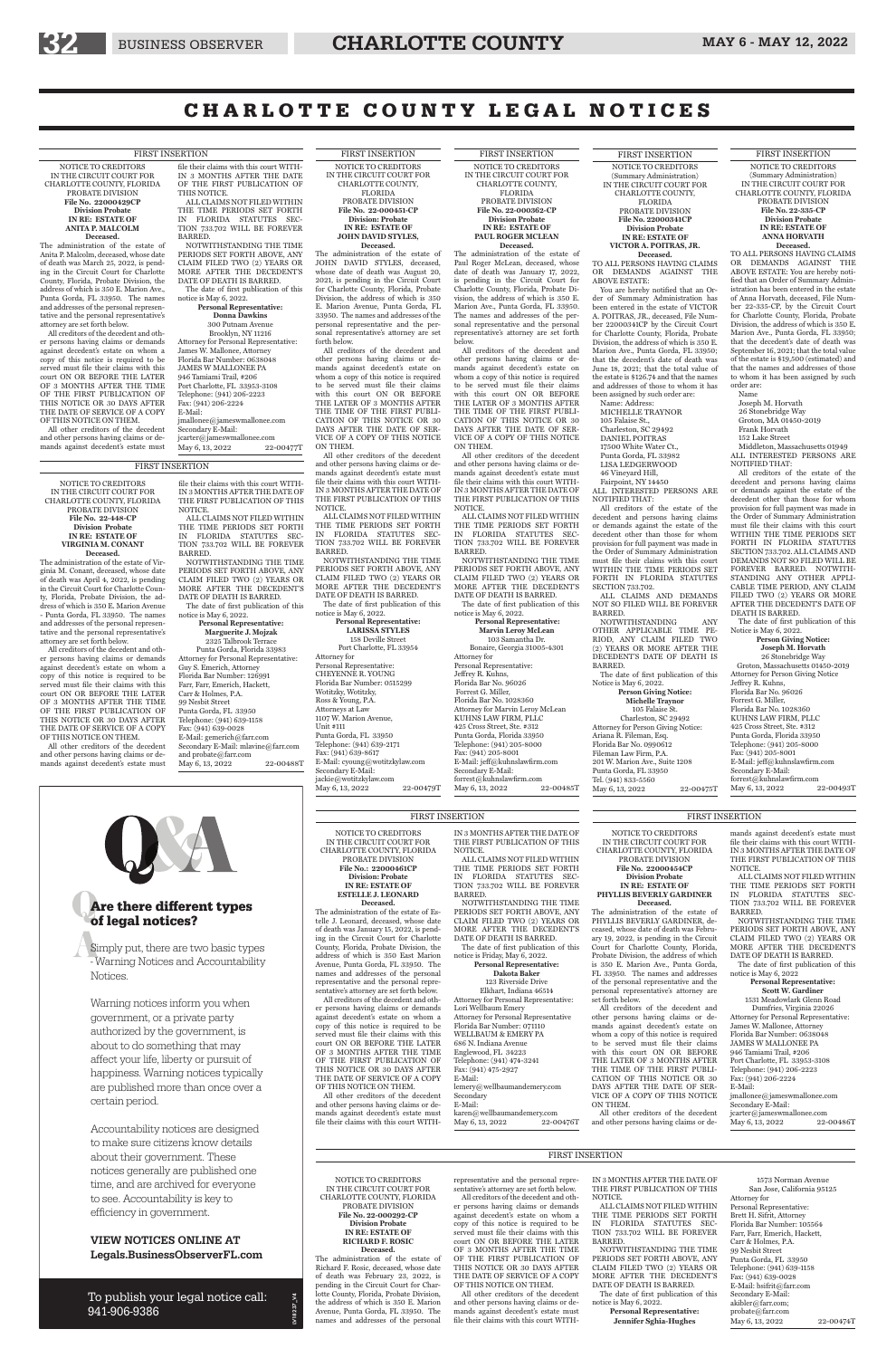# CHARLOTTE COUNTY LEGAL NOTICES

FIRST INSERTION

NOTICE TO CREDITORS
IN THE CIRCUIT COURT FOR CHARLOTTE COUNTY, FLORIDA
PROBATE DIVISION
**File No. 22000429CP**
**Division Probate**
**IN RE: ESTATE OF ANITA P. MALCOLM**
**Deceased.**

The administration of the estate of Anita P. Malcolm, deceased, whose date of death was March 25, 2022, is pending in the Circuit Court for Charlotte County, Florida, Probate Division, the address of which is 350 E. Marion Ave., Punta Gorda, FL 33950. The names and addresses of the personal representative and the personal representative's attorney are set forth below.

All creditors of the decedent and other persons having claims or demands against decedent's estate on whom a copy of this notice is required to be served must file their claims with this court ON OR BEFORE THE LATER OF 3 MONTHS AFTER THE TIME OF THE FIRST PUBLICATION OF THIS NOTICE OR 30 DAYS AFTER THE DATE OF SERVICE OF A COPY OF THIS NOTICE ON THEM.

All other creditors of the decedent and other persons having claims or demands against decedent's estate must file their claims with this court WITHIN 3 MONTHS AFTER THE DATE OF THE FIRST PUBLICATION OF THIS NOTICE.

ALL CLAIMS NOT FILED WITHIN THE TIME PERIODS SET FORTH IN FLORIDA STATUTES SECTION 733.702 WILL BE FOREVER BARRED.

NOTWITHSTANDING THE TIME PERIODS SET FORTH ABOVE, ANY CLAIM FILED TWO (2) YEARS OR MORE AFTER THE DECEDENT'S DATE OF DEATH IS BARRED.

The date of first publication of this notice is May 6, 2022.

**Personal Representative:**
**Donna Dawkins**
300 Putnam Avenue
Brooklyn, NY 11216

Attorney for Personal Representative:
James W. Mallonee, Attorney
Florida Bar Number: 0638048
JAMES W MALLONEE PA
946 Tamiami Trail, #206
Port Charlotte, FL 33953-3108
Telephone: (941) 206-2223
Fax: (941) 206-2224
E-Mail: jmallonee@jameswmallonee.com
Secondary E-Mail: jcarter@jameswmallonee.com

May 6, 13, 2022 22-00477T

FIRST INSERTION

NOTICE TO CREDITORS
IN THE CIRCUIT COURT FOR CHARLOTTE COUNTY, FLORIDA
PROBATE DIVISION
**File No. 22-448-CP**
**Division Probate**
**IN RE: ESTATE OF VIRGINIA M. CONANT**
**Deceased.**

The administration of the estate of Virginia M. Conant, deceased, whose date of death was April 4, 2022, is pending in the Circuit Court for Charlotte County, Florida, Probate Division, the address of which is 350 E. Marion Ave. - Punta Gorda, FL 33950. The names and addresses of the personal representative and the personal representative's attorney are set forth below.

All creditors of the decedent and other persons having claims or demands against decedent's estate on whom a copy of this notice is required to be served must file their claims with this court ON OR BEFORE THE LATER OF 3 MONTHS AFTER THE TIME OF THE FIRST PUBLICATION OF THIS NOTICE OR 30 DAYS AFTER THE DATE OF SERVICE OF A COPY OF THIS NOTICE ON THEM.

All other creditors of the decedent and other persons having claims or demands against decedent's estate must file their claims with this court WITHIN 3 MONTHS AFTER THE DATE OF THE FIRST PUBLICATION OF THIS NOTICE.

ALL CLAIMS NOT FILED WITHIN THE TIME PERIODS SET FORTH IN FLORIDA STATUTES SECTION 733.702 WILL BE FOREVER BARRED.

NOTWITHSTANDING THE TIME PERIODS SET FORTH ABOVE, ANY CLAIM FILED TWO (2) YEARS OR MORE AFTER THE DECEDENT'S DATE OF DEATH IS BARRED.

The date of first publication of this notice is May 6, 2022.

**Personal Representative:**
**Marguerite J. Mojzak**
2325 Talbrook Terrace
Punta Gorda, Florida 33983

Attorney for Personal Representative:
Guy S. Emerich, Attorney
Florida Bar Number: 126991
Farr, Farr, Emerich, Hackett, Carr & Holmes, P.A.
99 Nesbit Street
Punta Gorda, FL 33950
Telephone: (941) 639-1158
Fax: (941) 639-0028
E-Mail: gemerich@farr.com
Secondary E-Mail: mlavine@farr.com and probate@farr.com

May 6, 13, 2022 22-00488T

FIRST INSERTION

NOTICE TO CREDITORS
IN THE CIRCUIT COURT FOR CHARLOTTE COUNTY, FLORIDA
PROBATE DIVISION
**File No. 22-000451-CP**
**Division: Probate**
**IN RE: ESTATE OF JOHN DAVID STYLES,**
**Deceased.**

The administration of the estate of JOHN DAVID STYLES, deceased, whose date of death was August 20, 2021, is pending in the Circuit Court for Charlotte County, Florida, Probate Division, the address of which is 350 E. Marion Avenue, Punta Gorda, FL 33950. The names and addresses of the personal representative and the personal representative's attorney are set forth below.

All creditors of the decedent and other persons having claims or demands against decedent's estate on whom a copy of this notice is required to be served must file their claims with this court ON OR BEFORE THE LATER OF 3 MONTHS AFTER THE TIME OF THE FIRST PUBLICATION OF THIS NOTICE OR 30 DAYS AFTER THE DATE OF SERVICE OF A COPY OF THIS NOTICE ON THEM.

All other creditors of the decedent and other persons having claims or demands against decedent's estate must file their claims with this court WITHIN 3 MONTHS AFTER THE DATE OF THE FIRST PUBLICATION OF THIS NOTICE.

ALL CLAIMS NOT FILED WITHIN THE TIME PERIODS SET FORTH IN FLORIDA STATUTES SECTION 733.702 WILL BE FOREVER BARRED.

NOTWITHSTANDING THE TIME PERIODS SET FORTH ABOVE, ANY CLAIM FILED TWO (2) YEARS OR MORE AFTER THE DECEDENT'S DATE OF DEATH IS BARRED.

The date of first publication of this notice is May 6, 2022.

**Personal Representative:**
**LARISSA STYLES**
158 Deville Street
Port Charlotte, FL 33954

Attorney for Personal Representative:
CHEYENNE R. YOUNG
Florida Bar Number: 0515299
Wotitzky, Wotitzky, Ross & Young, P.A.
Attorneys at Law
1107 W. Marion Avenue, Unit #111
Punta Gorda, FL 33950
Telephone: (941) 639-2171
Fax: (941) 639-8617
E-Mail: cyoung@wotitzkylaw.com
Secondary E-Mail: jackie@wotitzkylaw.com

May 6, 13, 2022 22-00479T

FIRST INSERTION

NOTICE TO CREDITORS
IN THE CIRCUIT COURT FOR CHARLOTTE COUNTY, FLORIDA
PROBATE DIVISION
**File No. 22-000362-CP**
**Division Probate**
**IN RE: ESTATE OF PAUL ROGER MCLEAN**
**Deceased.**

The administration of the estate of Paul Roger McLean, deceased, whose date of death was January 17, 2022, is pending in the Circuit Court for Charlotte County, Florida, Probate Division, the address of which is 350 E. Marion Ave., Punta Gorda, FL 33950. The names and addresses of the personal representative and the personal representative's attorney are set forth below.

All creditors of the decedent and other persons having claims or demands against decedent's estate on whom a copy of this notice is required to be served must file their claims with this court ON OR BEFORE THE LATER OF 3 MONTHS AFTER THE TIME OF THE FIRST PUBLICATION OF THIS NOTICE OR 30 DAYS AFTER THE DATE OF SERVICE OF A COPY OF THIS NOTICE ON THEM.

All other creditors of the decedent and other persons having claims or demands against decedent's estate must file their claims with this court WITHIN 3 MONTHS AFTER THE DATE OF THE FIRST PUBLICATION OF THIS NOTICE.

ALL CLAIMS NOT FILED WITHIN THE TIME PERIODS SET FORTH IN FLORIDA STATUTES SECTION 733.702 WILL BE FOREVER BARRED.

NOTWITHSTANDING THE TIME PERIODS SET FORTH ABOVE, ANY CLAIM FILED TWO (2) YEARS OR MORE AFTER THE DECEDENT'S DATE OF DEATH IS BARRED.

The date of first publication of this notice is May 6, 2022.

**Personal Representative:**
**Marvin Leroy McLean**
103 Samantha Dr.
Bonaire, Georgia 31005-4301

Attorney for Personal Representative:
Jeffrey R. Kuhns, Florida Bar No. 96026
Forrest G. Miller, Florida Bar No. 1028360
Attorney for Marvin Leroy McLean
KUHNS LAW FIRM, PLLC
425 Cross Street, Ste. #312
Punta Gorda, Florida 33950
Telephone: (941) 205-8000
Fax: (941) 205-8001
E-Mail: jeff@kuhnslawfirm.com
Secondary E-Mail: forrest@kuhnslawfirm.com

May 6, 13, 2022 22-00485T

FIRST INSERTION

NOTICE TO CREDITORS
(Summary Administration)
IN THE CIRCUIT COURT FOR CHARLOTTE COUNTY, FLORIDA
PROBATE DIVISION
**File No. 22000341CP**
**Division Probate**
**IN RE: ESTATE OF VICTOR A. POITRAS, JR.**
**Deceased.**

TO ALL PERSONS HAVING CLAIMS OR DEMANDS AGAINST THE ABOVE ESTATE:

You are hereby notified that an Order of Summary Administration has been entered in the estate of VICTOR A. POITRAS, JR., deceased, File Number 22000341CP by the Circuit Court for Charlotte County, Florida, Probate Division, the address of which is 350 E. Marion Ave., Punta Gorda, FL 33950; that the decedent's date of death was June 18, 2021; that the total value of the estate is $126.74 and that the names and addresses of those to whom it has been assigned by such order are:

Name: Address:
MICHELLE TRAYNOR
105 Falaise St.,
Charleston, SC 29492
DANIEL POITRAS
17500 White Water Ct.,
Punta Gorda, FL 33982
LISA LEDGERWOOD
46 Vineyard Hill,
Fairpoint, NY 14450

ALL INTERESTED PERSONS ARE NOTIFIED THAT:

All creditors of the estate of the decedent and persons having claims or demands against the estate of the decedent other than those for whom provision for full payment was made in the Order of Summary Administration must file their claims with this court WITHIN THE TIME PERIODS SET FORTH IN FLORIDA STATUTES SECTION 733.702.

ALL CLAIMS AND DEMANDS NOT SO FILED WILL BE FOREVER BARRED.

NOTWITHSTANDING ANY OTHER APPLICABLE TIME PERIOD, ANY CLAIM FILED TWO (2) YEARS OR MORE AFTER THE DECEDENT'S DATE OF DEATH IS BARRED.

The date of first publication of this Notice is May 6, 2022.

**Person Giving Notice:**
**Michelle Traynor**
105 Falaise St.
Charleston, SC 29492

Attorney for Person Giving Notice:
Ariana R. Fileman, Esq.
Florida Bar No. 0990612
Fileman Law Firm, P.A.
201 W. Marion Ave., Suite 1208
Punta Gorda, FL 33950
Tel. (941) 833-5560

May 6, 13, 2022 22-00475T

FIRST INSERTION

NOTICE TO CREDITORS
(Summary Administration)
IN THE CIRCUIT COURT FOR CHARLOTTE COUNTY, FLORIDA
PROBATE DIVISION
**File No. 22-335-CP**
**Division Probate**
**IN RE: ESTATE OF ANNA HORVATH**
**Deceased.**

TO ALL PERSONS HAVING CLAIMS OR DEMANDS AGAINST THE ABOVE ESTATE: You are hereby notified that an Order of Summary Administration has been entered in the estate of Anna Horvath, deceased, File Number 22-335-CP, by the Circuit Court for Charlotte County, Florida, Probate Division, the address of which is 350 E. Marion Ave., Punta Gorda, FL 33950; that the decedent's date of death was September 16, 2021; that the total value of the estate is $19,500 (estimated) and that the names and addresses of those to whom it has been assigned by such order are:

Name
Joseph M. Horvath
26 Stonebridge Way
Groton, MA 01450-2019
Frank Horvath
152 Lake Street
Middleton, Massachusetts 01949

ALL INTERESTED PERSONS ARE NOTIFIED THAT:

All creditors of the estate of the decedent and persons having claims or demands against the estate of the decedent other than those for whom provision for full payment was made in the Order of Summary Administration must file their claims with this court WITHIN THE TIME PERIODS SET FORTH IN FLORIDA STATUTES SECTION 733.702. ALL CLAIMS AND DEMANDS NOT SO FILED WILL BE FOREVER BARRED. NOTWITHSTANDING ANY OTHER APPLICABLE TIME PERIOD, ANY CLAIM FILED TWO (2) YEARS OR MORE AFTER THE DECEDENT'S DATE OF DEATH IS BARRED.

The date of first publication of this Notice is May 6, 2022.

**Person Giving Notice:**
**Joseph M. Horvath**
26 Stonebridge Way
Groton, Massachusetts 01450-2019

Attorney for Person Giving Notice
Jeffrey R. Kuhns, Florida Bar No. 96026
Forrest G. Miller, Florida Bar No. 1028360
KUHNS LAW FIRM, PLLC
425 Cross Street, Ste. #312
Punta Gorda, Florida 33950
Telephone: (941) 205-8000
Fax: (941) 205-8001
E-Mail: jeff@kuhnslawfirm.com
Secondary E-Mail: forrest@kuhnslawfirm.com

May 6, 13, 2022 22-00493T

## Q&A

### Are there different types of legal notices?

Simply put, there are two basic types - Warning Notices and Accountability Notices.

Warning notices inform you when government, or a private party authorized by the government, is about to do something that may affect your life, liberty or pursuit of happiness. Warning notices typically are published more than once over a certain period.

Accountability notices are designed to make sure citizens know details about their government. These notices generally are published one time, and are archived for everyone to see. Accountability is key to efficiency in government.

**VIEW NOTICES ONLINE AT Legals.BusinessObserverFL.com**

To publish your legal notice call: 941-906-9386

FIRST INSERTION

NOTICE TO CREDITORS
IN THE CIRCUIT COURT FOR CHARLOTTE COUNTY, FLORIDA
PROBATE DIVISION
**File No.: 22000461CP**
**Division: Probate**
**IN RE: ESTATE OF ESTELLE J. LEONARD**
**Deceased.**

The administration of the estate of Estelle J. Leonard, deceased, whose date of death was January 15, 2022, is pending in the Circuit Court for Charlotte County, Florida, Probate Division, the address of which is 350 East Marion Avenue, Punta Gorda, FL 33950. The names and addresses of the personal representative and the personal representative's attorney are set forth below.

All creditors of the decedent and other persons having claims or demands against decedent's estate on whom a copy of this notice is required to be served must file their claims with this court ON OR BEFORE THE LATER OF 3 MONTHS AFTER THE TIME OF THE FIRST PUBLICATION OF THIS NOTICE OR 30 DAYS AFTER THE DATE OF SERVICE OF A COPY OF THIS NOTICE ON THEM.

All other creditors of the decedent and other persons having claims or demands against decedent's estate must file their claims with this court WITHIN 3 MONTHS AFTER THE DATE OF THE FIRST PUBLICATION OF THIS NOTICE.

ALL CLAIMS NOT FILED WITHIN THE TIME PERIODS SET FORTH IN FLORIDA STATUTES SECTION 733.702 WILL BE FOREVER BARRED.

NOTWITHSTANDING THE TIME PERIODS SET FORTH ABOVE, ANY CLAIM FILED TWO (2) YEARS OR MORE AFTER THE DECEDENT'S DATE OF DEATH IS BARRED.

The date of first publication of this notice is Friday, May 6, 2022.

**Personal Representative:**
**Dakota Baker**
123 Riverside Drive
Elkhart, Indiana 46514

Attorney for Personal Representative:
Lori Wellbaum Emery
Attorney for Personal Representative
Florida Bar Number: 071110
WELLBAUM & EMERY PA
686 N. Indiana Avenue
Englewood, FL 34223
Telephone: (941) 474-3241
Fax: (941) 475-2927
E-Mail: lemery@wellbaumandemery.com
Secondary E-Mail: karen@wellbaumandemery.com

May 6, 13, 2022 22-00476T

FIRST INSERTION

NOTICE TO CREDITORS
IN THE CIRCUIT COURT FOR CHARLOTTE COUNTY, FLORIDA
PROBATE DIVISION
**File No. 22000454CP**
**Division Probate**
**IN RE: ESTATE OF PHYLLIS BEVERLY GARDINER**
**Deceased.**

The administration of the estate of PHYLLIS BEVERLY GARDINER, deceased, whose date of death was February 19, 2022, is pending in the Circuit Court for Charlotte County, Florida, Probate Division, the address of which is 350 E. Marion Ave., Punta Gorda, FL 33950. The names and addresses of the personal representative and the personal representative's attorney are set forth below.

All creditors of the decedent and other persons having claims or demands against decedent's estate on whom a copy of this notice is required to be served must file their claims with this court ON OR BEFORE THE LATER OF 3 MONTHS AFTER THE TIME OF THE FIRST PUBLICATION OF THIS NOTICE OR 30 DAYS AFTER THE DATE OF SERVICE OF A COPY OF THIS NOTICE ON THEM.

All other creditors of the decedent and other persons having claims or demands against decedent's estate must file their claims with this court WITHIN 3 MONTHS AFTER THE DATE OF THE FIRST PUBLICATION OF THIS NOTICE.

ALL CLAIMS NOT FILED WITHIN THE TIME PERIODS SET FORTH IN FLORIDA STATUTES SECTION 733.702 WILL BE FOREVER BARRED.

NOTWITHSTANDING THE TIME PERIODS SET FORTH ABOVE, ANY CLAIM FILED TWO (2) YEARS OR MORE AFTER THE DECEDENT'S DATE OF DEATH IS BARRED.

The date of first publication of this notice is May 6, 2022

**Personal Representative:**
**Scott W. Gardiner**
1531 Meadowlark Glenn Road
Dumfries, Virginia 22026

Attorney for Personal Representative:
James W. Mallonee, Attorney
Florida Bar Number: 0638048
JAMES W MALLONEE PA
946 Tamiami Trail, #206
Port Charlotte, FL 33953-3108
Telephone: (941) 206-2223
Fax: (941) 206-2224
E-Mail: jmallonee@jameswmallonee.com
Secondary E-Mail: jcarter@jameswmallonee.com

May 6, 13, 2022 22-00486T

FIRST INSERTION

NOTICE TO CREDITORS
IN THE CIRCUIT COURT FOR CHARLOTTE COUNTY, FLORIDA
PROBATE DIVISION
**File No. 22-000292-CP**
**Division Probate**
**IN RE: ESTATE OF RICHARD F. ROSIC**
**Deceased.**

The administration of the estate of Richard F. Rosic, deceased, whose date of death was February 23, 2022, is pending in the Circuit Court for Charlotte County, Florida, Probate Division, the address of which is 350 E. Marion Avenue, Punta Gorda, FL 33950. The names and addresses of the personal representative and the personal representative's attorney are set forth below.

All creditors of the decedent and other persons having claims or demands against decedent's estate on whom a copy of this notice is required to be served must file their claims with this court ON OR BEFORE THE LATER OF 3 MONTHS AFTER THE TIME OF THE FIRST PUBLICATION OF THIS NOTICE OR 30 DAYS AFTER THE DATE OF SERVICE OF A COPY OF THIS NOTICE ON THEM.

All other creditors of the decedent and other persons having claims or demands against decedent's estate must file their claims with this court WITHIN 3 MONTHS AFTER THE DATE OF THE FIRST PUBLICATION OF THIS NOTICE.

ALL CLAIMS NOT FILED WITHIN THE TIME PERIODS SET FORTH IN FLORIDA STATUTES SECTION 733.702 WILL BE FOREVER BARRED.

NOTWITHSTANDING THE TIME PERIODS SET FORTH ABOVE, ANY CLAIM FILED TWO (2) YEARS OR MORE AFTER THE DECEDENT'S DATE OF DEATH IS BARRED.

The date of first publication of this notice is May 6, 2022.

**Personal Representative:**
**Jennifer Sghia-Hughes**
1573 Norman Avenue
San Jose, California 95125

Attorney for Personal Representative:
Brett H. Sifrit, Attorney
Florida Bar Number: 105564
Farr, Farr, Emerich, Hackett, Carr & Holmes, P.A.
99 Nesbit Street
Punta Gorda, FL 33950
Telephone: (941) 639-1158
Fax: (941) 639-0028
E-Mail: bsifrit@farr.com
Secondary E-Mail: akibler@farr.com; probate@farr.com

May 6, 13, 2022 22-00474T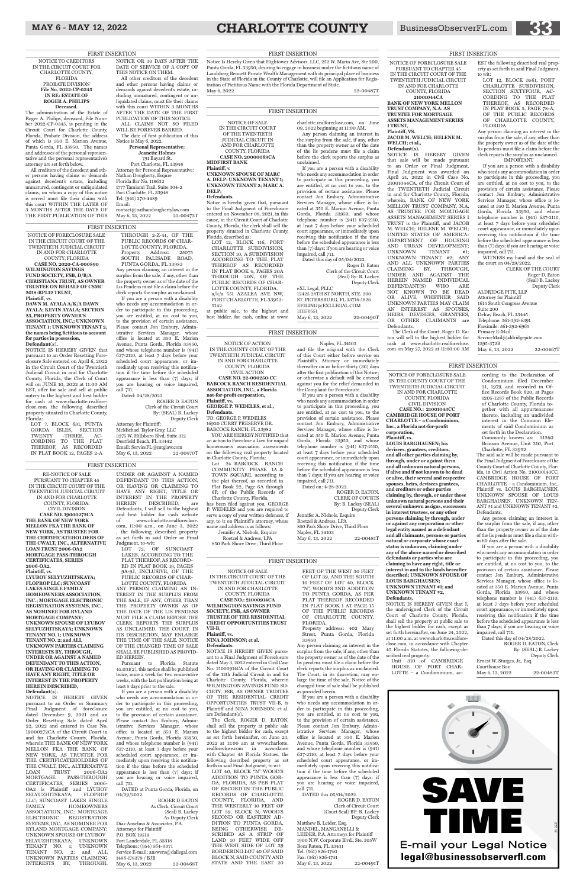FIRST INSERTION

NOTICE TO CREDITORS
IN THE CIRCUIT COURT FOR CHARLOTTE COUNTY, FLORIDA
PROBATE DIVISION
File No. 2022-CP-0345
IN RE: ESTATE OF ROGER A. PHILIPS
Deceased.

The administration of the Estate of Roger A. Philips, deceased, File Number 2022-CP-0345, is pending in the Circuit Court for Charlotte County, Florida, Probate Division, the address of which is 350 E. Marion Avenue, Punta Gorda, FL 33950. The names and addresses of the personal representative and the personal representative's attorney are set forth below.

All creditors of the decedent and other persons having claims or demands against decedent's estate, including unmatured, contingent or unliquidated claims, on whom a copy of this notice is served must file their claims with this court WITHIN THE LATER OF 3 MONTHS AFTER THE DATE OF THE FIRST PUBLICATION OF THIS NOTICE OR 30 DAYS AFTER THE DATE OF SERVICE OF A COPY OF THIS NOTICE ON THEM.

All other creditors of the decedent and other persons having claims or demands against decedent's estate, including unmatured, contingent or unliquidated claims, must file their claims with this court WITHIN 3 MONTHS AFTER THE DATE OF THE FIRST PUBLICATION OF THIS NOTICE.

ALL CLAIMS NOT SO FILED WILL BE FOREVER BARRED.

The date of first publication of this Notice is May 6, 2022.

Personal Representative:
Jeanette Holmes
791 Bayard St.
Port Charlotte, FL 33948

Attorney for Personal Representative:
Nathan Dougherty, Esquire
Florida Bar No. 118632
1777 Tamiami Trail, Suite 304-2
Port Charlotte, FL 33948
Tel: (941) 270-4489
Email:
contact@nathandoughertylaw.com
May 6, 13, 2022 22-00473T

FIRST INSERTION

Notice Is Hereby Given that Hightower Advisors, LLC, 252 W. Marin Ave, Ste 200, Punta Gorda, FL 33950, desiring to engage in business under the fictitious name of Landsberg Bennett Private Wealth Management with its principal place of business in the State of Florida in the County of Charlotte, will file an Application for Registration of Fictitious Name with the Florida Department of State.
May 6, 2022 22-00487T

FIRST INSERTION

NOTICE OF FORECLOSURE SALE
PURSUANT TO CHAPTER 45
IN THE CIRCUIT COURT OF THE TWENTIETH JUDICIAL CIRCUIT IN AND FOR CHARLOTTE COUNTY, FLORIDA
21001044CA

BANK OF NEW YORK MELLON TRUST COMPANY, N.A. AS TRUSTEE FOR MORTGAGE ASSETS MANAGEMENT SERIES I TRUST,
Plaintiff, VS.
JACOB M. WELCH; HELENE M. WELCH; et al.,
Defendant(s).

NOTICE IS HEREBY GIVEN that sale will be made pursuant to an Order or Final Judgment. Final Judgment was awarded on April 21, 2022 in Civil Case No. 21001044CA, of the Circuit Court of the TWENTIETH Judicial Circuit in and for Charlotte County, Florida, wherein, BANK OF NEW YORK MELLON TRUST COMPANY, N.A. AS TRUSTEE FOR MORTGAGE ASSETS MANAGEMENT SERIES I TRUST is the Plaintiff, and JACOB M. WELCH; HELENE M. WELCH; UNITED STATES OF AMERICA-DEPARTMENT OF HOUSING AND URBAN DEVELOPMENT; UNKNOWN TENANT #1; UNKNOWN TENANT #2; ANY AND ALL UNKNOWN PARTIES CLAIMING BY, THROUGH, UNDER AND AGAINST THE HEREIN NAMED INDIVIDUAL DEFENDANT(S) WHO ARE NOT KNOWN TO BE DEAD OR ALIVE, WHETHER SAID UNKNOWN PARTIES MAY CLAIM AN INTEREST AS SPOUSES, HEIRS, DEVISEES, GRANTEES, OR OTHER CLAIMANTS are Defendants.

The Clerk of the Court, Roger D. Eaton will sell to the highest bidder for cash at www.charlotte.realforeclose.com on May 27, 2022 at 11:00:00 AM EST the following described real property as set forth in said Final Judgment, to wit:

LOT 12, BLOCK 3561, PORT CHARLOTTE SUBDIVISION, SECTION SIXTYFOUR, ACCORDING TO THE PLAT THEREOF, AS RECORDED IN PLAT BOOK 5, PAGE 78-A, OF THE PUBLIC RECORDS OF CHARLOTTE COUNTY, FLORIDA

Any person claiming an interest in the surplus from the sale, if any, other than the property owner as of the date of the lis pendens must file a claim before the clerk reports the surplus as unclaimed.

IMPORTANT

If you are a person with a disability who needs any accommodation in order to participate in this proceeding, you are entitled, at no cost to you, to the provision of certain assistance. Please contact Jon Embury, Administrative Services Manager, whose office is located at 350 E. Marion Avenue, Punta Gorda, Florida 33950, and whose telephone number is (941) 637-2110, at least 7 days before your scheduled court appearance, or immediately upon receiving this notification if the time before the scheduled appearance is less than (7) days; if you are hearing or voice impaired, call 711.

WITNESS my hand and the seal of the court on 04/29/2022.

CLERK OF THE COURT
Roger D. Eaton
(Seal) B. Lackey
Deputy Clerk

ALDRIDGE PITE, LLP
Attorney for Plaintiff
1615 South Congress Avenue
Suite 200
Delray Beach, FL 33445
Telephone: 561-392-6391
Facsimile: 561-392-6965
Primary E-Mail:
ServiceMail@aldridgepite.com
1395-372B
May 6, 13, 2022 22-00467T

FIRST INSERTION

NOTICE OF SALE
IN THE CIRCUIT COURT OF THE TWENTIETH JUDICIAL CIRCUIT IN AND FOR CHARLOTTE COUNTY, FLORIDA
CASE NO. 20000069CA

MIDFIRST BANK
Plaintiff, v.
UNKNOWN SPOUSE OF MARC A. DELP; UNKNOWN TENANT 1; UNKNOWN TENANT 2; MARC A. DELP;
Defendants.

Notice is hereby given that, pursuant to the Final Judgment of Foreclosure entered on November 08, 2021, in this cause, in the Circuit Court of Charlotte County, Florida, the clerk shall sell the property situated in Charlotte County, Florida, described as:

LOT 12, BLOCK 116, PORT CHARLOTTE SUBDIVISION, SECTION 10, A SUBDIVISION ACCORDING TO THE PLAT THEREOF AS RECORDED IN PLAT BOOK 4, PAGES 20A THROUGH 20N, OF THE PUBLIC RECORDS OF CHARLOTTE COUNTY, FLORIDA.

a/k/a 551 AZALEA AVE NW, PORT CHARLOTTE, FL 33952-5142

at public sale, to the highest and best bidder, for cash, online at www.charlotte.realforeclose.com, on June 09, 2022 beginning at 11:00 AM.

Any person claiming an interest in the surplus from the sale, if any, other than the property owner as of the date of the lis pendens must file a claim before the clerk reports the surplus as unclaimed.

If you are a person with a disability who needs any accommodation in order to participate in this proceeding, you are entitled, at no cost to you, to the provision of certain assistance. Please contact Jon Embury, Administrative Services Manager, whose office is located at 350 E. Marion Avenue, Punta Gorda, Florida 33950, and whose telephone number is (941) 637-2110, at least 7 days before your scheduled court appearance, or immediately upon receiving this notification if the time before the scheduled appearance is less than 7 days; if you are hearing or voice impaired, call 711.

Dated this day of 05/04/2022.

Roger D. Eaton
Clerk of the Circuit Court
(Seal) By: B. Lackey
Deputy Clerk

eXL Legal, PLLC
12425 28TH ST NORTH, STE. 200
ST. PETERSBURG, FL 33716-1826
EFILING@EXLLEGAL.COM
111150551
May 6, 13, 2022 22-00490T

FIRST INSERTION

NOTICE OF FORECLOSURE SALE
IN THE CIRCUIT COURT OF THE TWENTIETH JUDICIAL CIRCUIT IN AND FOR CHARLOTTE COUNTY, FLORIDA
CASE NO. 2020-CA-000890

WILMINGTON SAVINGS FUND SOCIETY, FSB, D/B/A CHRISTIANA TRUST, AS OWNER TRUSTEE ON BEHALF OF CSMC 2018-RPL12 TRUST,
Plaintiff, vs.
DAWN M. AYALA A/K/A DAWN AYALA; KEVIN AYALA; SECTION 23, PROPERTY OWNER'S ASSOCIATION, INC.; UNKNOWN TENANT 1; UNKNOWN TENANT 2, the names being fictitious to account for parties in possession,
Defendant(s).

NOTICE IS HEREBY GIVEN that pursuant to an Order Resetting Foreclosure Sale entered on April 6, 2022 in the Circuit Court of the Twentieth Judicial Circuit in and for Charlotte County, Florida, the Clerk of Court will on JUNE 10, 2022 at 11:00 AM EST, offer for sale and sell at public outcry to the highest and best bidder for cash at www.charlotte.realforeclose.com the following described property situated in Charlotte County, Florida:

LOT 7, BLOCK 631, PUNTA GORDA ISLES, SECTION TWENTY -THREE, ACCORDING TO THE PLAT THEREOF, AS RECORDED IN PLAT BOOK 12, PAGES 2-A THROUGH 2-Z-41, OF THE PUBLIC RECORDS OF CHARLOTTE COUNTY, FLORIDA.

Property Address: 25075 SOUTH PALISADE ROAD, PUNTA GORDA, FL 33983

Any person claiming an interest in the surplus from the sale, if any, other than the property owner as of the date of the Lis Pendens must file a claim before the clerk reports the surplus as unclaimed.

If you are a person with a disability who needs any accommodation in order to participate in this proceeding, you are entitled, at no cost to you, to the provision of certain assistance. Please contact Jon Embury, Administrative Services Manager, whose office is located at 350 E. Marion Avenue, Punta Gorda, Florida 33950, and whose telephone number is (941) 637-2110, at least 7 days before your scheduled court appearance, or immediately upon receiving this notification if the time before the scheduled appearance is less than 7 days; if you are hearing or voice impaired, call 711.

Dated: 04/28/2022

ROGER D. EATON
Clerk of the Circuit Court
By: (SEAL) B. Lackey
Deputy Clerk

Attorney for Plaintiff:
McMichael Taylor Gray, LLC
3275 W. Hillsboro Blvd, Suite 312
Deerfield Beach, FL 33442
Email: ServiceFL@mtglaw.com
May 6, 13, 2022 22-00470T

FIRST INSERTION

NOTICE OF ACTION
IN THE COUNTY COURT OF THE TWENTIETH JUDICIAL CIRCUIT IN AND FOR CHARLOTTE COUNTY, FLORIDA
CIVIL ACTION
CASE NO. 22-000250-CC

BABCOCK RANCH RESIDENTIAL ASSOCIATION, INC., a Florida not-for-profit corporation,
Plaintiff, vs.
GEORGE P. WEDELES, et al.,
Defendants.

TO: GEORGE P. WEDELES
16920 CURRY PRESERVE DR.
BABCOCK RANCH, FL 33982

YOU ARE HEREBY NOTIFIED that an action to Foreclose a Lien for unpaid homeowners association assessments on the following real property located in Charlotte County, Florida:

Lot 24 BABCOCK RANCH COMMUNITY PHASE 1A & TOWN SQUARE, according to the plat thereof, as recorded in Plat Book 22, Page 6A through 6P, of the Public Records of Charlotte County, Florida.

has been filed against you, GEORGE P. WEDELES and you are required to serve a copy of your written defenses, if any, to it on Plaintiff's attorney, whose name and address is as follows:

Jennifer A. Nichols, Esquire
Roetzel & Andress, LPA
850 Park Shore Drive, Third Floor
Naples, FL 34103

and file the original with the Clerk of this Court either before service on Plaintiff's Attorney or immediately thereafter on or before thirty (30) days after the first publication of this Notice; or otherwise a default will be entered against you for the relief demanded in the Complaint for Foreclosure.

If you are a person with a disability who needs any accommodation in order to participate in this proceeding, you are entitled, at no cost to you, to the provision of certain assistance. Please contact Jon Embury, Administrative Services Manager, whose office is located at 350 E. Marion Avenue, Punta Gorda, Florida 33950, and whose telephone number is (941) 637-2110, at least 7 days before your scheduled court appearance, or immediately upon receiving this notification if the time before the scheduled appearance is less than 7 days; if you are hearing or voice impaired, call 711.

Dated on: 4-28-2022.

ROGER D. EATON,
CLERK OF COURTS
By: B. Lackey (SEAL)
Deputy Clerk

Jennifer A. Nichols, Esquire
Roetzel & Andress, LPA
850 Park Shore Drive, Third Floor
Naples, FL 34103
May 6, 13, 2022 22-00481T

FIRST INSERTION

RE-NOTICE OF SALE
PURSUANT TO CHAPTER 45
IN THE CIRCUIT COURT OF THE TWENTIETH JUDICIAL CIRCUIT IN AND FOR CHARLOTTE COUNTY, FLORIDA.
CIVIL DIVISION
CASE NO. 19000272CA

THE BANK OF NEW YORK MELLON FKA THE BANK OF NEW YORK, AS TRUSTEE FOR THE CERTIFICATEHOLDERS OF THE CWALT, INC., ALTERNATIVE LOAN TRUST 2006-OA2 MORTGAGE PASS-THROUGH CERTIFICATES, SERIES 2006-OA2,
Plaintiff, vs.
LYUBOV SELYUZHITSKAYA; FLOPROP LLC; SUNCOAST LAKES SINGLE FAMILY HOMEOWNERS ASSOCIATION, INC.; MORTGAGE ELECTRONIC REGISTRATION SYSTEMS, INC., AS NOMINEE FOR RYLAND MORTGAGE COMPANY; UNKNOWN SPOUSE OF LYUBOV SELYUZHITSKAYA; UNKNOWN TENANT NO. 1; UNKNOWN TENANT NO. 2; and ALL UNKNOWN PARTIES CLAIMING INTERESTS BY, THROUGH, UNDER OR AGAINST A NAMED DEFENDANT TO THIS ACTION, OR HAVING OR CLAIMING TO HAVE ANY RIGHT, TITLE OR INTEREST IN THE PROPERTY HEREIN DESCRIBED,
Defendant(s).

NOTICE IS HEREBY GIVEN pursuant to an Order or Summary Final Judgment of foreclosure dated December 9, 2021 and an Order Resetting Sale dated April 22, 2022 and entered in Case No. 19000272CA of the Circuit Court in and for Charlotte County, Florida, wherein THE BANK OF NEW YORK MELLON FKA THE BANK OF NEW YORK, AS TRUSTEE FOR THE CERTIFICATEHOLDERS OF THE CWALT, INC., ALTERNATIVE LOAN TRUST 2006-OA2 MORTGAGE PASS-THROUGH CERTIFICATES, SERIES 2006-OA2 is Plaintiff and LYUBOV SELYUZHITSKAYA; FLOPROP LLC; SUNCOAST LAKES SINGLE FAMILY HOMEOWNERS ASSOCIATION, INC.; MORTGAGE ELECTRONIC REGISTRATION SYSTEMS, INC., AS NOMINEE FOR RYLAND MORTGAGE COMPANY; UNKNOWN SPOUSE OF LYUBOV SELYUZHITSKAYA; UNKNOWN TENANT NO. 1; UNKNOWN TENANT NO. 2; and ALL UNKNOWN PARTIES CLAIMING INTERESTS BY, THROUGH, UNDER OR AGAINST A NAMED DEFENDANT TO THIS ACTION, OR HAVING OR CLAIMING TO HAVE ANY RIGHT, TITLE OR INTEREST IN THE PROPERTY HEREIN DESCRIBED, are Defendants, I will sell to the highest and best bidder for cash website of www.charlotte.realforeclose.com, 11:00 a.m., on June 3, 2022 , the following described property as set forth in said Order or Final Judgment, to-wit:

LOT 72, OF SUNCOAST LAKES, ACCORDING TO THE PLAT THEREOF, AS RECORDED IN PLAT BOOK 19, PAGES 9A-9J, INCLUSIVE, OF THE PUBLIC RECORDS OF CHARLOTTE COUNTY, FLORIDA.

ANY PERSON CLAIMING AN INTEREST IN THE SURPLUS FROM THE SALE, IF ANY, OTHER THAN THE PROPERTY OWNER AS OF THE DATE OF THE LIS PENDENS MUST FILE A CLAIM BEFORE THE CLERK REPORTS THE SURPLUS AS UNCLAIMED. THE COURT, IN ITS DESCRETION, MAY ENLARGE THE TIME OF THE SALE. NOTICE OF THE CHANGED TIME OF SALE SHALL BE PUBLISHED AS PROVIDED HEREIN.

Pursuant to Florida Statute 45.031(2), this notice shall be published twice, once a week for two consecutive weeks, with the last publication being at least 5 days prior to the sale.

If you are a person with a disability who needs any accommodation in order to participate in this proceeding, you are entitled, at no cost to you, to the provision of certain assistance. Please contact Jon Embury, Administrative Services Manager, whose office is located at 350 E. Marion Avenue, Punta Gorda, Florida 33950, and whose telephone number is (941) 637-2110, at least 7 days before your scheduled court appearance, or immediately upon receiving this notification if the time before the scheduled appearance is less than (7) days; if you are hearing or voice impaired, call 711.

DATED at Punta Gorda, Florida, on 04/29/2022.

ROGER D EATON
As Clerk, Circuit Court
(Seal) B. Lackey
As Deputy Clerk

Diaz Anselmo & Associates, P.A.
Attorneys for Plaintiff
P.O. BOX 19519
Fort Lauderdale, FL 33318
Telephone: (954) 564-0071
Service E-mail: answers@dallegal.com
1496-178379 / BJB
May 6, 13, 2022 22-00468T

FIRST INSERTION

NOTICE OF SALE
IN THE CIRCUIT COURT OF THE TWENTIETH JUDICIAL CIRCUIT IN AND FOR CHARLOTTE COUNTY, FLORIDA
CASE NO.: 21000914CA

WILMINGTON SAVINGS FUND SOCIETY, FSB, AS OWNER TRUSTEE OF THE RESIDENTIAL CREDIT OPPORTUNITIES TRUST VII-B,
Plaintiff, vs.
NINA JOHNSON; et al.
Defendants.

NOTICE IS HEREBY GIVEN pursuant to a Final Judgment of Foreclosure dated May 3, 2022 entered in Civil Case No. 21000914CA of the Circuit Court of the 12th Judicial Circuit in and for Charlotte County, Florida, wherein WILMINGTON SAVINGS FUND SOCIETY, FSB, AS OWNER TRUSTEE OF THE RESIDENTIAL CREDIT OPPORTUNITIES TRUST VII-B, is Plaintiff and NINA JOHNSON; et al. are Defendant(s).

The Clerk, ROGER D. EATON, shall sell the property at public sale to the highest bidder for cash, except as set forth hereinafter, on June 23, 2022 at 11:00 am at www.charlotte.realforeclose.com in accordance with Chapter 45 Florida Statutes, the following described property as set forth in said Final Judgment, to wit:

LOT 40, BLOCK "N" WOOD'S ADDITION TO PUNTA GORDA, FLORIDA, AS PER PLAT OF RECORD IN THE PUBLIC RECORDS OF CHARLOTTE COUNTY, FLORIDA, AND THE WESTERLY 10 FEET OF LOT 39, BLOCK N, WOOD'S SECOND OR EASTERN ADDITION TO PUNTA GORDA, BEING OTHERWISE DESCRIBED AS A STRIP OF LAND 10 FEET WIDE OFF THE WEST SIDE OF LOT 39 BORDERING LOT 40 OF SAID BLOCK N, SAID COUNTY AND STATE AND THE EAST 20 FEET OF THE WEST 30 FEET OF LOT 39, AND THE SOUTH 10 FEET OF LOT 40, BLOCK "N", WOOD'S 2ND ADDITION TO PUNTA GORDA, AS PER PLAT THEREOF RECORDED IN PLAT BOOK 1 AT PAGE 15 OF THE PUBLIC RECORDS OF CHARLOTTE COUNTY, FLORIDA.

Property address: 402 Mary Street, Punta Gorda, Florida 33950

Any person claiming an interest in the surplus from the sale, if any, other than the property owner as of the date of the lis pendens must file a claim before the clerk reports the surplus as unclaimed. The Court, in its discretion, may enlarge the time of the sale. Notice of the changed time of sale shall be published as provided herein.

If you are a person with a disability who needs any accommodation in order to participate in this proceeding, you are entitled, at no cost to you, to the provision of certain assistance. Please contact Jon Embury, Administrative Services Manager, whose office is located at 350 E. Marion Avenue, Punta Gorda, Florida 33950, and whose telephone number is (941) 637-2110, at least 7 days before your scheduled court appearance, or immediately upon receiving this notification if the time before the scheduled appearance is less than (7) days; if you are hearing or voice impaired, call 711.

DATED this 05/04/2022.

ROGER D. EATON
Clerk of Circuit Court
(Court Seal) BY: B. Lackey
Deputy Clerk

Matthew B. Leider, Esq.
MANDEL, MANGANELLI & LEIDER, P.A. Attorneys for Plaintiff
1900 N.W. Corporate Blvd., Ste. 305W
Boca Raton, FL 33431
Tel: (561) 826-1740
Fax: (561) 826-1741
May 6, 13, 2022 22-00491T

FIRST INSERTION

NOTICE OF FORECLOSURE SALE
IN THE COUNTY COURT OF THE TWENTIETH JUDICIAL CIRCUIT IN AND FOR CHARLOTTE COUNTY, FLORIDA
CIVIL DIVISION
CASE NO.: 21001043CC

CAMBRIDGE HOUSE OF PORT CHARLOTTE – a Condominium, Inc., a Florida not-for-profit corporation,
Plaintiff, vs.
LOUIS BARGHAUSEN; his devisees, grantees, creditors, and all other parties claiming by, through, under or against them and all unknown natural persons, if alive and if not known to be dead or alive, their several and respective spouses, heirs, devisees, grantees, and creditors or other parties claiming by, through, or under those unknown natural persons and their several unknown assigns, successors in interest trustees, or any other persons claiming by, through, under or against any corporation or other legal entity named as a defendant and all claimants, persons or parties natural or corporate whose exact status is unknown, claiming under any of the above named or described defendants or parties who are claiming to have any right, title or interest in and to the lands hereafter described; UNKNOWN SPOUSE OF LOUIS BARGHAUSEN; UNKNOWN TENANT #1; and UNKNOWN TENANT #2,
Defendants.

NOTICE IS HEREBY GIVEN that I, the undersigned Clerk of the Circuit Court of Charlotte County, Florida, shall sell the property at public sale to the highest bidder for cash, except as set forth hereinafter, on June 24, 2022, at 11:00 a.m. at www.charlotte.realforeclose.com, in accordance with Chapter 45 Florida Statutes, the following-described real property:

Unit 310 of CAMBRIDGE HOUSE OF PORT CHARLOTTE – a Condominium, according to the Declaration of Condominium filed December 21, 1979, and recorded in Official Records Book 620, at Pages 1205-1287 of the Public Records of Charlotte County, Florida together with all appurtenances thereto, including an undivided interest in the Common Elements of said Condominium as set forth in the Declaration.

Commonly known as: 21260 Brinson Avenue, Unit 310, Port Charlotte, FL 33952

The said sale will be made pursuant to the Final Judgment of Foreclosure of the County Court of Charlotte County, Florida, in Civil Action No. 21001043CC; CAMBRIDGE HOUSE OF PORT CHARLOTTE – a Condominium, Inc., Plaintiff vs. LOUIS BARGHAUSEN, UNKNOWN SPOUSE OF LOUIS BARGHAUSEN, UNKNOWN TENANT #1 and UNKNOWN TENANT #2, Defendants.

Any person claiming an interest in the surplus from the sale, if any, other than the property owner as of the date of the lis pendens must file a claim with in 60 days after the sale.

If you are a person with a disability who needs any accommodation in order to participate in this proceeding, you are entitled, at no cost to you, to the provision of certain assistance. Please contact Jon Embury, Administrative Services Manager, whose office is located at 350 E. Marion Avenue, Punta Gorda, Florida 33950, and whose telephone number is (941) 637-2110, at least 7 days before your scheduled court appearance, or immediately upon receiving this notification if the time before the scheduled appearance is less than 7 days; if you are hearing or voice impaired, call 711.

Dated this day of 04/28/2022.

ROGER D. EATON, Clerk
By: (SEAL) B. Lackey
Deputy Clerk

Ernest W. Sturges, Jr., Esq.
Courthouse Box
May 6, 13, 2022 22-00483T

SAVE TIME
E-mail your Legal Notice
legal@businessobserverfl.com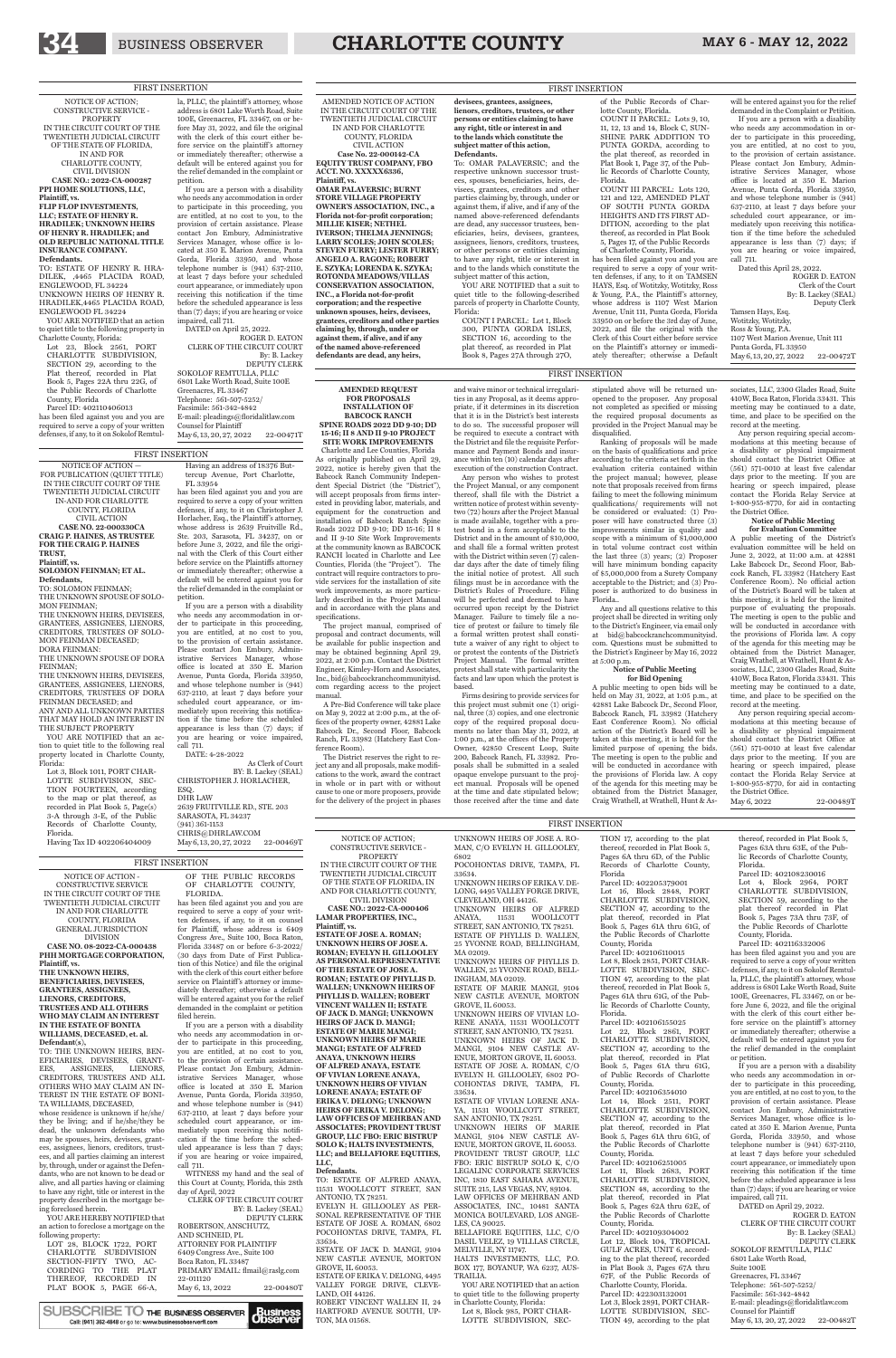FIRST INSERTION

NOTICE OF ACTION; CONSTRUCTIVE SERVICE - PROPERTY
IN THE CIRCUIT COURT OF THE TWENTIETH JUDICIAL CIRCUIT OF THE STATE OF FLORIDA, IN AND FOR CHARLOTTE COUNTY, CIVIL DIVISION

**CASE NO.: 2022-CA-000287**

**PPI HOME SOLUTIONS, LLC, Plaintiff, vs. FLIP FLOP INVESTMENTS, LLC; ESTATE OF HENRY R. HRADILEK; UNKNOWN HEIRS OF HENRY R. HRADILEK; and OLD REPUBLIC NATIONAL TITLE INSURANCE COMPANY. Defendants.**

TO: ESTATE OF HENRY R. HRADILEK, 4465 PLACIDA ROAD, ENGLEWOOD, FL 34224
UNKNOWN HEIRS OF HENRY R. HRADILEK,4465 PLACIDA ROAD, ENGLEWOOD FL 34224

YOU ARE NOTIFIED that an action to quiet title to the following property in Charlotte County, Florida:

Lot 23, Block 2561, PORT CHARLOTTE SUBDIVISION, SECTION 29, according to the Plat thereof, recorded in Plat Book 5, Pages 22A thru 22G, of the Public Records of Charlotte County, Florida
Parcel ID: 402110406013

has been filed against you and you are required to serve a copy of your written defenses, if any, to it on Sokolof Remtulla, PLLC, the plaintiff's attorney, whose address is 6801 Lake Worth Road, Suite 100E, Greenacres, FL 33467, on or before May 31, 2022, and file the original with the clerk of this court either before service on the plaintiff's attorney or immediately thereafter; otherwise a default will be entered against you for the relief demanded in the complaint or petition.

If you are a person with a disability who needs any accommodation in order to participate in this proceeding, you are entitled, at no cost to you, to the provision of certain assistance. Please contact Jon Embury, Administrative Services Manager, whose office is located at 350 E. Marion Avenue, Punta Gorda, Florida 33950, and whose telephone number is (941) 637-2110, at least 7 days before your scheduled court appearance, or immediately upon receiving this notification if the time before the scheduled appearance is less than (7) days; if you are hearing or voice impaired, call 711.

DATED on April 25, 2022.

ROGER D. EATON
CLERK OF THE CIRCUIT COURT
By: B. Lackey
DEPUTY CLERK

SOKOLOF REMTULLA, PLLC
6801 Lake Worth Road, Suite 100E
Greenacres, FL 33467
Telephone: 561-507-5252/
Facsimile: 561-342-4842
E-mail: pleadings@floridalitlaw.com
Counsel for Plaintiff

May 6, 13, 20, 27, 2022 22-00471T

FIRST INSERTION

AMENDED NOTICE OF ACTION
IN THE CIRCUIT COURT OF THE TWENTIETH JUDICIAL CIRCUIT IN AND FOR CHARLOTTE COUNTY, FLORIDA
CIVIL ACTION

**Case No. 22-000142-CA**

**EQUITY TRUST COMPANY, FBO ACCT. NO. XXXXX6336, Plaintiff, vs. OMAR PALAVERSIC; BURNT STORE VILLAGE PROPERTY OWNER'S ASSOCIATION, INC., a Florida not-for-profit corporation; MILLIE KISER; NETHEL IVERSON; THELMA JENNINGS; LARRY SCOLES; JOHN SCOLES; STEVEN FURRY; LESTER FURRY; ANGELO A. ROGARE; ROBERT E. SZYKA; LORENDA K. SZYKA; ROTONDA MEADOWS/VILLAS CONSERVATION ASSOCIATION, INC., a Florida not-for-profit corporation; and the respective unknown spouses, heirs, devisees, grantees, creditors and other parties claiming by, through, under or against them, if alive, and if any of the named above-referenced defendants are dead, any heirs, devisees, grantees, assignees, lienors, creditors, trustees, or other persons or entities claiming to have any right, title or interest in and to the lands which constitute the subject matter of this action, Defendants.**

To: OMAR PALAVERSIC; and the respective unknown successor trustees, spouses, beneficiaries, heirs, devisees, grantees, creditors and other parties claiming by, through, under or against them, if alive, and if any of the named above-referenced defendants are dead, any successor trustees, beneficiaries, heirs, devisees, grantees, assignees, lienors, creditors, trustees, or other persons or entities claiming to have any right, title or interest in and to the lands which constitute the subject matter of this action.

YOU ARE NOTIFIED that a suit to quiet title to the following-described parcels of property in Charlotte County, Florida:

COUNT I PARCEL: Lot 1, Block 300, PUNTA GORDA ISLES, SECTION 16, according to the plat thereof, as recorded in Plat Book 8, Pages 27A through 27O, of the Public Records of Charlotte County, Florida.

COUNT II PARCEL: Lots 9, 10, 11, 12, 13 and 14, Block C, SUNSHINE PARK ADDITION TO PUNTA GORDA, according to the plat thereof, as recorded in Plat Book 1, Page 37, of the Public Records of Charlotte County, Florida.

COUNT III PARCEL: Lots 120, 121 and 122, AMENDED PLAT OF SOUTH PUNTA GORDA HEIGHTS AND ITS FIRST ADDITION, according to the plat thereof, as recorded in Plat Book 5, Pages 17, of the Public Records of Charlotte County, Florida.

has been filed against you and you are required to serve a copy of your written defenses, if any, to it on TAMSEN HAYS, Esq. of Wotitzky, Wotitzky, Ross & Young, P.A., the Plaintiff's attorney, whose address is 1107 West Marion Avenue, Unit 111, Punta Gorda, Florida 33950 on or before the 3rd day of June, 2022, and file the original with the Clerk of this Court either before service on the Plaintiff's attorney or immediately thereafter; otherwise a Default will be entered against you for the relief demanded in the Complaint or Petition.

If you are a person with a disability who needs any accommodation in order to participate in this proceeding, you are entitled, at no cost to you, to the provision of certain assistance. Please contact Jon Embury, Administrative Services Manager, whose office is located at 350 E. Marion Avenue, Punta Gorda, Florida 33950, and whose telephone number is (941) 637-2110, at least 7 days before your scheduled court appearance, or immediately upon receiving this notification if the time before the scheduled appearance is less than seven (7) days; if you are hearing or voice impaired, call 711.

Dated this April 28, 2022.

ROGER D. EATON
Clerk of the Court
By: B. Lackey (SEAL)
Deputy Clerk

Tamsen Hays, Esq.
Wotitzky, Wotitzky,
Ross & Young, P.A.
1107 West Marion Avenue, Unit 111
Punta Gorda, FL 33950

May 6, 13, 20, 27, 2022 22-00472T

FIRST INSERTION

NOTICE OF ACTION – FOR PUBLICATION (QUIET TITLE)
IN THE CIRCUIT COURT OF THE TWENTIETH JUDICIAL CIRCUIT IN AND FOR CHARLOTTE COUNTY, FLORIDA
CIVIL ACTION

**CASE NO. 22-000330CA**

**CRAIG P. HAINES, AS TRUSTEE FOR THE CRAIG P. HAINES TRUST, Plaintiff, vs. SOLOMON FEINMAN; ET AL. Defendants,**

TO: SOLOMON FEINMAN;
THE UNKNOWN SPOUSE OF SOLOMON FEINMAN;
THE UNKNOWN HEIRS, DEVISEES, GRANTEES, ASSIGNEES, LIENORS, CREDITORS, TRUSTEES OF SOLOMON FEINMAN DECEASED;
DORA FEINMAN:
THE UNKNOWN SPOUSE OF DORA FEINMAN;
THE UNKNOWN HEIRS, DEVISEES, GRANTEES, ASSIGNEES, LIENORS, CREDITORS, TRUSTEES OF DORA FEINMAN DECEASED; and
ANY AND ALL UNKNOWN PARTIES THAT MAY HOLD AN INTEREST IN THE SUBJECT PROPERTY

YOU ARE NOTIFIED that an action to quiet title to the following real property located in Charlotte County, Florida:

Lot 3, Block 1011, PORT CHARLOTTE SUBDIVISION, SECTION FOURTEEN, according to the map or plat thereof, as recorded in Plat Book 5, Page(s) 3-A through 3-E, of the Public Records of Charlotte County, Florida.

Having Tax ID 402206404009

Having an address of 18376 Buttercup Avenue, Port Charlotte, FL 33954

has been filed against you and you are required to serve a copy of your written defenses, if any, to it on Christopher J. Horlacher, Esq., the Plaintiff's attorney, whose address is 2639 Fruitville Rd., Ste. 203, Sarasota, FL 34237, on or before June 3, 2022, and file the original with the Clerk of this Court either before service on the Plaintiffs attorney or immediately thereafter; otherwise a default will be entered against you for the relief demanded in the complaint or petition.

If you are a person with a disability who needs any accommodation in order to participate in this proceeding, you are entitled, at no cost to you, to the provision of certain assistance. Please contact Jon Embury, Administrative Services Manager, whose office is located at 350 E. Marion Avenue, Punta Gorda, Florida 33950, and whose telephone number is (941) 637-2110, at least 7 days before your scheduled court appearance, or immediately upon receiving this notification if the time before the scheduled appearance is less than seven (7) days; if you are hearing or voice impaired, call 711.

DATE: 4-28-2022

As Clerk of Court
BY: B. Lackey (SEAL)

CHRISTOPHER J. HORLACHER, ESQ.
DHR LAW
2639 FRUITVILLE RD., STE. 203
SARASOTA, FL 34237
(941) 361-1153
CHRIS@DHRLAW.COM

May 6, 13, 20, 27, 2022 22-00469T

FIRST INSERTION

**AMENDED REQUEST FOR PROPOSALS INSTALLATION OF BABCOCK RANCH SPINE ROADS 2022 DD 9-10; DD 15-16; II 8 AND II 9-10 PROJECT SITE WORK IMPROVEMENTS**

Charlotte and Lee Counties, Florida

As originally published on April 29, 2022, notice is hereby given that the Babcock Ranch Community Independent Special District (the "District"), will accept proposals from firms interested in providing labor, materials, and equipment for the construction and installation of Babcock Ranch Spine Roads 2022 DD 9-10; DD 15-16; II 8 and II 9-10 Site Work Improvements at the community known as BABCOCK RANCH located in Charlotte and Lee Counties, Florida (the "Project"). The contract will require contractors to provide services for the installation of site work improvements, as more particularly described in the Project Manual and in accordance with the plans and specifications.

The project manual, comprised of proposal and contract documents, will be available for public inspection and may be obtained beginning April 29, 2022, at 2:00 p.m. Contact the District Engineer, Kimley-Horn and Associates, Inc., bid@babcockranchcommunityisd.com regarding access to the project manual.

A Pre-Bid Conference will take place on May 9, 2022 at 2:00 p.m., at the offices of the property owner, 42881 Lake Babcock Dr., Second Floor, Babcock Ranch, FL 33982 (Hatchery East Conference Room).

The District reserves the right to reject any and all proposals, make modifications to the work, award the contract in whole or in part with or without cause to one or more proposers, provide for the delivery of the project in phases and waive minor or technical irregularities in any Proposal, as it deems appropriate, if it determines in its discretion that it is in the District's best interests to do so. The successful proposer will be required to execute a contract with the District and file the requisite Performance and Payment Bonds and insurance within ten (10) calendar days after execution of the construction Contract.

Any person who wishes to protest the Project Manual, or any component thereof, shall file with the District a written notice of protest within seventy-two (72) hours after the Project Manual is made available, together with a protest bond in a form acceptable to the District and in the amount of $10,000, and shall file a formal written protest with the District within seven (7) calendar days after the date of timely filing the initial notice of protest. All such filings must be in accordance with the District's Rules of Procedure. Filing will be perfected and deemed to have occurred upon receipt by the District Manager. Failure to timely file a notice of protest or failure to timely file a formal written protest shall constitute a waiver of any right to object to or protest the contents of the District's Project Manual. The formal written protest shall state with particularity the facts and law upon which the protest is based.

Firms desiring to provide services for this project must submit one (1) original, three (3) copies, and one electronic copy of the required proposal documents no later than May 31, 2022, at 1:00 p.m., at the offices of the Property Owner, 42850 Crescent Loop, Suite 200, Babcock Ranch, FL 33982. Proposals shall be submitted in a sealed opaque envelope pursuant to the project manual. Proposals will be opened at the time and date stipulated below; those received after the time and date stipulated above will be returned unopened to the proposer. Any proposal not completed as specified or missing the required proposal documents as provided in the Project Manual may be disqualified.

Ranking of proposals will be made on the basis of qualifications and price according to the criteria set forth in the evaluation criteria contained within the project manual; however, please note that proposals received from firms failing to meet the following minimum qualifications/ requirements will not be considered or evaluated: (1) Proposer will have constructed three (3) improvements similar in quality and scope with a minimum of $1,000,000 in total volume contract cost within the last three (3) years; (2) Proposer will have minimum bonding capacity of $5,000,000 from a Surety Company acceptable to the District; and (3) Proposer is authorized to do business in Florida..

Any and all questions relative to this project shall be directed in writing only to the District's Engineer, via email only at bid@babcockranchcommunityisd.com. Questions must be submitted to the District's Engineer by May 16, 2022 at 5:00 p.m.

**Notice of Public Meeting for Bid Opening**

A public meeting to open bids will be held on May 31, 2022, at 1:05 p.m., at 42881 Lake Babcock Dr., Second Floor, Babcock Ranch, FL 33982 (Hatchery East Conference Room). No official action of the District's Board will be taken at this meeting, it is held for the limited purpose of opening the bids. The meeting is open to the public and will be conducted in accordance with the provisions of Florida law. A copy of the agenda for this meeting may be obtained from the District Manager, Craig Wrathell, at Wrathell, Hunt & Associates, LLC, 2300 Glades Road, Suite 410W, Boca Raton, Florida 33431. This meeting may be continued to a date, time, and place to be specified on the record at the meeting.

Any person requiring special accommodations at this meeting because of a disability or physical impairment should contact the District Office at (561) 571-0010 at least five calendar days prior to the meeting. If you are hearing or speech impaired, please contact the Florida Relay Service at 1-800-955-8770, for aid in contacting the District Office.

**Notice of Public Meeting for Evaluation Committee**

A public meeting of the District's evaluation committee will be held on June 2, 2022, at 11:00 a.m. at 42881 Lake Babcock Dr., Second Floor, Babcock Ranch, FL 33982 (Hatchery East Conference Room). No official action of the District's Board will be taken at this meeting, it is held for the limited purpose of evaluating the proposals. The meeting is open to the public and will be conducted in accordance with the provisions of Florida law. A copy of the agenda for this meeting may be obtained from the District Manager, Craig Wrathell, at Wrathell, Hunt & Associates, LLC, 2300 Glades Road, Suite 410W, Boca Raton, Florida 33431. This meeting may be continued to a date, time, and place to be specified on the record at the meeting.

Any person requiring special accommodations at this meeting because of a disability or physical impairment should contact the District Office at (561) 571-0010 at least five calendar days prior to the meeting. If you are hearing or speech impaired, please contact the Florida Relay Service at 1-800-955-8770, for aid in contacting the District Office.

May 6, 2022 22-00489T

FIRST INSERTION

NOTICE OF ACTION - CONSTRUCTIVE SERVICE
IN THE CIRCUIT COURT OF THE TWENTIETH JUDICIAL CIRCUIT IN AND FOR CHARLOTTE COUNTY, FLORIDA
GENERAL JURISDICTION DIVISION

**CASE NO. 08-2022-CA-000438**

**PHH MORTGAGE CORPORATION, Plaintiff, vs. THE UNKNOWN HEIRS, BENEFICIARIES, DEVISEES, GRANTEES, ASSIGNEES, LIENORS, CREDITORS, TRUSTEES AND ALL OTHERS WHO MAY CLAIM AN INTEREST IN THE ESTATE OF BONITA WILLIAMS, DECEASED, et. al. Defendant(s),**

TO: THE UNKNOWN HEIRS, BENEFICIARIES, DEVISEES, GRANTEES, ASSIGNEES, LIENORS, CREDITORS, TRUSTEES AND ALL OTHERS WHO MAY CLAIM AN INTEREST IN THE ESTATE OF BONITA WILLIAMS, DECEASED,

whose residence is unknown if he/she/they be living; and if he/she/they be dead, the unknown defendants who may be spouses, heirs, devisees, grantees, assignees, lienors, creditors, trustees, and all parties claiming an interest by, through, under or against the Defendants, who are not known to be dead or alive, and all parties having or claiming to have any right, title or interest in the property described in the mortgage being foreclosed herein.

YOU ARE HEREBY NOTIFIED that an action to foreclose a mortgage on the following property:

LOT 28, BLOCK 1722, PORT CHARLOTTE SUBDIVISION SECTION-FIFTY TWO, ACCORDING TO THE PLAT THEREOF, RECORDED IN PLAT BOOK 5, PAGE 66-A, OF THE PUBLIC RECORDS OF CHARLOTTE COUNTY, FLORIDA.

has been filed against you and you are required to serve a copy of your written defenses, if any, to it on counsel for Plaintiff, whose address is 6409 Congress Ave., Suite 100, Boca Raton, Florida 33487 on or before 6-3-2022/ (30 days from Date of First Publication of this Notice) and file the original with the clerk of this court either before service on Plaintiff's attorney or immediately thereafter; otherwise a default will be entered against you for the relief demanded in the complaint or petition filed herein.

If you are a person with a disability who needs any accommodation in order to participate in this proceeding, you are entitled, at no cost to you, to the provision of certain assistance. Please contact Jon Embury, Administrative Services Manager, whose office is located at 350 E. Marion Avenue, Punta Gorda, Florida 33950, and whose telephone number is (941) 637-2110, at least 7 days before your scheduled court appearance, or immediately upon receiving this notification if the time before the scheduled appearance is less than 7 days; if you are hearing or voice impaired, call 711.

WITNESS my hand and the seal of this Court at County, Florida, this 28th day of April, 2022

CLERK OF THE CIRCUIT COURT
BY: B. Lackey (SEAL)
DEPUTY CLERK

ROBERTSON, ANSCHUTZ, AND SCHNEID, PL
ATTORNEY FOR PLAINTIFF
6409 Congress Ave., Suite 100
Boca Raton, FL 33487
PRIMARY EMAIL: flmail@raslg.com
22-011130

May 6, 13, 2022 22-00480T

FIRST INSERTION

NOTICE OF ACTION; CONSTRUCTIVE SERVICE - PROPERTY
IN THE CIRCUIT COURT OF THE TWENTIETH JUDICIAL CIRCUIT OF THE STATE OF FLORIDA, IN AND FOR CHARLOTTE COUNTY, CIVIL DIVISION

**CASE NO.: 2022-CA-000406**

**LAMAR PROPERTIES, INC., Plaintiff, vs. ESTATE OF JOSE A. ROMAN; UNKNOWN HEIRS OF JOSE A. ROMAN; EVELYN H. GILLOOLEY AS PERSONAL REPRESENTATIVE OF THE ESTATE OF JOSE A. ROMAN; ESTATE OF PHYLLIS D. WALLEN; UNKNOWN HEIRS OF PHYLLIS D. WALLEN; ROBERT VINCENT WALLEN II; ESTATE OF JACK D. MANGI; UNKNOWN HEIRS OF JACK D. MANGI; ESTATE OF MARIE MANGI; UNKNOWN HEIRS OF MARIE MANGI; ESTATE OF ALFRED ANAYA, UNKNOWN HEIRS OF ALFRED ANAYA, ESTATE OF VIVIAN LORENE ANAYA, UNKNOWN HEIRS OF VIVIAN LORENE ANAYA; ESTATE OF ERIKA V. DELONG; UNKNOWN HEIRS OF ERIKA V. DELONG; LAW OFFICES OF MEHRBAN AND ASSOCIATES; PROVIDENT TRUST GROUP, LLC FBO: ERIC BISTRUP SOLO K; HALTS INVESTMENTS, LLC; and BELLAFIORE EQUITIES, LLC, Defendants.**

TO: ESTATE OF ALFRED ANAYA, 11531 WOOLLCOTT STREET, SAN ANTONIO, TX 78251.
EVELYN H. GILLOOLEY AS PERSONAL REPRESENTATIVE OF THE ESTATE OF JOSE A. ROMAN, 6802 POCOHONTAS DRIVE, TAMPA, FL 33634.
ESTATE OF JACK D. MANGI, 9104 NEW CASTLE AVENUE, MORTON GROVE, IL 60053.
ESTATE OF ERIKA V. DELONG, 4495 VALLEY FORGE DRIVE, CLEVELAND, OH 44126.
ROBERT VINCENT WALLEN II, 24 HARTFORD AVENUE SOUTH, UPTON, MA 01568.
UNKNOWN HEIRS OF JOSE A. ROMAN, C/O EVELYN H. GILLOOLEY, 6802 POCOHONTAS DRIVE, TAMPA, FL 33634.
UNKNOWN HEIRS OF ERIKA V. DELONG, 4495 VALLEY FORGE DRIVE, CLEVELAND, OH 44126.
UNKNOWN HEIRS OF ALFRED ANAYA, 11531 WOOLLCOTT STREET, SAN ANTONIO, TX 78251.
ESTATE OF PHYLLIS D. WALLEN, 25 YVONNE ROAD, BELLINGHAM, MA 02019.
UNKNOWN HEIRS OF PHYLLIS D. WALLEN, 25 YVONNE ROAD, BELLINGHAM, MA 02019.
ESTATE OF MARIE MANGI, 9104 NEW CASTLE AVENUE, MORTON GROVE, IL 60053.
UNKNOWN HEIRS OF VIVIAN LORENE ANAYA, 11531 WOOLLCOTT STREET, SAN ANTONIO, TX 78251.
UNKNOWN HEIRS OF JACK D. MANGI, 9104 NEW CASTLE AVENUE, MORTON GROVE, IL 60053.
ESTATE OF JOSE A. ROMAN, C/O EVELYN H. GILLOOLEY, 6802 POCOHONTAS DRIVE, TAMPA, FL 33634.
ESTATE OF VIVIAN LORENE ANAYA, 11531 WOOLLCOTT STREET, SAN ANTONIO, TX 78251.
UNKNOWN HEIRS OF MARIE MANGI, 9104 NEW CASTLE AVENUE, MORTON GROVE, IL 60053.
PROVIDENT TRUST GROUP, LLC FBO: ERIC BISTRUP SOLO K, C/O LEGALINC CORPORATE SERVICES INC, 1810 EAST SAHARA AVENUE, SUITE 215, LAS VEGAS, NV, 89104.
LAW OFFICES OF MEHRBAN AND ASSOCIATES, INC., 10481 SANTA MONICA BOULEVARD, LOS ANGELES, CA 90025.
BELLAFIORE EQUITIES, LLC, C/O DANIL VELEZ, 19 VILLLAS CIRCLE, MELVILLE, NY 11747.
HALTS INVESTMENTS, LLC, P.O. BOX 177, BOYANUP, WA 6237, AUSTRAILIA.

YOU ARE NOTIFIED that an action to quiet title to the following property in Charlotte County, Florida:

Lot 8, Block 985, PORT CHARLOTTE SUBDIVISION, SECTION 17, according to the plat thereof, recorded in Plat Book 5, Pages 6A thru 6D, of the Public Records of Charlotte County, Florida
Parcel ID: 402205379001

Lot 16, Block 2848, PORT CHARLOTTE SUBDIVISION, SECTION 47, according to the plat thereof, recorded in Plat Book 5, Pages 61A thru 61G, of the Public Records of Charlotte County, Florida
Parcel ID: 402106110015

Lot 8, Block 2851, PORT CHARLOTTE SUBDIVISION, SECTION 47, according to the plat thereof, recorded in Plat Book 5, Pages 61A thru 61G, of the Public Records of Charlotte County, Florida.
Parcel ID: 402106155025

Lot 22, Block 2861, PORT CHARLOTTE SUBDIVISION, SECTION 47, according to the plat thereof, recorded in Plat Book 5, Pages 61A thru 61G, of Public Records of Charlotte County, Florida.
Parcel ID: 402106354010

Lot 14, Block 2511, PORT CHARLOTTE SUBDIVISION, SECTION 47, according to the plat thereof, recorded in Plat Book 5, Pages 61A thru 61G, of the Public Records of Charlotte County, Florida.
Parcel ID: 402106251005

Lot 11, Block 2683, PORT CHARLOTTE SUBDIVISION, SECTION 48, according to the plat thereof, recorded in Plat Book 5, Pages 62A thru 62E, of the Public Records of Charlotte County, Florida.
Parcel ID: 402109304002

Lot 12, Block 104, TROPICAL GULF ACRES, UNIT 6, according to the plat thereof, recorded in Plat Book 3, Pages 67A thru 67F, of the Public Records of Charlotte County, Florida.
Parcel ID: 422303132001

Lot 3, Block 2891, PORT CHARLOTTE SUBDIVISION, SECTION 49, according to the plat thereof, recorded in Plat Book 5, Pages 63A thru 63E, of the Public Records of Charlotte County, Florida.
Parcel ID: 402108230016

Lot 4, Block 2964, PORT CHARLOTTE SUBDIVISION, SECTION 59, according to the plat thereof recorded in Plat Book 5, Pages 73A thru 73F, of the Public Records of Charlotte County, Florida.
Parcel ID: 402116332006

has been filed against you and you are required to serve a copy of your written defenses, if any, to it on Sokolof Remtulla, PLLC, the plaintiff's attorney, whose address is 6801 Lake Worth Road, Suite 100E, Greenacres, FL 33467, on or before June 6, 2022, and file the original with the clerk of this court either before service on the plaintiff's attorney or immediately thereafter; otherwise a default will be entered against you for the relief demanded in the complaint or petition.

If you are a person with a disability who needs any accommodation in order to participate in this proceeding, you are entitled, at no cost to you, to the provision of certain assistance. Please contact Jon Embury, Administrative Services Manager, whose office is located at 350 E. Marion Avenue, Punta Gorda, Florida 33950, and whose telephone number is (941) 637-2110, at least 7 days before your scheduled court appearance, or immediately upon receiving this notification if the time before the scheduled appearance is less than (7) days; if you are hearing or voice impaired, call 711.

DATED on April 29, 2022.

ROGER D. EATON
CLERK OF THE CIRCUIT COURT
By: B. Lackey (SEAL)
DEPUTY CLERK

SOKOLOF REMTULLA, PLLC
6801 Lake Worth Road,
Suite 100E
Greenacres, FL 33467
Telephone: 561-507-5252/
Facsimile: 561-342-4842
E-mail: pleadings@floridalitlaw.com
Counsel for Plaintiff

May 6, 13, 20, 27, 2022 22-00482T

SUBSCRIBE TO THE BUSINESS OBSERVER
Call: (941) 362-4848 or go to: www.businessobserverfl.com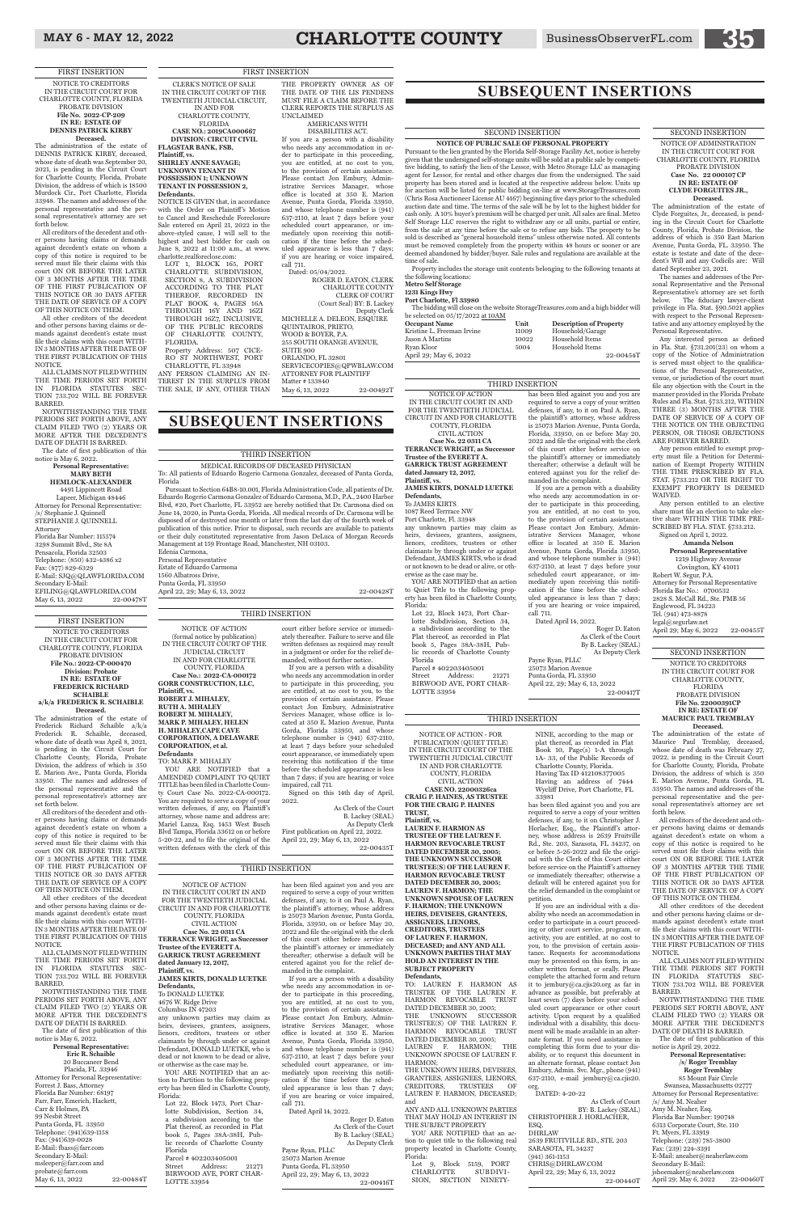## FIRST INSERTION

NOTICE TO CREDITORS
IN THE CIRCUIT COURT FOR CHARLOTTE COUNTY, FLORIDA
PROBATE DIVISION
**File No. 2022-CP-209**
**IN RE: ESTATE OF DENNIS PATRICK KIRBY**
**Deceased.**

The administration of the estate of DENNIS PATRICK KIRBY, deceased, whose date of death was September 20, 2021, is pending in the Circuit Court for Charlotte County, Florida, Probate Division, the address of which is 18500 Murdock Cir., Port Charlotte, Florida 33948. The names and addresses of the personal representative and the personal representative's attorney are set forth below.

All creditors of the decedent and other persons having claims or demands against decedent's estate on whom a copy of this notice is required to be served must file their claims with this court ON OR BEFORE THE LATER OF 3 MONTHS AFTER THE TIME OF THE FIRST PUBLICATION OF THIS NOTICE OR 30 DAYS AFTER THE DATE OF SERVICE OF A COPY OF THIS NOTICE ON THEM.

All other creditors of the decedent and other persons having claims or demands against decedent's estate must file their claims with this court WITHIN 3 MONTHS AFTER THE DATE OF THE FIRST PUBLICATION OF THIS NOTICE.

ALL CLAIMS NOT FILED WITHIN THE TIME PERIODS SET FORTH IN FLORIDA STATUTES SECTION 733.702 WILL BE FOREVER BARRED.

NOTWITHSTANDING THE TIME PERIODS SET FORTH ABOVE, ANY CLAIM FILED TWO (2) YEARS OR MORE AFTER THE DECEDENT'S DATE OF DEATH IS BARRED.

The date of first publication of this notice is May 6, 2022.

**Personal Representative:**
**MARY BETH HEMLOCK-ALEXANDER**
4491 Lippincott Road
Lapeer, Michigan 48446
Attorney for Personal Representative:
/s/ Stephanie J. Quinnell
STEPHANIE J. QUINNELL
Attorney
Florida Bar Number: 115574
3298 Summit Blvd., Ste 8A
Pensacola, Florida 32503
Telephone: (850) 432-4386 x2
Fax: (877) 829-6329
E-Mail: SJQ@QLAWFLORIDA.COM
Secondary E-Mail:
EFILING@QLAWFLORIDA.COM
May 6, 13, 2022 22-00478T

## FIRST INSERTION

CLERK'S NOTICE OF SALE
IN THE CIRCUIT COURT OF THE TWENTIETH JUDICIAL CIRCUIT, IN AND FOR CHARLOTTE COUNTY, FLORIDA
**CASE NO.: 2019CA000667**
**DIVISION: CIRCUIT CIVIL**
**FLAGSTAR BANK, FSB,**
**Plaintiff, vs.**
**SHIRLEY ANNE SAVAGE; UNKNOWN TENANT IN POSSESSION 1; UNKNOWN TENANT IN POSSESSION 2,**
**Defendants.**

NOTICE IS GIVEN that, in accordance with the Order on Plaintiff's Motion to Cancel and Reschedule Foreclosure Sale entered on April 21, 2022 in the above-styled cause, I will sell to the highest and best bidder for cash on June 8, 2022 at 11:00 a.m., at www.charlotte.realforeclose.com:

LOT 1, BLOCK 165, PORT CHARLOTTE SUBDIVISION, SECTION 8, A SUBDIVISION ACCORDING TO THE PLAT THEREOF, RECORDED IN PLAT BOOK 4, PAGES 16A THROUGH 16Y AND 16Z1 THROUGH 16Z7, INCLUSIVE, OF THE PUBLIC RECORDS OF CHARLOTTE COUNTY, FLORIDA.

Property Address: 507 CICERO ST NORTHWEST, PORT CHARLOTTE, FL 33948

ANY PERSON CLAIMING AN INTEREST IN THE SURPLUS FROM THE SALE, IF ANY, OTHER THAN THE PROPERTY OWNER AS OF THE DATE OF THE LIS PENDENS MUST FILE A CLAIM BEFORE THE CLERK REPORTS THE SURPLUS AS UNCLAIMED

AMERICANS WITH DISABILITIES ACT.

If you are a person with a disability who needs any accommodation in order to participate in this proceeding, you are entitled, at no cost to you, to the provision of certain assistance. Please contact Jon Embury, Administrative Services Manager, whose office is located at 350 E. Marion Avenue, Punta Gorda, Florida 33950, and whose telephone number is (941) 637-2110, at least 7 days before your scheduled court appearance, or immediately upon receiving this notification if the time before the scheduled appearance is less than 7 days; if you are hearing or voice impaired, call 711.

Dated: 05/04/2022.

ROGER D. EATON, CLERK
CHARLOTTE COUNTY
CLERK OF COURT
(Court Seal) BY: B. Lackey
Deputy Clerk

MICHELLE A. DELEON, ESQUIRE
QUINTAIROS, PRIETO, WOOD & BOYER, P.A.
255 SOUTH ORANGE AVENUE, SUITE 900
ORLANDO, FL 32801
SERVICECOPIES@QPWBLAW.COM
ATTORNEY FOR PLAINTIFF
Matter # 133840
May 6, 13, 2022 22-00492T

# SUBSEQUENT INSERTIONS

## SECOND INSERTION

**NOTICE OF PUBLIC SALE OF PERSONAL PROPERTY**

Pursuant to the lien granted by the Florida Self-Storage Facility Act, notice is hereby given that the undersigned self-storage units will be sold at a public sale by competitive bidding, to satisfy the lien of the Lessor, with Metro Storage LLC as managing agent for Lessor, for rental and other charges due from the undersigned. The said property has been stored and is located at the respective address below. Units up for auction will be listed for public bidding on-line at www.StorageTreasures.com (Chris Rosa Auctioneer License AU 4167) beginning five days prior to the scheduled auction date and time. The terms of the sale will be by lot to the highest bidder for cash only. A 10% buyer's premium will be charged per unit. All sales are final. Metro Self Storage LLC reserves the right to withdraw any or all units, partial or entire, from the sale at any time before the sale or to refuse any bids. The property to be sold is described as "general household items" unless otherwise noted. All contents must be removed completely from the property within 48 hours or sooner or are deemed abandoned by bidder/buyer. Sale rules and regulations are available at the time of sale.

Property includes the storage unit contents belonging to the following tenants at the following locations:

**Metro Self Storage**
**1231 Kings Hwy**
**Port Charlotte, Fl 33980**

The bidding will close on the website StorageTreasures.com and a high bidder will be selected on 05/17/2022 at 10AM

| Occupant Name | Unit | Description of Property |
|---|---|---|
| Kristine L. Freeman Irvine | 11009 | Household/Garage |
| Jason A Martins | 10022 | Household Items |
| Ryan Kloor | 5004 | Household Items |

April 29; May 6, 2022 22-00454T

## SECOND INSERTION

NOTICE OF ADMINSTRATION
IN THE CIRCUIT COURT FOR CHARLOTTE COUNTY, FLORIDA
PROBATE DIVISION
**Case No. 22 000107 CP**
**IN RE: ESTATE OF CLYDE FORGUITES JR.,**
**Deceased.**

The administration of the estate of Clyde Forguites, Jr., deceased, is pending in the Circuit Court for Charlotte County, Florida, Probate Division, the address of which is 350 East Marion Avenue, Punta Gorda, FL 33950. The estate is testate and date of the decedent's Will and any Codicils are: Will dated September 23, 2021.

The names and addresses of the Personal Representative and the Personal Representative's attorney are set forth below. The fiduciary lawyer-client privilege in Fla. Stat. §90.5021 applies with respect to the Personal Representative and any attorney employed by the Personal Representative.

Any interested person as defined in Fla. Stat. §731.201(23) on whom a copy of the Notice of Administration is served must object to the qualifications of the Personal Representative, venue, or jurisdiction of the court must file any objection with the Court in the manner provided in the Florida Probate Rules and Fla. Stat. §733.212, WITHIN THREE (3) MONTHS AFTER THE DATE OF SERVICE OF A COPY OF THE NOTICE ON THE OBJECTING PERSON, OR THOSE OBJECTIONS ARE FOREVER BARRED.

Any person entitled to exempt property must file a Petition for Determination of Exempt Property WITHIN THE TIME PRESCRIBED BY FLA. STAT. §733.212 OR THE RIGHT TO EXEMPT PROPERTY IS DEEMED WAIVED.

Any person entitled to an elective share must file an election to take elective share WITHIN THE TIME PRESCRIBED BY FLA. STAT. §733.212.

Signed on April 1, 2022.

**Amanda Nelson**
**Personal Representative**
1219 Highway Avenue
Covington, KY 41011

Robert W. Segur, P.A.
Attorney for Personal Representative
Florida Bar No.: 0700532
2828 S. McCall Rd., Ste. PMB 56
Englewood, FL 34223
Tel. (941) 473-8878
legal@segurlaw.net
April 29; May 6, 2022 22-00455T

## FIRST INSERTION

NOTICE TO CREDITORS
IN THE CIRCUIT COURT FOR CHARLOTTE COUNTY, FLORIDA
PROBATE DIVISION
**File No.: 2022-CP-000470**
**Division: Probate**
**IN RE: ESTATE OF FREDERICK RICHARD SCHAIBLE a/k/a FREDERICK R. SCHAIBLE**
**Deceased.**

The administration of the estate of Frederick Richard Schaible a/k/a Frederick R. Schaible, deceased, whose date of death was April 8, 2021, is pending in the Circuit Court for Charlotte County, Florida, Probate Division, the address of which is 350 E. Marion Ave., Punta Gorda, Florida 33950. The names and addresses of the personal representative and the personal representative's attorney are set forth below.

All creditors of the decedent and other persons having claims or demands against decedent's estate on whom a copy of this notice is required to be served must file their claims with this court ON OR BEFORE THE LATER OF 3 MONTHS AFTER THE TIME OF THE FIRST PUBLICATION OF THIS NOTICE OR 30 DAYS AFTER THE DATE OF SERVICE OF A COPY OF THIS NOTICE ON THEM.

All other creditors of the decedent and other persons having claims or demands against decedent's estate must file their claims with this court WITHIN 3 MONTHS AFTER THE DATE OF THE FIRST PUBLICATION OF THIS NOTICE.

ALL CLAIMS NOT FILED WITHIN THE TIME PERIODS SET FORTH IN FLORIDA STATUTES SECTION 733.702 WILL BE FOREVER BARRED.

NOTWITHSTANDING THE TIME PERIODS SET FORTH ABOVE, ANY CLAIM FILED TWO (2) YEARS OR MORE AFTER THE DECEDENT'S DATE OF DEATH IS BARRED.

The date of first publication of this notice is May 6, 2022.

**Personal Representative:**
**Eric R. Schaible**
20 Buccaneer Bend
Placida, FL 33946
Attorney for Personal Representative:
Forrest J. Bass, Attorney
Florida Bar Number: 68197
Farr, Farr, Emerich, Hackett, Carr & Holmes, PA
99 Nesbit Street
Punta Gorda, FL 33950
Telephone: (941)639-1158
Fax: (941)639-0028
E-Mail: fbass@farr.com
Secondary E-Mail:
msleeper@farr.com and probate@farr.com
May 6, 13, 2022 22-00484T

# SUBSEQUENT INSERTIONS

## THIRD INSERTION

MEDICAL RECORDS OF DECEASED PHYSICIAN

To: All patients of Eduardo Rogerio Carmona Gonzalez, deceased of Punta Gorda, Florida

Pursuant to Section 64B8-10.001, Florida Administration Code, all patients of Dr. Eduardo Rogerio Carmona Gonzalez of Eduardo Carmona, M.D., P.A., 2400 Harbor Blvd, #20, Port Charlotte, FL 33952 are hereby notified that Dr. Carmona died on June 14, 2020, in Punta Gorda, Florida. All medical records of Dr. Carmona will be disposed of or destroyed one month or later from the last day of the fourth week of publication of this notice. Prior to disposal, such records are available to patients or their duly constituted representative from Jason DeLuca of Morgan Records Management at 159 Frontage Road, Manchester, NH 03103.

Edenia Carmona,
Personal Representative
Estate of Eduardo Carmona
1560 Albatross Drive,
Punta Gorda, FL 33950
April 22, 29; May 6, 13, 2022 22-00428T

## THIRD INSERTION

NOTICE OF ACTION
(formal notice by publication)
IN THE CIRCUIT COURT OF THE JUDICIAL CIRCUIT IN AND FOR CHARLOTTE COUNTY, FLORIDA
**Case No.: 2022-CA-000172**
**GORR CONSTRUCTION, LLC,**
**Plaintiff, vs.**
**ROBERT J. MIHALEY, RUTH A. MIHALEY ROBERT M. MIHALEY, MARK P. MIHALEY, HELEN H. MIHALEY,CAPE CAVE CORPORATION, A DELAWARE CORPORATION, et al.**
**Defendants**

TO: MARK P. MIHALEY

YOU ARE NOTIFIED that a AMENDED COMPLAINT TO QUIET TITLE has been filed in Charlotte County Court Case No. 2022-CA-000172. You are required to serve a copy of your written defenses, if any, on Plaintiff's attorney, whose name and address are: Martel Lanza, Esq. 1453 West Busch Blvd Tampa, Florida 33612 on or before 5-20-22, and to file the original of the written defenses with the clerk of this court either before service or immediately thereafter. Failure to serve and file written defenses as required may result in a judgment or order for the relief demanded, without further notice.

If you are a person with a disability who needs any accommodation in order to participate in this proceeding, you are entitled, at no cost to you, to the provision of certain assistance. Please contact Jon Embury, Administrative Services Manager, whose office is located at 350 E. Marion Avenue, Punta Gorda, Florida 33950, and whose telephone number is (941) 637-2110, at least 7 days before your scheduled court appearance, or immediately upon receiving this notification if the time before the scheduled appearance is less than 7 days; if you are hearing or voice impaired, call 711.

Signed on this 14th day of April, 2022.

As Clerk of the Court
B. Lackey (SEAL)
As Deputy Clerk

First publication on April 22, 2022.
April 22, 29; May 6, 13, 2022 22-00435T

## THIRD INSERTION

NOTICE OF ACTION
IN THE CIRCUIT COURT IN AND FOR THE TWENTIETH JUDICIAL CIRCUIT IN AND FOR CHARLOTTE COUNTY, FLORIDA
CIVIL ACTION
**Case No. 22 0311 CA**
**TERRANCE WRIGHT, as Successor Trustee of the EVERETT A. GARRICK TRUST AGREEMENT dated January 12, 2017,**
**Plaintiff, vs.**
**JAMES KIRTS, DONALD LUETKE Defendants,**

To DONALD LUETKE
4676 W. Ridge Drive
Columbus IN 47203

any unknown parties may claim as heirs, devisees, grantees, assignees, lienors, creditors, trustees or other claimants by through under or against Defendant, DONALD LUETKE, who is dead or not known to be dead or alive, or otherwise as the case may be.

YOU ARE NOTIFIED that an action to Partition to the following property has been filed in Charlotte County, Florida:

Lot 22, Block 1473, Port Charlotte Subdivision, Section 34, a subdivision according to the Plat thereof, as recorded in Plat book 5, Pages 38A-38H, Public records of Charlotte County Florida
Parcel # 402203405001
Street Address: 21271 BIRWOOD AVE, PORT CHARLOTTE 33954

has been filed against you and you are required to serve a copy of your written defenses, if any, to it on Paul A. Ryan, the plaintiff's attorney, whose address is 25073 Marion Avenue, Punta Gorda, Florida, 33950, on or before May 20, 2022 and file the original with the clerk of this court either before service on the plaintiff's attorney or immediately thereafter; otherwise a default will be entered against you for the relief demanded in the complaint.

If you are a person with a disability who needs any accommodation in order to participate in this proceeding, you are entitled, at no cost to you, to the provision of certain assistance. Please contact Jon Embury, Administrative Services Manager, whose office is located at 350 E. Marion Avenue, Punta Gorda, Florida 33950, and whose telephone number is (941) 637-2110, at least 7 days before your scheduled court appearance, or immediately upon receiving this notification if the time before the scheduled appearance is less than 7 days; if you are hearing or voice impaired, call 711.

Dated April 14, 2022.

Roger D. Eaton
As Clerk of the Court
By B. Lackey (SEAL)
As Deputy Clerk

Payne Ryan, PLLC
25073 Marion Avenue
Punta Gorda, FL 33950
April 22, 29; May 6, 13, 2022 22-00416T

## THIRD INSERTION

NOTICE OF ACTION
IN THE CIRCUIT COURT IN AND FOR THE TWENTIETH JUDICIAL CIRCUIT IN AND FOR CHARLOTTE COUNTY, FLORIDA
CIVIL ACTION
**Case No. 22 0311 CA**
**TERRANCE WRIGHT, as Successor Trustee of the EVERETT A. GARRICK TRUST AGREEMENT dated January 12, 2017,**
**Plaintiff, vs.**
**JAMES KIRTS, DONALD LUETKE Defendants,**

To JAMES KIRTS
1087 Reed Terrace NW
Port Charlotte, FL 33948

any unknown parties may claim as heirs, devisees, grantees, assignees, lienors, creditors, trustees or other claimants by through under or against Defendant, JAMES KIRTS, who is dead or not known to be dead or alive, or otherwise as the case may be.

YOU ARE NOTIFIED that an action to Quiet Title to the following property has been filed in Charlotte County, Florida:

Lot 22, Block 1473, Port Charlotte Subdivision, Section 34, a subdivision according to the Plat thereof, as recorded in Plat book 5, Pages 38A-38H, Public records of Charlotte County Florida
Parcel # 402203405001
Street Address: 21271 BIRWOOD AVE, PORT CHARLOTTE 33954

has been filed against you and you are required to serve a copy of your written defenses, if any, to it on Paul A. Ryan, the plaintiff's attorney, whose address is 25073 Marion Avenue, Punta Gorda, Florida, 33950, on or before May 20, 2022 and file the original with the clerk of this court either before service on the plaintiff's attorney or immediately thereafter; otherwise a default will be entered against you for the relief demanded in the complaint.

If you are a person with a disability who needs any accommodation in order to participate in this proceeding, you are entitled, at no cost to you, to the provision of certain assistance. Please contact Jon Embury, Administrative Services Manager, whose office is located at 350 E. Marion Avenue, Punta Gorda, Florida 33950, and whose telephone number is (941) 637-2110, at least 7 days before your scheduled court appearance, or immediately upon receiving this notification if the time before the scheduled appearance is less than 7 days; if you are hearing or voice impaired, call 711.

Dated April 14, 2022.

Roger D. Eaton
As Clerk of the Court
By B. Lackey (SEAL)
As Deputy Clerk

Payne Ryan, PLLC
25073 Marion Avenue
Punta Gorda, FL 33950
April 22, 29; May 6, 13, 2022 22-00417T

## THIRD INSERTION

NOTICE OF ACTION - FOR PUBLICATION (QUIET TITLE)
IN THE CIRCUIT COURT OF THE TWENTIETH JUDICIAL CIRCUIT IN AND FOR CHARLOTTE COUNTY, FLORIDA
CIVIL ACTION
**CASE NO. 22000226ca**
**CRAIG P. HAINES, AS TRUSTEE FOR THE CRAIG P. HAINES TRUST,**
**Plaintiff, vs.**
**LAUREN F. HARMON AS TRUSTEE OF THE LAUREN F. HARMON REVOCABLE TRUST DATED DECEMBER 30, 2005; THE UNKNOWN SUCCESSOR TRUSTEE(S) OF THE LAUREN F. HARMON REVOCABLE TRUST DATED DECEMBER 30, 2005; LAUREN F. HARMON; THE UNKNOWN SPOUSE OF LAUREN F. HARMON; THE UNKNOWN HEIRS, DEVISEES, GRANTEES, ASSIGNEES, LIENORS, CREDITORS, TRUSTEES OF LAUREN F. HARMON, DECEASED; and ANY AND ALL UNKNOWN PARTIES THAT MAY HOLD AN INTEREST IN THE SUBJECT PROPERTY**
**Defendants,**

TO: LAUREN F. HARMON AS TRUSTEE OF THE LAUREN F. HARMON REVOCABLE TRUST DATED DECEMBER 30, 2005; THE UNKNOWN SUCCESSOR TRUSTEE(S) OF THE LAUREN F. HARMON REVOCABLE TRUST DATED DECEMBER 30, 2005; LAUREN F. HARMON; THE UNKNOWN SPOUSE OF LAUREN F. HARMON;
THE UNKNOWN HEIRS, DEVISEES, GRANTEES, ASSIGNEES, LIENORS, CREDITORS, TRUSTEES OF LAUREN F. HARMON, DECEASED; and
ANY AND ALL UNKNOWN PARTIES THAT MAY HOLD AN INTEREST IN THE SUBJECT PROPERTY

YOU ARE NOTIFIED that an action to quiet title to the following real property located in Charlotte County, Florida:

Lot 9, Block 5159, PORT CHARLOTTE SUBDIVISION, SECTION NINETY-NINE, according to the map or plat thereof, as recorded in Plat Book 10, Page(s) 1-A through 1A- 33, of the Public Records of Charlotte County, Florida.
Having Tax ID 412108377005
Having an address of 7444 Wycliff Drive, Port Charlotte, FL 33981

has been filed against you and you are required to serve a copy of your written defenses, if any, to it on Christopher J. Horlacher, Esq., the Plaintiff's attorney, whose address is 2639 Fruitville Rd., Ste. 203, Sarasota, FL 34237, on or before 5-26-2022 and file the original with the Clerk of this Court either before service on the Plaintiff's attorney or immediately thereafter; otherwise a default will be entered against you for the relief demanded in the complaint or petition.

If you are an individual with a disability who needs an accommodation in order to participate in a court proceeding or other court service, program, or activity, you are entitled, at no cost to you, to the provision of certain assistance. Requests for accommodations may be presented on this form, in another written format, or orally. Please complete the attached form and return it to jembury@ca.cjis20.org as far in advance as possible, but preferably at least seven (7) days before your scheduled court appearance or other court activity. Upon request by a qualified individual with a disability, this document will be made available in an alternate format. If you need assistance in completing this form due to your disability, or to request this document in an alternate format, please contact Jon Embury, Admin. Svc. Mgr., phone (941) 637-2110, e-mail jembury@ca.cjis20.org.

DATED: 4-20-22

As Clerk of Court
BY: B. Lackey (SEAL)

CHRISTOPHER J. HORLACHER, ESQ.
DHRLAW
2639 FRUITVILLE RD., STE. 203
SARASOTA, FL 34237
(941) 361-1153
CHRIS@DHRLAW.COM
April 22, 29; May 6, 13, 2022 22-00440T

## SECOND INSERTION

NOTICE TO CREDITORS
IN THE CIRCUIT COURT FOR CHARLOTTE COUNTY, FLORIDA
PROBATE DIVISION
**File No. 22000391CP**
**IN RE: ESTATE OF MAURICE PAUL TREMBLAY**
**Deceased.**

The administration of the estate of Maurice Paul Tremblay, deceased, whose date of death was February 27, 2022, is pending in the Circuit Court for Charlotte County, Florida, Probate Division, the address of which is 350 E. Marion Avenue, Punta Gorda, FL 33950. The names and addresses of the personal representative and the personal representative's attorney are set forth below.

All creditors of the decedent and other persons having claims or demands against decedent's estate on whom a copy of this notice is required to be served must file their claims with this court ON OR BEFORE THE LATER OF 3 MONTHS AFTER THE TIME OF THE FIRST PUBLICATION OF THIS NOTICE OR 30 DAYS AFTER THE DATE OF SERVICE OF A COPY OF THIS NOTICE ON THEM.

All other creditors of the decedent and other persons having claims or demands against decedent's estate must file their claims with this court WITHIN 3 MONTHS AFTER THE DATE OF THE FIRST PUBLICATION OF THIS NOTICE.

ALL CLAIMS NOT FILED WITHIN THE TIME PERIODS SET FORTH IN FLORIDA STATUTES SECTION 733.702 WILL BE FOREVER BARRED.

NOTWITHSTANDING THE TIME PERIODS SET FORTH ABOVE, ANY CLAIM FILED TWO (2) YEARS OR MORE AFTER THE DECEDENT'S DATE OF DEATH IS BARRED.

The date of first publication of this notice is April 29, 2022.

**Personal Representative:**
**/s/ Roger Tremblay**
**Roger Tremblay**
85 Mount Fair Circle
Swansea, Massachusetts 02777
Attorney for Personal Representative:
/s/ Amy M. Neaher
Amy M. Neaher, Esq.
Florida Bar Number: 190748
6313 Corporate Ct., Ste. 110
Ft. Myers, FL 33919
Telephone: (239) 785-3800
Fax: (239) 224-3391
E-Mail: aneaher@neaherlaw.com
Secondary E-Mail:
jshoemaker@neaherlaw.com
April 29; May 6, 2022 22-00460T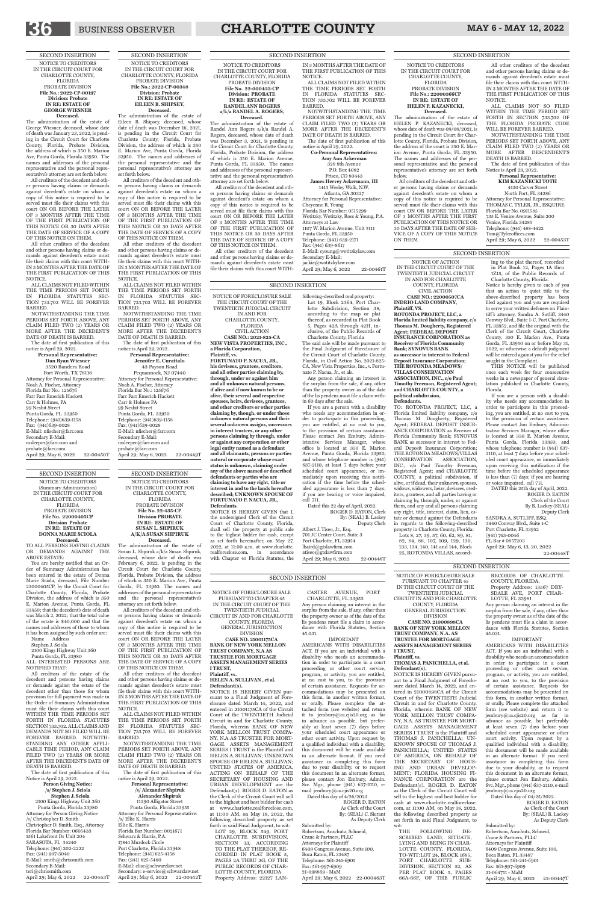SECOND INSERTION

NOTICE TO CREDITORS
IN THE CIRCUIT COURT FOR CHARLOTTE COUNTY, FLORIDA
PROBATE DIVISION
File No.: 2022-CP-00197
Division: Probate
IN RE: ESTATE OF GEORGE WIESNER
Deceased.

The administration of the estate of George Wiesner, deceased, whose date of death was January 23, 2022, is pending in the Circuit Court for Charlotte County, Florida, Probate Division, the address of which is 350 E. Marion Ave, Punta Gorda, Florida 33950. The names and addresses of the personal representative and the personal representative's attorney are set forth below.

All creditors of the decedent and other persons having claims or demands against decedent's estate on whom a copy of this notice is required to be served must file their claims with this court ON OR BEFORE THE LATER OF 3 MONTHS AFTER THE TIME OF THE FIRST PUBLICATION OF THIS NOTICE OR 30 DAYS AFTER THE DATE OF SERVICE OF A COPY OF THIS NOTICE ON THEM.

All other creditors of the decedent and other persons having claims or demands against decedent's estate must file their claims with this court WITHIN 3 MONTHS AFTER THE DATE OF THE FIRST PUBLICATION OF THIS NOTICE.

ALL CLAIMS NOT FILED WITHIN THE TIME PERIODS SET FORTH IN FLORIDA STATUTES SECTION 733.702 WILL BE FOREVER BARRED.

NOTWITHSTANDING THE TIME PERIODS SET FORTH ABOVE, ANY CLAIM FILED TWO (2) YEARS OR MORE AFTER THE DECEDENT'S DATE OF DEATH IS BARRED.

The date of first publication of this notice is April 29, 2022.

**Personal Representative:**
**Dan Ryan Wiesner**
3520 Bandera Road
Fort Worth, TX 76116

Attorney for Personal Representative:
Noah A. Fischer, Attorney
Florida Bar No.: 125676
Farr Farr Emerich Hackett
Carr & Holmes, PA
99 Nesbit Street
Punta Gorda, FL 33950
Telephone: (941)639-1158
Fax: (941)639-0028
E-Mail: nfischer@farr.com
Secondary E-Mail: msleeper@farr.com and probate@farr.com
April 29; May 6, 2022 22-00450T

SECOND INSERTION

NOTICE TO CREDITORS
IN THE CIRCUIT COURT FOR CHARLOTTE COUNTY, FLORIDA
PROBATE DIVISION
File No.: 2022-CP-00348
Division: Probate
IN RE: ESTATE OF EILEEN B. SHIPSEY,
Deceased.

The administration of the estate of Eileen B. Shipsey, deceased, whose date of death was December 16, 2021, is pending in the Circuit Court for Charlotte County, Florida, Probate Division, the address of which is 350 E. Marion Ave, Punta Gorda, Florida 33950. The names and addresses of the personal representative and the personal representative's attorney are set forth below.

All creditors of the decedent and other persons having claims or demands against decedent's estate on whom a copy of this notice is required to be served must file their claims with this court ON OR BEFORE THE LATER OF 3 MONTHS AFTER THE TIME OF THE FIRST PUBLICATION OF THIS NOTICE OR 30 DAYS AFTER THE DATE OF SERVICE OF A COPY OF THIS NOTICE ON THEM.

All other creditors of the decedent and other persons having claims or demands against decedent's estate must file their claims with this court WITHIN 3 MONTHS AFTER THE DATE OF THE FIRST PUBLICATION OF THIS NOTICE.

ALL CLAIMS NOT FILED WITHIN THE TIME PERIODS SET FORTH IN FLORIDA STATUTES SECTION 733.702 WILL BE FOREVER BARRED.

NOTWITHSTANDING THE TIME PERIODS SET FORTH ABOVE, ANY CLAIM FILED TWO (2) YEARS OR MORE AFTER THE DECEDENT'S DATE OF DEATH IS BARRED.

The date of first publication of this notice is April 29, 2022.

**Personal Representative:**
**Jennifer E. Curattalo**
43 Payson Road
Pequannock, NJ 07440

Attorney for Personal Representative:
Noah A. Fischer, Attorney
Florida Bar No.: 125676
Farr Farr Emerich Hackett
Carr & Holmes PA
99 Nesbit Street
Punta Gorda, FL 33950
Telephone: (941)639-1158
Fax: (941)639-0028
E-mail: nfischer@farr.com
Secondary E-Mail: msleeper@farr.com and probate@farr.com
April 29; May 6, 2022 22-00449T

SECOND INSERTION

NOTICE TO CREDITORS
IN THE CIRCUIT COURT FOR CHARLOTTE COUNTY, FLORIDA
PROBATE DIVISION
File No. 22-000423-CP
Division: PROBATE
IN RE: ESTATE OF RANDEL ANN ROGERS a/k/a RANDEL A. ROGERS,
Deceased.

The administration of the estate of Randel Ann Rogers a/k/a Randel A. Rogers, deceased, whose date of death was December 3, 2021, is pending in the Circuit Court for Charlotte County, Florida, Probate Division, the address of which is 350 E. Marion Avenue, Punta Gorda, FL 33950. The names and addresses of the personal representative and the personal representative's attorney are set forth below.

All creditors of the decedent and other persons having claims or demands against decedent's estate on whom a copy of this notice is required to be served must file their claims with this court ON OR BEFORE THE LATER OF 3 MONTHS AFTER THE TIME OF THE FIRST PUBLICATION OF THIS NOTICE OR 30 DAYS AFTER THE DATE OF SERVICE OF A COPY OF THIS NOTICE ON THEM.

All other creditors of the decedent and other persons having claims or demands against decedent's estate must file their claims with this court WITHIN 3 MONTHS AFTER THE DATE OF THE FIRST PUBLICATION OF THIS NOTICE.

ALL CLAIMS NOT FILED WITHIN THE TIME PERIODS SET FORTH IN FLORIDA STATUTES SECTION 733.702 WILL BE FOREVER BARRED.

NOTWITHSTANDING THE TIME PERIODS SET FORTH ABOVE, ANY CLAIM FILED TWO (2) YEARS OR MORE AFTER THE DECEDENT'S DATE OF DEATH IS BARRED.

The date of first publication of this notice is April 29, 2022.

**Co-Personal Representatives:**
**Amy Ann Ackerman**
328 8th Avenue
P.O. Box 4082
Frisco, CO 80443
**James Hervey Ackermann, III**
1413 Wesley Walk, N.W.
Atlanta, GA 30327

Attorney for Personal Representative:
Cheyenne R. Young
Florida Bar Number: 0515299
Wotitzky, Wotitzky, Ross & Young, P.A.
Attorneys at Law
107 W. Marion Avenue, Unit #111
Punta Gorda, FL 33950
Telephone: (941) 639-2171
Fax: (941) 639-8617
E-Mail: cyoung@wotitzkylaw.com
Secondary E-Mail: jackie@wotitzkylaw.com
April 29; May 6, 2022 22-00461T

SECOND INSERTION

NOTICE TO CREDITORS
IN THE CIRCUIT COURT FOR CHARLOTTE COUNTY, FLORIDA
PROBATE DIVISION
File No.: 22000366CP
IN RE: ESTATE OF HELEN P. KAZANECKI,
Deceased.

The administration of the estate of HELEN P. KAZANECKI, deceased, whose date of death was 09/08/2021, is pending in the Circuit Court for Charlotte County, Florida, Probate Division, the address of the court is 350 E. Marion Ave, Punta Gorda, FL 33950. The names and addresses of the personal representative and the personal representative's attorney are set forth below.

All creditors of the decedent and other persons having claims or demands against decedent's estate on whom a copy of this notice is required to be served must file their claims with this court ON OR BEFORE THE LATER OF 3 MONTHS AFTER THE TIME OF THE FIRST PUBLICATION OF THIS NOTICE OR 30 DAYS AFTER THE DATE OF SERVICE OF A COPY OF THIS NOTICE ON THEM.

All other creditors of the decedent and other persons having claims or demands against decedent's estate must file their claims with this court WITHIN 3 MONTHS AFTER THE DATE OF THE FIRST PUBLICATION OF THIS NOTICE.

ALL CLAIMS NOT SO FILED WITHIN THE TIME PERIOD SET FORTH IN SECTION 733.702 OF THE FLORIDA PROBATE CODE WILL BE FOREVER BARRED.

NOTWITHSTANDING THE TIME PERIODS SET FORTH ABOVE, ANY CLAIM FILED TWO (2) YEARS OR MORE AFTER DESCENDENT'S DEATH IS BARRED.

The date of first publication of this Notice is April 29, 2022.

**Personal Representative:**
**KIM KAZANECKI TOTH**
4130 Carver Street
North Port, FL 34286

Attorney for Personal Representative:
THOMAS C. TYLER, JR., ESQUIRE
Florida Bar No. 0911585
735 E. Venice Avenue, Suite 200
Venice, Florida 34285
Telephone: (941) 488-4422
Tom@Tyleroffices.com
April 29; May 6, 2022 22-00453T

SECOND INSERTION

NOTICE TO CREDITORS
(Summary Administration)
IN THE CIRCUIT COURT FOR CHARLOTTE COUNTY, FLORIDA
PROBATE DIVISION
File No. 22000405CP
Division Probate
IN RE: ESTATE OF DONNA MARIE SCIOLA
Deceased.

TO ALL PERSONS HAVING CLAIMS OR DEMANDS AGAINST THE ABOVE ESTATE:

You are hereby notified that an Order of Summary Administration has been entered in the estate of Donna Marie Sciola, deceased, File Number 22000405CP, by the Circuit Court for Charlotte County, Florida, Probate Division, the address of which is 350 E. Marion Avenue, Punta Gorda, FL 33950; that the decedent's date of death was March 2, 2022; that the total value of the estate is $40,000 and that the names and addresses of those to whom it has been assigned by such order are:

Name Address
Stephen J. Sciola
2100 Kings Highway Unit 360
Punta Gorda, FL 33980

ALL INTERESTED PERSONS ARE NOTIFIED THAT:

All creditors of the estate of the decedent and persons having claims or demands against the estate of the decedent other than those for whom provision for full payment was made in the Order of Summary Administration must file their claims with this court WITHIN THE TIME PERIODS SET FORTH IN FLORIDA STATUTES SECTION 733.702. ALL CLAIMS AND DEMANDS NOT SO FILED WILL BE FOREVER BARRED. NOTWITHSTANDING ANY OTHER APPLICABLE TIME PERIOD, ANY CLAIM FILED TWO (2) YEARS OR MORE AFTER THE DECEDENT'S DATE OF DEATH IS BARRED.

The date of first publication of this Notice is April 29, 2022.

**Person Giving Notice:**
**/s/ Stephen J. Sciola**
**Stephen J. Sciola**
2100 Kings Highway Unit 360
Punta Gorda, Florida 33980

Attorney for Person Giving Notice
/s/ Christopher D. Smith
Christopher D. Smith, Esq., Attorney
Florida Bar Number: 0605433
1561 Lakefront Dr Unit 204
SARASOTA, FL 34240
Telephone: (941) 202-2222
Fax: (941) 907-3040
E-Mail: smith@chrissmith.com
Secondary E-Mail: teri@chrissmith.com
April 29; May 6, 2022 22-00443T

SECOND INSERTION

NOTICE TO CREDITORS
IN THE CIRCUIT COURT FOR CHARLOTTE COUNTY, FLORIDA
PROBATE DIVISION
File No. 22-435-CP
Division PROBATE
IN RE: ESTATE OF SUSAN L. SHPIRUK A/K/A SUSAN SHPIRUK
Deceased.

The administration of the estate of Susan L. Shpiruk a/k/a Susan Shpiruk, deceased, whose date of death was February 6, 2022, is pending in the Circuit Court for Charlotte County, Florida, Probate Division, the address of which is 350 E. Marion Avenue, Punta Gorda, FL 33950. The names and addresses of the personal representative and the personal representative's attorney are set forth below.

All creditors of the decedent and other persons having claims or demands against decedent's estate on whom a copy of this notice is required to be served must file their claims with this court ON OR BEFORE THE LATER OF 3 MONTHS AFTER THE TIME OF THE FIRST PUBLICATION OF THIS NOTICE OR 30 DAYS AFTER THE DATE OF SERVICE OF A COPY OF THIS NOTICE ON THEM.

All other creditors of the decedent and other persons having claims or demands against decedent's estate must file their claims with this court WITHIN 3 MONTHS AFTER THE DATE OF THE FIRST PUBLICATION OF THIS NOTICE.

ALL CLAIMS NOT FILED WITHIN THE TIME PERIODS SET FORTH IN FLORIDA STATUTES SECTION 733.702 WILL BE FOREVER BARRED.

NOTWITHSTANDING THE TIME PERIODS SET FORTH ABOVE, ANY CLAIM FILED TWO (2) YEARS OR MORE AFTER THE DECEDENT'S DATE OF DEATH IS BARRED.

The date of first publication of this notice is April 29, 2022.

**Personal Representative:**
**/s/ Alexander Shpiruk**
**Alexander Shpiruk**
11390 Alligator Street
Punta Gorda, Florida 33955

Attorney for Personal Representative:
/s/ Ellie K. Harris
Ellie K. Harris
Florida Bar Number: 0021671
Schwarz & Harris, P.A.
17841 Murdock Circle
Port Charlotte, Florida 33948
Telephone: (941) 625-4158
Fax: (941) 625-5460
E-Mail: elise@schwarzlaw.net
Secondary: e-service@schwarzlaw.net
April 29; May 6, 2022 22-00452T

SECOND INSERTION

NOTICE OF FORECLOSURE SALE
THE CIRCUIT COURT OF THE TWENTIETH JUDICIAL CIRCUIT IN AND FOR CHARLOTTE COUNTY, FLORIDA
CIVIL ACTION
CASE NO.: 2021-825-CA
NEW VISTA PROPERTIES, INC., a Florida Corporation,
Plaintiff, vs.
FORTUNATO P. NACUA, JR., his devisees, grantees, creditors, and all other parties claiming by, through, under or against him and all unknown natural persons, if alive and if now known to be or alive, their several and respective spouses, heirs, devisees, grantees, and other creditors or other parties claiming by, though, or under those unknown natural persons and their several unknown assigns, successors in interest trustees, or any other persons claiming by through, under or against any corporation or other legal entity named as a defendant and all claimants, persons or parties natural or corporate whose exact status is unknown, claiming under any of the above named or described defendants or parties who are claiming to have any right, title or interest in and to the lands hereafter described; UNKNOWN SPOUSE OF FORTUNATO P. NACUA, JR.,
Defendants.

NOTICE IS HEREBY GIVEN that I, the undersigned Clerk of the Circuit Court of Charlotte County, Florida, shall sell the property at public sale to the highest bidder for cash, except as set forth hereinafter, on May 27, 2022, at 11:00 a.m. at www.charlotte.realforeclose.com, in accordance with Chapter 45 Florida Statutes, the following-described real property:

Lot 19, Block 2364, Port Charlotte Subdivision, Section 38, according to the map or plat thereof, as recorded in Plat Book 5, Pages 42A through 42H, inclusive, of the Public Records of Charlotte County, Florida

The said sale will be made pursuant to the Final Judgment of Foreclosure of the Circuit Court of Charlotte County, Florida, in Civil Action No. 2021-825-CA, New Vista Properties, Inc., v. Fortunato P. Nacua, Jr., et als.

Any person claiming an interest in the surplus from the sale, if any, other than the property owner as of the date of the lis pendens must file a claim within 60 days after the sale.

If you are a person with a disability who needs any accommodation in order to participate in this proceeding, you are entitled, at no cost to you, to the provision of certain assistance. Please contact Jon Embury, Administrative Services Manager, whose office is located at 350 E. Marion Avenue, Punta Gorda, Florida 33950, and whose telephone number is (941) 637-2110, at least 7 days before your scheduled court appearance, or immediately upon receiving this notification if the time before the scheduled appearance is less than 7 days; if you are hearing or voice impaired, call 711.

Dated this 22 day of April, 2022.
ROGER D. EATON, Clerk
By: (SEAL) B. Lackey
Deputy Clerk

Albert J. Tiseo, Jr., Esq.
701 JC Center Court, Suite 3
Port Charlotte, FL 33954
lbaird@gtslawfirm.com
atiseo@gtslawfirm.com
April 29; May 6, 2022 22-00446T

SECOND INSERTION

NOTICE OF ACTION
IN THE CIRCUIT COURT OF THE TWENTIETH JUDICIAL CIRCUIT IN AND FOR CHARLOTTE COUNTY, FLORIDA
CIVIL ACTION
CASE NO.: 22000507CA
INDRIO LAND COMPANY,
Plaintiff, VS.
ROTONDA PROJECT, LLC, a Florida limited liability company, c/o Thomas M. Dougherty, Registered Agent; FEDERAL DEPOSIT INSURANCE CORPORATION as Receiver of Florida Community Bank; SYNOVUS BANK as successor in interest to Federal Deposit Insurance Corporation; THE ROTONDA MEADOWS/VILLAS CONSERVATION ASSOCIATION, INC., c/o Paul Timothy Freeman, Registered Agent; and CHARLOTTE COUNTY, a political subdivision,
Defendants.

TO: ROTONDA PROJECT, LLC, a Florida limited liability company, c/o Thomas M. Dougherty, Registered Agent; FEDERAL DEPOSIT INSURANCE CORPORATION as Receiver of Florida Community Bank; SYNOVUS BANK as successor in interest to Federal Deposit Insurance Corporation; THE ROTONDA MEADOWS/VILLAS CONSERVATION ASSOCIATION, INC., c/o Paul Timothy Freeman, Registered Agent; and CHARLOTTE COUNTY, a political subdivision, if alive, or if dead, their unknown spouses, widows, widowers, heirs, devisees, creditors, grantees, and all parties having or claiming by, through, under, or against them, and any and all persons claiming any right, title, interest, claim, lien, estate or demand against the Defendants in regards to the following-described property in Charlotte County, Florida:

Lots 8, 27, 39, 57, 60, 62, 89, 81, 82, 84, 86, 107, 109, 123, 130, 133, 134, 140, 141 and 144, Block 25, ROTONDA VILLAS, according to the plat thereof, recorded in Plat Book 12, Pages 1A thru 1Z15, of the Public Records of Charlotte County, Florida.

Notice is hereby given to each of you that an action to quiet title to the above-described property has been filed against you and you are required to serve your written defenses on Plaintiff's attorney, Sandra A. Sutliff, 3440 Conway Blvd., Suite 1-C, Port Charlotte, FL 33952, and file the original with the Clerk of the Circuit Court, Charlotte County, 350 E. Marion Ave., Punta Gorda, FL 33950 on or before May 31, 2022, or otherwise a default judgment will be entered against you for the relief sought in the Complaint.

THIS NOTICE will be published once each week for four consecutive weeks in a newspaper of general circulation published in Charlotte County, Florida.

If you are a person with a disability who needs any accommodation in order to participate in this proceeding, you are entitled, at no cost to you, to the provision of certain assistance. Please contact Jon Embury, Administrative Services Manager, whose office is located at 350 E. Marion Avenue, Punta Gorda, Florida 33950, and whose telephone number is (941) 637-2110, at least 7 days before your scheduled court appearance, or immediately upon receiving this notification if the time before the scheduled appearance is less than (7) days; if you are hearing or voice impaired, call 711.

DATED this 25th day of April, 2022.
ROGER D. EATON
Clerk of the Court
By B. Lackey (SEAL)
Deputy Clerk

SANDRA A. SUTLIFF, ESQ.
3440 Conway Blvd., Suite 1-C
Port Charlotte, FL 33952
(941) 743-0046
FL Bar # 0857203
April 29; May 6, 13, 20, 2022 22-00448T

SECOND INSERTION

NOTICE OF FORECLOSURE SALE PURSUANT TO CHAPTER 45
IN THE CIRCUIT COURT OF THE TWENTIETH JUDICIAL CIRCUIT IN AND FOR CHARLOTTE COUNTY, FLORIDA
GENERAL JURISDICTION DIVISION
CASE NO. 21001175CA
BANK OF NEW YORK MELLON TRUST COMPANY, N.A AS TRUSTEE FOR MORTGAGE ASSETS MANAGEMENT SERIES I TRUST,
Plaintiff, vs.
HELEN A. SULLIVAN , et al.
Defendant(s).

NOTICE IS HEREBY GIVEN pursuant to a Final Judgment of Foreclosure dated March 14, 2022, and entered in 21001175CA of the Circuit Court of the TWENTIETH Judicial Circuit in and for Charlotte County, Florida, wherein BANK OF NEW YORK MELLON TRUST COMPANY, N.A AS TRUSTEE FOR MORTGAGE ASSETS MANAGEMENT SERIES I TRUST is the Plaintiff and HELEN A. SULLIVAN; UNKNOWN SPOUSE OF HELEN A. SULLIVAN; UNITED STATES OF AMERICA, ACTING ON BEHALF OF THE SECRETARY OF HOUSING AND URBAN DEVELOPMENT are the Defendant(s). ROGER D. EATON as the Clerk of the Circuit Court will sell to the highest and best bidder for cash at www.charlotte.realforeclose.com, at 11:00 AM, on May 18, 2022, the following described property as set forth in said Final Judgment, to wit:

LOT 29, BLOCK 549, PORT CHARLOTTE SUBDIVISION, SECTION 13, ACCORDING TO THE PLAT THEREOF, RECORDED IN PLAT BOOK 5, PAGES 2A THRU 2G, OF THE PUBLIC RECORDS OF CHARLOTTE COUNTY, FLORIDA

Property Address: 22127 LANCASTER AVENUE, PORT CHARLOTTE, FL 33952

Any person claiming an interest in the surplus from the sale, if any, other than the property owner as of the date of the lis pendens must file a claim in accordance with Florida Statutes, Section 45.031.

IMPORTANT
AMERICANS WITH DISABILITIES ACT. If you are an individual with a disability who needs an accommodation in order to participate in a court proceeding or other court service, program, or activity, you are entitled, at no cost to you, to the provision of certain assistance. Requests for accommodations may be presented on this form, in another written format, or orally. Please complete the attached form (see website) and return it to jembury@ca.cjis20.org as far in advance as possible, but preferably at least seven (7) days before your scheduled court appearance or other court activity. Upon request by a qualified individual with a disability, this document will be made available in an alternate format. If you need assistance in completing this form due to your disability, or to request this document in an alternate format, please contact Jon Embury, Admin. Svc. Mgr., phone (941) 637-2110, e-mail jembury@ca.cjis20.org.

Dated this day of 4/26/2022.
ROGER D. EATON
As Clerk of the Court
By: (SEAL) C. Sierant
As Deputy Clerk

Submitted by:
Robertson, Anschutz, Schneid, Crane & Partners, PLLC
Attorneys for Plaintiff
6409 Congress Avenue, Suite 100,
Boca Raton, FL 33487
Telephone: 561-241-6901
Fax: 561-997-6909
21-098869 - MaM
April 29; May 6, 2022 22-00463T

SECOND INSERTION

NOTICE OF FORECLOSURE SALE PURSUANT TO CHAPTER 45
IN THE CIRCUIT COURT OF THE TWENTIETH JUDICIAL CIRCUIT IN AND FOR CHARLOTTE COUNTY, FLORIDA
GENERAL JURISDICTION DIVISION
CASE NO. 21000898CA
BANK OF NEW YORK MELLON TRUST COMPANY, N.A. AS TRUSTEE FOR MORTGAGE ASSETS MANAGEMENT SERIES I TRUST,
Plaintiff, vs.
THOMAS J. PANICHELLA, et al.
Defendant(s).

NOTICE IS HEREBY GIVEN pursuant to a Final Judgment of Foreclosure dated March 14, 2022, and entered in 21000898CA of the Circuit Court of the TWENTIETH Judicial Circuit in and for Charlotte County, Florida, wherein BANK OF NEW YORK MELLON TRUST COMPANY, N.A. AS TRUSTEE FOR MORTGAGE ASSETS MANAGEMENT SERIES I TRUST is the Plaintiff and THOMAS J. PANICHELLA; UNKNOWN SPOUSE OF THOMAS J. PANICHELLA; UNITED STATES OF AMERICA, ON BEHALF OF THE SECRETARY OF HOUSING AND URBAN DEVELOPMENT; FLORIDA HOUSING FINANCE CORPORATION are the Defendant(s). ROGER D. EATON as the Clerk of the Circuit Court will sell to the highest and best bidder for cash at www.charlotte.realforeclose.com, at 11:00 AM, on May 18, 2022, the following described property as set forth in said Final Judgment, to wit:

THE FOLLOWING DESCRIBED LAND, SITUATE, LYING AND BEING IN CHARLOTTE COUNTY, FLORIDA, TO-WIT: LOT 24, BLOCK 1685, PORT CHARLOTTE SUBDIVISION, SECTION 52, AS PER PLAT BOOK 5, PAGES 66A-66F, OF THE PUBLIC RECORDS OF CHARLOTTE COUNTY, FLORIDA.

Property Address: 13567 DRYSDALE AVE, PORT CHARLOTTE, FL 33981

Any person claiming an interest in the surplus from the sale, if any, other than the property owner as of the date of the lis pendens must file a claim in accordance with Florida Statutes, Section 45.031.

IMPORTANT
AMERICANS WITH DISABILITIES ACT. If you are an individual with a disability who needs an accommodation in order to participate in a court proceeding or other court service, program, or activity, you are entitled, at no cost to you, to the provision of certain assistance. Requests for accommodations may be presented on this form, in another written format, or orally. Please complete the attached form (see website) and return it to jembury@ca.cjis20.org as far in advance as possible, but preferably at least seven (7) days before your scheduled court appearance or other court activity. Upon request by a qualified individual with a disability, this document will be made available in an alternate format. If you need assistance in completing this form due to your disability, or to request this document in an alternate format, please contact Jon Embury, Admin. Svc. Mgr., phone (941) 637-2110, e-mail jembury@ca.cjis20.org.

Dated this day of 04/25/2022.
ROGER D. EATON
As Clerk of the Court
By: (SEAL) B. Lackey
As Deputy Clerk

Submitted by:
Robertson, Anschutz, Schneid, Crane & Partners, PLLC
Attorneys for Plaintiff
6409 Congress Avenue, Suite 100,
Boca Raton, FL 33487
Telephone: 561-241-6901
Fax: 561-997-6909
21-064711 - MaM
April 29; May 6, 2022 22-00447T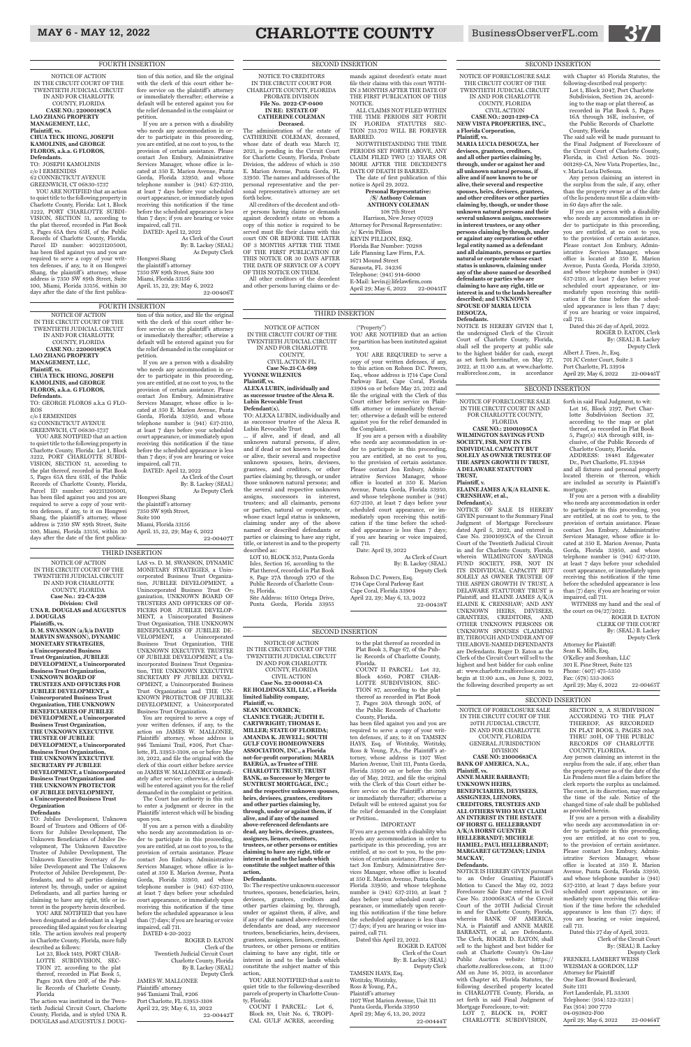FOURTH INSERTION

NOTICE OF ACTION
IN THE CIRCUIT COURT OF THE TWENTIETH JUDICIAL CIRCUIT IN AND FOR CHARLOTTE COUNTY, FLORIDA
**CASE NO.: 22000189CA**
**LAO ZHANG PROPERTY MANAGEMENT, LLC,**
**Plaintiff, vs.**
**CHUA TECK HIONG, JOSEPH KAMOLINIS, and GEORGE FLOROS, a.k.a. G FLOROS,**
**Defendants.**

TO: JOSEPH KAMOLINIS
c/o I ERMENIDIS
62 CONNECTICUT AVENUE
GREENWICH, CT 06830-5737

YOU ARE NOTIFIED that an action to quiet title to the following property in Charlotte County, Florida: Lot 1, Block 3222, PORT CHARLOTTE SUBDIVISION, SECTION 51, according to the plat thereof, recorded in Plat Book 5, Pages 65A thru 65H, of the Public Records of Charlotte County, Florida, Parcel ID number: 402211205001, has been filed against you and you are required to serve a copy of your written defenses, if any, to it on Hongwei Shang, the plaintiff's attorney, whose address is 7350 SW 89th Street, Suite 100, Miami, Florida 33156, within 30 days after the date of the first publication of this notice, and file the original with the clerk of this court either before service on the plaintiff's attorney or immediately thereafter; otherwise a default will be entered against you for the relief demanded in the complaint or petition.

If you are a person with a disability who needs any accommodation in order to participate in this proceeding, you are entitled, at no cost to you, to the provision of certain assistance. Please contact Jon Embury, Administrative Services Manager, whose office is located at 350 E. Marion Avenue, Punta Gorda, Florida 33950, and whose telephone number is (941) 637-2110, at least 7 days before your scheduled court appearance, or immediately upon receiving this notification if the time before the scheduled appearance is less than 7 days; if you are hearing or voice impaired, call 711.

DATED: April 12, 2022
As Clerk of the Court
By: B. Lackey (SEAL)
As Deputy Clerk

Hongwei Shang
the plaintiff's attorney
7350 SW 89th Street, Suite 100
Miami, Florida 33156
April 15, 22, 29; May 6, 2022
22-00406T

FOURTH INSERTION

NOTICE OF ACTION
IN THE CIRCUIT COURT OF THE TWENTIETH JUDICIAL CIRCUIT IN AND FOR CHARLOTTE COUNTY, FLORIDA
**CASE NO.: 22000189CA**
**LAO ZHANG PROPERTY MANAGEMENT, LLC,**
**Plaintiff, vs.**
**CHUA TECK HIONG, JOSEPH KAMOLINIS, and GEORGE FLOROS, a.k.a. G FLOROS,**
**Defendants.**

TO: GEORGE FLOROS a.k.a G FLOROS
c/o I ERMENIDIS
62 CONNECTICUT AVENUE
GREENWICH, CT 06830-5737

YOU ARE NOTIFIED that an action to quiet title to the following property in Charlotte County, Florida: Lot 1, Block 3222, PORT CHARLOTTE SUBDIVISION, SECTION 51, according to the plat thereof, recorded in Plat Book 5, Pages 65A thru 65H, of the Public Records of Charlotte County, Florida, Parcel ID number: 402211205001, has been filed against you and you are required to serve a copy of your written defenses, if any, to it on Hongwei Shang, the plaintiff's attorney, whose address is 7350 SW 89th Street, Suite 100, Miami, Florida 33156, within 30 days after the date of the first publication of this notice, and file the original with the clerk of this court either before service on the plaintiff's attorney or immediately thereafter; otherwise a default will be entered against you for the relief demanded in the complaint or petition.

If you are a person with a disability who needs any accommodation in order to participate in this proceeding, you are entitled, at no cost to you, to the provision of certain assistance. Please contact Jon Embury, Administrative Services Manager, whose office is located at 350 E. Marion Avenue, Punta Gorda, Florida 33950, and whose telephone number is (941) 637-2110, at least 7 days before your scheduled court appearance, or immediately upon receiving this notification if the time before the scheduled appearance is less than 7 days; if you are hearing or voice impaired, call 711.

DATED: April 12, 2022
As Clerk of the Court
By: B. Lackey (SEAL)
As Deputy Clerk

Hongwei Shang
the plaintiff's attorney
7350 SW 89th Street,
Suite 100
Miami, Florida 33156
April 15, 22, 29; May 6, 2022
22-00407T

THIRD INSERTION

NOTICE OF ACTION
IN THE CIRCUIT COURT OF THE TWENTIETH JUDICIAL CIRCUIT IN AND FOR CHARLOTTE COUNTY, FLORIDA
**Case No.: 22-CA-238**
**Division: Civil**
**UNA R. DOUGLAS and AUGUSTUS J. DOUGLAS**
**Plaintiffs, vs.**
**D. M. SWANSON (a/k/a DAVID MARVIN SWANSON), DYNAMIC MONETARY STRATEGIES, a Unincorporated Business Trust Organization, JUBILEE DEVELOPMENT, a Unincorporated Business Trust Organization, UNKNOWN BOARD OF TRUSTEES AND OFFICERS FOR JUBILEE DEVELOPMENT, a Unincorporated Business Trust Organization, THE UNKNOWN BENEFICIARIES OF JUBILEE DEVELOPMENT, a Unincorporated Business Trust Organization, THE UNKNOWN EXECUTIVE TRUSTEE OF JUBILEE DEVELOPMENT, a Unincorporated Business Trust Organization, THE UNKNOWN EXECUTIVE SECRETARY PF JUBILEE DEVELOPMENT, a Unincorporated Business Trust Organization and THE UNKNOWN PROTECTOR OF JUBILEE DEVELOPMENT, a Unincorporated Business Trust Organization**
**Defendants**

TO: Jubilee Development, Unknown Board of Trustees and Officers of Officers for Jubilee Development, The Unknown Beneficiaries of Jubilee Development, The Unknown Executive Trustee of Jubilee Development, The Unknown Executive Secretary of Jubilee Development and The Unknown Protector of Jubilee Development, Defendants, and to all parties claiming interest by, through, under or against Defendants, and all parties having or claiming to have any right, title or interest in the property herein described.

YOU ARE NOTIFIED that you have been designated as defendant in a legal proceeding filed against you for clearing title. The action involves real property in Charlotte County, Florida, more fully described as follows:

Lot 23, Block 1419, PORT CHARLOTTE SUBDIVISION, SECTION 27, according to the plat thereof, recorded in Plat Book 5, Pages 20A thru 20F, of the Public Records of Charlotte County, Florida

The action was instituted in the Twentieth Judicial Circuit Court, Charlotte County, Florida, and is styled UNA R. DOUGLAS and AUGUSTUS J. DOUGLAS vs. D. M. SWANSON, DYNAMIC MONETARY STRATEGIES, a Unincorporated Business Trust Organization, JUBILEE DEVELOPMENT, a Unincorporated Business Trust Organization, UNKNOWN BOARD OF TRUSTEES AND OFFICERS OF OFFICERS FOR JUBILEE DEVELOPMENT, a Unincorporated Business Trust Organization, THE UNKNOWN BENEFICIARIES OF JUBILEE DEVELOPMENT, a Unincorporated Business Trust Organization, THE UNKNOWN EXECUTIVE TRUSTEE OF JUBILEE DEVELOPMENT, a Unincorporated Business Trust Organization, THE UNKNOWN EXECUTIVE SECRETARY PF JUBILEE DEVELOPMENT, a Unincorporated Business Trust Organization and THE UNKNOWN PROTECTOR OF JUBILEE DEVELOPMENT, a Unincorporated Business Trust Organization.

You are required to serve a copy of your written defenses, if any, to the action on JAMES W. MALLONEE, Plaintiffs' attorney, whose address is 946 Tamiami Trail, #206, Port Charlotte, FL 33953-3108, on or before May 30, 2022, and file the original with the clerk of this court either before service on JAMES W. MALLONEE or immediately after service; otherwise, a default will be entered against you for the relief demanded in the complaint or petition.

The Court has authority in this suit to enter a judgment or decree in the Plaintiffs' interest which will be binding upon you.

If you are a person with a disability who needs any accommodation in order to participate in this proceeding, you are entitled, at no cost to you, to the provision of certain assistance. Please contact Jon Embury, Administrative Services Manager, whose office is located at 350 E. Marion Avenue, Punta Gorda, Florida 33950, and whose telephone number is (941) 637-2110, at least 7 days before your scheduled court appearance, or immediately upon receiving this notification if the time before the scheduled appearance is less than (7) days; if you are hearing or voice impaired, call 711.

DATED 4-20-2022
ROGER D. EATON
Clerk of the
Twentieth Judicial Circuit Court
Charlotte County, Florida
By B. Lackey (SEAL)
Deputy Clerk

JAMES W. MALLONEE
Plaintiffs' attorney
946 Tamiami Trail, #206
Port Charlotte, FL 33953-3108
April 22, 29; May 6, 13, 2022
22-00442T

SECOND INSERTION

NOTICE TO CREDITORS
IN THE CIRCUIT COURT FOR CHARLOTTE COUNTY, FLORIDA PROBATE DIVISION
**File No. 2022-CP-0400**
**IN RE: ESTATE OF CATHERINE COLEMAN**
**Deceased.**

The administration of the estate of CATHERINE COLEMAN, deceased, whose date of death was March 17, 2021, is pending in the Circuit Court for Charlotte County, Florida, Probate Division, the address of which is 350 E. Marion Avenue, Punta Gorda, FL 33950. The names and addresses of the personal representative and the personal representative's attorney are set forth below.

All creditors of the decedent and other persons having claims or demands against decedent's estate on whom a copy of this notice is required to be served must file their claims with this court ON OR BEFORE THE LATER OF 3 MONTHS AFTER THE TIME OF THE FIRST PUBLICATION OF THIS NOTICE OR 30 DAYS AFTER THE DATE OF SERVICE OF A COPY OF THIS NOTICE ON THEM.

All other creditors of the decedent and other persons having claims or demands against decedent's estate must file their claims with this court WITHIN 3 MONTHS AFTER THE DATE OF THE FIRST PUBLICATION OF THIS NOTICE.

ALL CLAIMS NOT FILED WITHIN THE TIME PERIODS SET FORTH IN FLORIDA STATUTES SECTION 733.702 WILL BE FOREVER BARRED.

NOTWITHSTANDING THE TIME PERIODS SET FORTH ABOVE, ANY CLAIM FILED TWO (2) YEARS OR MORE AFTER THE DECEDENT'S DATE OF DEATH IS BARRED.

The date of first publication of this notice is April 29, 2022.

**Personal Representative:**
**/S/ Anthony Coleman**
**ANTHONY COLEMAN**
108 7th Street
Harrison, New Jersey 07029
Attorney for Personal Representative:
/s/ Kevin Pillion
KEVIN PILLION, ESQ.
Florida Bar Number: 70288
Life Planning Law Firm, P.A.
1671 Mound Street
Sarasota, FL 34236
Telephone: (941) 914-6000
E-Mail: kevin@lifelawfirm.com
April 29; May 6, 2022
22-00451T

THIRD INSERTION

NOTICE OF ACTION
IN THE CIRCUIT COURT OF THE TWENTIETH JUDICIAL CIRCUIT IN AND FOR CHARLOTTE COUNTY,
CIVIL ACTION FL.
**Case No.21-CA-689**
**YVONNE WILENIUS**
**Plaintiff, vs.**
**ALEXA LUBIN, individually and as successor trustee of the Alexa R. Lubin Revocable Trust**
**Defendant(s).**

TO: ALEXA LUBIN, individually and as successor trustee of the Alexa R. Lubin Revocable Trust

... if alive, and if dead, and all unknown natural persons, if alive, and if dead or not known to be dead or alive, their several and respective unknown spouses, heirs, devisees, grantees, and creditors, or other parties claiming by, through, or under those unknown natural persons; and the several and respective unknown assigns, successors in interest, trustees; and all claimants, persons or parties, natural or corporate, or whose exact legal status is unknown, claiming under any of the above named or described defendants or parties or claiming to have any right, title, or interest in and to the property described as:

LOT 16, BLOCK 352, Punta Gorda Isles, Section 16, according to the Plat thereof, recorded in Plat Book 8, Page 27A through 27O of the Public Records of Charlotte County, Florida.
Site Address: 16110 Ortega Drive, Punta Gorda, Florida 33955

("Property")

YOU ARE NOTIFIED that an action for partition has been instituted against you.

YOU ARE REQUIRED to serve a copy of your written defenses, if any, to this action on Robson D.C. Powers, Esq., whose address is 1714 Cape Coral Parkway East, Cape Coral, Florida 33904 on or before May 25, 2022 and file the original with the Clerk of this Court either before service on Plaintiffs' attorney or immediately thereafter; otherwise a default will be entered against you for the relief demanded in the Complaint.

If you are a person with a disability who needs any accommodation in order to participate in this proceeding, you are entitled, at no cost to you, to the provision of certain assistance. Please contact Jon Embury, Administrative Services Manager, whose office is located at 350 E. Marion Avenue, Punta Gorda, Florida 33950, and whose telephone number is (941) 637-2110, at least 7 days before your scheduled court appearance, or immediately upon receiving this notification if the time before the scheduled appearance is less than 7 days; if you are hearing or voice impaired, call 711.

Date: April 19, 2022
As Clerk of Court
By: B. Lackey (SEAL)
Deputy Clerk

Robson D.C. Powers, Esq.
1714 Cape Coral Parkway East
Cape Coral, Florida 33904
April 22, 29; May 6, 13, 2022
22-00438T

SECOND INSERTION

NOTICE OF ACTION
IN THE CIRCUIT COURT OF THE TWENTIETH JUDICIAL CIRCUIT IN AND FOR CHARLOTTE COUNTY, FLORIDA
CIVIL ACTION
**Case No. 22-000141-CA**
**RE HOLDINGS XII, LLC, a Florida limited liability company,**
**Plaintiff, vs.**
**SEAN MCCORMICK; CLANICE TYGER; JUDITH E. CARTWRIGHT; THOMAS E. MILLER; STATE OF FLORIDA; AMANDA K. JEWELL; SOUTH GULF COVE HOMEOWNERS ASSOCIATION, INC., a Florida not-for-profit corporation; MARIA BAERGA, as Trustee of THE CHARLOTTE TRUST; TRUST BANK, as Successor by Merger to SUNTRUST MORTGAGE, INC.; and the respective unknown spouses, heirs, devisees, grantees, creditors and other parties claiming by, through, under or against them, if alive, and if any of the named above-referenced defendants are dead, any heirs, devisees, grantees, assignees, lienors, creditors, trustees, or other persons or entities claiming to have any right, title or interest in and to the lands which constitute the subject matter of this action,**
**Defendants.**

To: The respective unknown successor trustees, spouses, beneficiaries, heirs, devisees, grantees, creditors and other parties claiming by, through, under or against them, if alive, and if any of the named above-referenced defendants are dead, any successor trustees, beneficiaries, heirs, devisees, grantees, assignees, lienors, creditors, trustees, or other persons or entities claiming to have any right, title or interest in and to the lands which constitute the subject matter of this action,

YOU ARE NOTIFIED that a suit to quiet title to the following-described parcels of property in Charlotte County, Florida:

COUNT I PARCEL: Lot 6, Block 88, Unit No. 6, TROPICAL GULF ACRES, according to the plat thereof as recorded in Plat Book 3, Page 67, of the Public Records of Charlotte County, Florida.

COUNT II PARCEL: Lot 32, Block 4560, PORT CHARLOTTE SUBDIVISION, SECTION 87, according to the plat thereof as recorded in Plat Book 7, Pages 20A through 20N, of the Public Records of Charlotte County, Florida.

has been filed against you and you are required to serve a copy of your written defenses, if any, to it on TAMSEN HAYS, Esq. of Wotitzky, Wotitzky, Ross & Young, P.A., the Plaintiff's attorney, whose address is 1107 West Marion Avenue, Unit 111, Punta Gorda, Florida 33950 on or before the 30th day of May, 2022, and file the original with the Clerk of this Court either before service on the Plaintiff's attorney or immediately thereafter; otherwise a Default will be entered against you for the relief demanded in the Complaint or Petition.

IMPORTANT

If you are a person with a disability who needs any accommodation in order to participate in this proceeding, you are entitled, at no cost to you, to the provision of certain assistance. Please contact Jon Embury, Administrative Services Manager, whose office is located at 350 E. Marion Avenue, Punta Gorda, Florida 33950, and whose telephone number is (941) 637-2110, at least 7 days before your scheduled court appearance, or immediately upon receiving this notification if the time before the scheduled appearance is less than (7) days; if you are hearing or voice impaired, call 711.

Dated this April 22, 2022.
ROGER D. EATON
Clerk of the Court
By: B. Lackey (SEAL)
Deputy Clerk

TAMSEN HAYS, Esq.
Wotitzky, Wotitzky,
Ross & Young, P.A.,
Plaintiff's attorney
1107 West Marion Avenue, Unit 111
Punta Gorda, Florida 33950
April 29; May 6, 13, 20, 2022
22-00444T

SECOND INSERTION

NOTICE OF FORECLOSURE SALE
THE CIRCUIT COURT OF THE TWENTIETH JUDICIAL CIRCUIT IN AND FOR CHARLOTTE COUNTY, FLORIDA
CIVIL ACTION
**CASE NO.: 2021-1289-CA**
**NEW VISTA PROPERTIES, INC., a Florida Corporation,**
**Plaintiff, vs.**
**MARIA LUCIA DESOUZA, her devisees, grantees, creditors, and all other parties claiming by, through, under or against her and all unknown natural persons, if alive and if now known to be or alive, their several and respective spouses, heirs, devisees, grantees, and other creditors or other parties claiming by, through, or under those unknown natural persons and their several unknown assigns, successors in interest trustees, or any other person claiming by, through, under or against any corporation or other legal entity named as a defendant and all claimants, persons or parties natural or corporate whose exact status is unknown, claiming under any of the above named or described defendants or parties who are claiming to have any right, title or interest in and to the lands hereafter described; and UNKNOWN SPOUSE OF MARIA LUCIA DESOUZA,**
**Defendants.**

NOTICE IS HEREBY GIVEN that I, the undersigned Clerk of the Circuit Court of Charlotte County, Florida, shall sell the property at public sale to the highest bidder for cash, except as set forth hereinafter, on May 27, 2022, at 11:00 a.m. at www.charlotte.realforeclose.com, in accordance with Chapter 45 Florida Statutes, the following-described real property:

Lot 1, Block 2047, Port Charlotte Subdivision, Section 24, according to the map or plat thereof, as recorded in Plat Book 5, Pages 16A through 16E, inclusive, of the Public Records of Charlotte County, Florida

The said sale will be made pursuant to the Final Judgment of Foreclosure of the Circuit Court of Charlotte County, Florida, in Civil Action No. 2021-001289-CA, New Vista Properties, Inc., v. Maria Lucia DeSouza.

Any person claiming an interest in the surplus from the sale, if any, other than the property owner as of the date of the lis pendens must file a claim within 60 days after the sale.

If you are a person with a disability who needs any accommodation in order to participate in this proceeding, you are entitled, at no cost to you, to the provision of certain assistance. Please contact Jon Embury, Administrative Services Manager, whose office is located at 350 E. Marion Avenue, Punta Gorda, Florida 33950, and whose telephone number is (941) 637-2110, at least 7 days before your scheduled court appearance, or immediately upon receiving this notification if the time before the scheduled appearance is less than 7 days; if you are hearing or voice impaired, call 711.

Dated this 26 day of April, 2022.
ROGER D. EATON, Clerk
By: (SEAL) B. Lackey
Deputy Clerk

Albert J. Tiseo, Jr., Esq.
700 JC Center Court, Suite 3
Port Charlotte, FL 33954
April 29; May 6, 2022
22-00445T

SECOND INSERTION

NOTICE OF FORECLOSURE SALE
IN THE CIRCUIT COURT IN AND FOR CHARLOTTE COUNTY, FLORIDA
**CASE NO.: 21001095CA**
**WILMINGTON SAVINGS FUND SOCIETY, FSB, NOT IN ITS INDIVIDUAL CAPACITY BUT SOLELY AS OWNER TRUSTEE OF THE ASPEN GROWTH IV TRUST, A DELAWARE STATUTORY TRUST,**
**Plaintiff, v.**
**ELAINE JAMES A/K/A ELAINE K. CRENSHAW, et al.,**
**Defendant(s).**

NOTICE OF SALE IS HEREBY GIVEN pursuant to the Summary Final Judgment of Mortgage Foreclosure dated April 5, 2022, and entered in Case No. 21001095CA of the Circuit Court of the Twentieth Judicial Circuit in and for Charlotte County, Florida, wherein WILMINGTON SAVINGS FUND SOCIETY, FSB, NOT IN ITS INDIVIDUAL CAPACITY BUT SOLELY AS OWNER TRUSTEE OF THE ASPEN GROWTH IV TRUST, A DELAWARE STATUTORY TRUST is Plaintiff, and ELAINE JAMES A/K/A ELAINE K. CRENSHAW, ET AL., UNKNOWN HEIRS, DEVISEES, GRANTEES, CREDITORS, AND OTHER UNKNOWN PERSONS OR UNKNOWN SPOUSES CLAIMING BY, THROUGH AND UNDER ANY OF THE ABOVE-NAMED DEFENDANTS are Defendants. Roger D. Eaton as the Clerk of the Circuit Court will sell to the highest and best bidder for cash online at: www.charlotte.realforeclose.com to begin at 11:00 a.m., on June 9, 2022, the following described property as set forth in said Final Judgment, to wit:

Lot 16, Block 2197, Port Charlotte Subdivision Section 37, according to the map or plat thereof, as recorded in Plat Book 5, Page(s) 41A through 41H, inclusive, of the Public Records of Charlotte County, Florida.
ADDRESS: 18481 Edgewater Dr., Port Charlotte, FL 33948

and all fixtures and personal property located therein or thereon, which are included as security in Plaintiff's mortgage.

If you are a person with a disability who needs any accommodation in order to participate in this proceeding, you are entitled, at no cost to you, to the provision of certain assistance. Please contact Jon Embury, Administrative Services Manager, whose office is located at 350 E. Marion Avenue, Punta Gorda, Florida 33950, and whose telephone number is (941) 637-2110, at least 7 days before your scheduled court appearance, or immediately upon receiving this notification if the time before the scheduled appearance is less than (7) days; if you are hearing or voice impaired, call 711.

WITNESS my hand and the seal of the court on 04/27/2022.
ROGER D. EATON
CLERK OF THE COURT
By: (SEAL) B. Lackey
Deputy Clerk

Attorney for Plaintiff:
Sean K. Mills, Esq.
O'Kelley and Sorohan, LLC
301 E. Pine Street, Suite 125
Phone: (407) 475-5350
Fax: (678) 533-3065
April 29; May 6, 2022
22-00465T

SECOND INSERTION

NOTICE OF FORECLOSURE SALE
IN THE CIRCUIT COURT OF THE 20TH JUDICIAL CIRCUIT, IN AND FOR CHARLOTTE COUNTY, FLORIDA
GENERAL JURISDICTION DIVISION
**CASE NO: 21000683CA**
**BANK OF AMERICA, N.A.,**
**Plaintiff, vs.**
**ANNE MARIE BARBANTI; UNKNOWN HEIRS, BENEFICIARIES, DEVISEES, ASSIGNEES, LIENORS, CREDITORS, TRUSTEES AND ALL OTHERS WHO MAY CLAIM AN INTEREST IN THE ESTATE OF HORST G. HELLEBRANDT A/K/A HORST GUENTER HELLEBRANDT; MICHELE HAMIEL; PAUL HELLEBRANDT; MARGARET GUTZMAN; LINDA MACKAY,**
**Defendants.**

NOTICE IS HEREBY GIVEN pursuant to an Order Granting Plaintiff's Motion to Cancel the May 02, 2022 Foreclosure Sale Date entered in Civil Case No. 21000683CA of the Circuit Court of the 20TH Judicial Circuit in and for Charlotte County, Florida, wherein BANK OF AMERICA, N.A. is Plaintiff and ANNE MARIE BARBANTI, et al, are Defendants. The Clerk, ROGER D. EATON, shall sell to the highest and best bidder for cash at Charlotte County's On-Line Public Auction website: https://charlotte.realforeclose.com, at 11:00 AM on June 16, 2022, in accordance with Chapter 45, Florida Statutes, the following described property located in CHARLOTTE County, Florida, as set forth in said Final Judgment of Mortgage Foreclosure, to-wit:

LOT 7, BLOCK 18, PORT CHARLOTTE SUBDIVISION, SECTION 2, A SUBDIVISION ACCORDING TO THE PLAT THEREOF, AS RECORDED IN PLAT BOOK 3, PAGES 30A THRU 30H, OF THE PUBLIC RECORDS OF CHARLOTTE COUNTY, FLORIDA.

Any person claiming an interest in the surplus from the sale, if any, other than the property owner as of the date of the Lis Pendens must file a claim before the clerk reports the surplus as unclaimed. The court, in its discretion, may enlarge the time of the sale. Notice of the changed time of sale shall be published as provided herein.

If you are a person with a disability who needs any accommodation in order to participate in this proceeding, you are entitled, at no cost to you, to the provision of certain assistance. Please contact Jon Embury, Administrative Services Manager, whose office is located at 350 E. Marion Avenue, Punta Gorda, Florida 33950, and whose telephone number is (941) 637-2110, at least 7 days before your scheduled court appearance, or immediately upon receiving this notification if the time before the scheduled appearance is less than (7) days; if you are hearing or voice impaired, call 711.

Dated this 27 day of April, 2022.
Clerk of the Circuit Court
By: (SEAL) B. Lackey
Deputy Clerk

FRENKEL LAMBERT WEISS WEISMAN & GORDON, LLP
Attorney for Plaintiff
One East Broward Boulevard, Suite 1111
Fort Lauderdale, FL 33301
Telephone: (954) 522-3233 |
Fax (954) 200 7770
04-093802-F00
April 29; May 6, 2022
22-00464T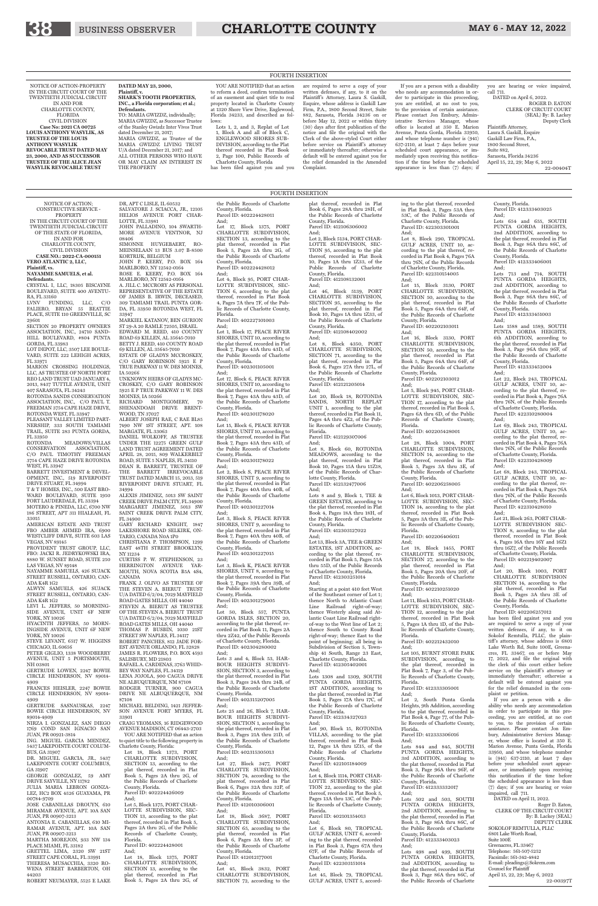FOURTH INSERTION

NOTICE OF ACTION-PROPERTY
IN THE CIRCUIT COURT OF THE TWENTIETH JUDICIAL CIRCUIT IN AND FOR CHARLOTTE COUNTY, FLORIDA
CIVIL DIVISION
**Case No: 2021 CA 00725**
**LOUIS ANTHONY WASYLIK, AS TRUSTEE OF THE LOUIS ANTHONY WASYLIK REVOCABLE TRUST DATED MAY 23, 2000, AND AS SUCCESSOR TRUSTEE OF THE ALICE JEAN WASYLIK REVOCABLE TRUST DATED MAY 23, 2000, Plaintiff, v.**
**SHARK'S TOOTH PROPERTIES, INC., a Florida corporation; et al.; Defendants.**
TO: MARIA GWIZDZ, individually; MARIA GWIZDZ, as Successor Trustee of the Stanley Gwizdz Inter Vivos Trust dated December 21, 2017; MARIA GWIZDZ, as Trustee of the MARIA GWIZDZ LIVING TRUST U/A dated December 21, 2017; and ALL OTHER PERSONS WHO HAVE OR MAY CLAIM AN INTEREST IN THE PROPERTY

YOU ARE NOTIFIED that an action to reform a deed, confirm termination of an easement and quiet title to real property located in Charlotte County at 1320 Shore View Drive, Englewood, Florida 34233, and described as follows:

Lots 1, 2, and 3, Replat of Lot 1, Block A and all of Block C, ENGLEWOOD SHORES SUBDIVISION, according to the Plat thereof recorded in Plat Book 2, Page 100, Public Records of Charlotte County, Florida

has been filed against you and you are required to serve a copy of your written defenses, if any, to it on the Plaintiff's Attorney, Laura S. Gaskill, Esquire, whose address is Gaskill Law Firm, P.A., 1800 Second Street, Suite 882, Sarasota, Florida 34236 on or before May 12, 2022 or within thirty (30) days after first publication of the notice and file the original with the Clerk of the above-styled Court either before service on Plaintiff's attorney or immediately thereafter; otherwise a default will be entered against you for the relief demanded in the Amended Complaint.

If you are a person with a disability who needs any accommodation in order to participate in this proceeding, you are entitled, at no cost to you, to the provision of certain assistance. Please contact Jon Embury, Administrative Services Manager, whose office is located at 350 E. Marion Avenue, Punta Gorda, Florida 33950, and whose telephone number is (941) 637-2110, at least 7 days before your scheduled court appearance, or immediately upon receiving this notification if the time before the scheduled appearance is less than (7) days; if you are hearing or voice impaired, call 711.

DATED on April 6, 2022.
ROGER D. EATON
CLERK OF CIRCUIT COURT
(SEAL) By: B. Lackey
Deputy Clerk

Plaintiffs Attorney,
Laura S. Gaskill, Esquire
Gaskill Law Firm, P.A.,
1800 Second Street,
Suite 882,
Sarasota, Florida 34236
April 15, 22, 29; May 6, 2022
22-00404T

FOURTH INSERTION

NOTICE OF ACTION; CONSTRUCTIVE SERVICE - PROPERTY
IN THE CIRCUIT COURT OF THE TWENTIETH JUDICIAL CIRCUIT OF THE STATE OF FLORIDA, IN AND FOR CHARLOTTE COUNTY, CIVIL DIVISION
**CASE NO.: 2022-CA-000151**
**VERO ATLANTIC 2, LLC, Plaintiff, vs.**
**NAYAMME SAMUELS, et al. Defendants.**

CRYSTAL I, LLC, 18305 BISCAYNE BOULEVARD, SUITE 400 AVENTURA, FL 33160
LVNV FUNDING, LLC, C/O FALIERO, BRYAN 55 BEATTIE PLACE, SUITE 110 GREENVILLE, SC 29601
SECTION 20 PROPERTY OWNER'S ASSOCIATION, INC., 24710 SANDHILL BOULEVARD, #804 PUNTA GORDA, FL 33983
LOT DEPOT, LLC, 3507 LEE BOULEVARD, SUITE 222 LEHIGH ACRES, FL 33971
MARION CROSSING HOLDINGS, LLC, AS TRUSTEE OF NORTH PORT REO LAND TRUST UAD JANUARY 4, 2013, 8437 TUTTLE AVENUE, UNIT 407 SARASOTA, FL 34243
ROTONDA SANDS CONSERVATION ASSOCIATION, INC., C/O PAUL T. FREEMAN 3754 CAPE HAZE DRIVE, ROTONDA WEST, FL 33947
PLEASANT VALLEY LIMITED PARTNERSHIP, 333 SOUTH TAMIAMI TRAIL, SUITE 283 PUNTA GORDA, FL 33950
ROTONDA MEADOWS/VILLAS CONSERVATION ASSOCIATION, C/O PAUL TIMOTHY FREEMAN 3754 CAPE HAZE DRIVE ROTONDA WEST, FL 33947
BARRETT INVESTMENT & DEVELOPMENT, INC., 519 RIVERPOINT DRIVE STUART, FL 34994
T & T HOMES, INC., 500 EAST BROWARD BOULEVARD, SUITE 1950 FORT LAUDERDALE, FL 33394
MOTERO & PINEDA, LLC, 6700 NW 186 STREET, APT 311 HIALEAH, FL 33015
AMERICAN ESTATE AND TRUST FBO AMBER AHMED IRA, 6900 WESTCLIFF DRIVE, SUITE 603 LAS VEGAS, NV 89145
PROVIDENT TRUST GROUP, LLC, FBO: JACKI R. JEDRYKOWSKI IRA, 8880 W. SUNSET ROAD, SUITE 250 LAS VEGAS, NV 89148
NAYAMME SAMUELS, 426 SUJACK STREET RUSSELL, ONTARIO, CANADA K4R 1G2
ALWYN SAMUELS, 426 SUJACK STREET RUSSELL, ONTARIO, CANADA K4R 1G2
LEVI L. JEFFERS, 50 MORNINGSIDE AVENUE, UNIT 6F NEW YORK, NY 10026
HYACINTH JEFFERS, 50 MORNINGSIDE AVENUE, UNIT 6F NEW YORK, NY 10026
STEVE LEVANT, 6517 W. HIGGINS CHICAGO, IL 60656
PETER GIGLIO, 1338 WOODBERRY AVENUE, UNIT 5 PORTSMOUTH, NH 03801
GERTRUDE LOWEN, 2247 BOWIE CIRCLE HENDERSON, NV 89014-4909
FRANCES HEISLER, 2247 BOWIE CIRCLE HENDERSON, NV 89014-4909
GERTRUDE SASNAUSKAS, 2247 BOWIE CIRCLE HENDERSON, NV 89014-4909
NIRZA I. GONZALEZ, SAN DIEGO 1769 COND SAN IGNACIO SAN JUAN, PR 00921-3814
ING. MIGUEL GARCIA MENDEZ, 5437 LAKEPOINTE COURT COLUMBUS, GA 31907
DR. MIGUEL GARCIA, JR., 5437 LAKEPOINTE COURT COLUMBUS, GA 31907
GEORGE GONZALEZ, 59 AMY DRIVE SAYVILLE, NY 11782
JULIA MARIA LEBRON GONZALEZ, HC2 BOX 4526 GUAYAMA, PR 00784-9709
JOSE CABANILLAS DROUYN, 610 MIRAMAR AVENUE, APT. 10A SAN JUAN, PR 00907-3213
ANTONIA E. CABANILLAS, 610 MIRAMAR AVENUE, APT. 10A SAN JUAN, PR 00907-3213
MARTHA MOREJON, 933 NW 134 PLACE MIAMI, FL 33182
GRETTEL LIMA, 2320 SW 21ST STREET CAPE CORAL, FL 33991
THERESA MUSACCHIA, 3320 ROWENA STREET BARBERTON, OH 44203
ROBERT NEUMAYER, 5525 E LAKE DR, APT C LISLE, IL 60532
SALVATORE J. SCIACCA, JR., 12105 HELIOS AVENUE PORT CHARLOTTE, FL 33981
JOHN PALLADINO, 104 SWARTHMORE AVENUE VENTNOR, NJ 08406
SIMONNE HUYGEBAERT, ROMEINSELAAN 13 BUS 3,07 B-8500 KORTRIJK, BELGIUM
JOHN P. KEERY, P.O. BOX 164 MARLBORO, NY 12542-0164
ROSE E. KEERY, P.O. BOX 164 MARLBORO, NY 12542-0164
A. JILL C. MCCRORY AS PERSONAL REPRESENTATIVE OF THE ESTATE OF JAMES B. IRWIN, DECEASED, 309 TAMIAMI TRAIL PUNTA GORDA, FL 33950 ROTONDA WEST, FL 33947
MARKIEL KATANOV, BEN GURION ST 29-A 20 RAMLE 72505, ISRAEL
EDWARD M. REED, 410 COUNTY ROAD 69 KILLEN, AL 35645-7010
BETTY J. REED, 410 COUNTY ROAD 69 KILLEN, AL 35645-7010
ESTATE OF GLADYS MCCROSKEY, C/O GARY ROBINSON 5925 E P TRUE PARKWAY 11 W. DES MOINES, IA 50266
UNKNOWN HEIRS OF GLADYS MCCROSKEY, C/O GARY ROBINSON 5925 E P TRUE PARKWAY 11 W. DES MOINES, IA 50266
RICHARD MONTGOMERY, 70 SHENANDOAH DRIVE BRENTWOOD, TN 37027
ALBERT JOSEPH RAE, C RAE BL85 7490 NW 1ST STREET, APT. 108 MARGATE, FL 33063
DANIEL WOLKOFF, AS TRUSTEE UNDER THE 12275 GREEN GULF LAND TRUST AGREEMENT DATED APRIL 28, 2015, 809 WALKERBILT ROAD, SUITE 5 NAPLES, FL 34110
DEAN R. BARRETT, TRUSTEE OF THE BARRETT IRREVOCABLE TRUST DATED MARCH 15, 2013, 519 RIVERPOINT DRIVE STUART, FL 34994
ALEXIS JIMENEZ, 5013 SW SAINT CREEK DRIVE PALM CITY, FL 34900
MARGARET JIMENEZ, 5013 SW SAINT CREEK DRIVE PALM CITY, FL 34900
GARY RICHARD KNIGHT, 1847 LAKESHORE ROAD SELKIRK, ONTARIO, CANADA N0A 1P0
CHRISTIANA P. THOMPSON, 1299 EAST 48TH STREET BROOKLYN, NY 11234
CURTISS P. W. STEPHENSON, 23 HERRINGTON AVENUE YARMOUTH, NOVA SCOTIA B5A 4S4, CANADA
FRANK J. OLIVO AS TRUSTEE OF THE STEVEN A. BIERUT TRUST U/A DATED 6/2/04, 7029 MAYFIELD ROAD GATES MILLS, OH 44040
STEVEN A. BIERUT AS TRUSTEE OF THE STEVEN A. BIERUT TRUST U/A DATED 6/2/04, 7029 MAYFIELD ROAD GATES MILLS, OH 44040
THOMAS P. BUSBIN, 1030 21ST STREET SW NAPLES, FL 34117
ROBERT PANCHES, 812 JADE FOREST AVENUE ORLANDO, FL 32828
JAMES R. FLOWERS, P.O. BOX 4593 SALISBURY, MD 21803
RAFAEL A. CARDENAS, 3763 WHIDBEY WAY NAPLES, FL 34119
LENA JOJOLA, 900 CAGUA DRIVE NE ALBUQUERQUE, NM 87108
RODGER TURNER, 900 CAGUA DRIVE NE ALBUQUERQUE, NM 87108
MICHAEL BELDING, 1421 JEFFERSON AVENUE FORT MYERS, FL 33901
CRAIG YEOMANS, 16 RIDGEWOOD AVENUE MADISON, CT 06443-2703

YOU ARE NOTIFIED that an action to quiet title to the following property in Charlotte County, Florida:

Lot 18, Block 1373, PORT CHARLOTTE SUBDIVISION, SECTION 13, according to the plat thereof, recorded in Plat Book 5, Pages 2A thru 2G, of the Public Records of Charlotte County, Florida.
Parcel ID: 402224426009
And;
Lot 5, Block 1375, PORT CHARLOTTE SUBDIVISION, SECTION 13, according to the plat thereof, recorded in Plat Book 5, Pages 2A thru 2G, of the Public Records of Charlotte County, Florida.
Parcel ID: 402224428001
And;
Lot 18, Block 1375, PORT CHARLOTTE SUBDIVISION, SECTION 13, according to the plat thereof, recorded in Plat Book 5, Pages 2A thru 2G, of the Public Records of Charlotte County, Florida.
Parcel ID: 402224428011
And;
Lot 17, Block 1375, PORT CHARLOTTE SUBDIVISION, SECTION 13, according to the plat thereof, recorded in Plat Book 5, Pages 2A thru 2G, of the Public Records of Charlotte County, Florida.
Parcel ID: 402224428012
And;
Lot 4, Block 95, PORT CHARLOTTE SUBDIVISION, SECTION 6, according to the plat thereof, recorded in Plat Book 4, Pages 7A thru 7F, of the Public Records of Charlotte County, Florida.
Parcel ID: 402227101003
And;
Lot 1, Block 17, PEACE RIVER SHORES, UNIT 10, according to the plat thereof, recorded in Plat Book 7, Pages 43A thru 43D, of the Public Records of Charlotte County, Florida.
Parcel ID: 402301105001
And;
Lot 17, Block 6, PEACE RIVER SHORES, UNIT 10, according to the plat thereof, recorded in Plat Book 7, Pages 43A thru 43D, of the Public Records of Charlotte County, Florida.
Parcel ID: 402301178020
And;
Lot 15, Block 6, PEACE RIVER SHORES, UNIT 10, according to the plat thereof, recorded in Plat Book 7, Pages 43A thru 43D, of the Public Records of Charlotte County, Florida.
Parcel ID: 402301178022
And;
Lot 2, Block S, PEACE RIVER SHORES, UNIT 9, according to the plat thereof, recorded in Plat Book 7, Pages 40A thru 40B, of the Public Records of Charlotte County, Florida.
Parcel ID: 402301227014
And;
Lot 3, Block S, PEACE RIVER SHORES, UNIT 9, according to the plat thereof, recorded in Plat Book 7, Pages 40A thru 40B, of the Public Records of Charlotte County, Florida.
Parcel ID: 402301227015
And;
Lot 3, Block K, PEACE RIVER SHORES, UNIT 8, according to the plat thereof, recorded in Plat Book 7, Pages 39A thru 39B, of the Public Records of Charlotte County, Florida.
Parcel ID: 402301279005
And;
Lot 50, Block 557, PUNTA GORDA ISLES, SECTION 20, according to the plat thereof, recorded in Plat Book 11, Pages 2A thru 2Z42, of the Public Records of Charlotte County, Florida.
Parcel ID: 402304280002
And;
Lots 3 and 4, Block 53, HARBOUR HEIGHTS SUBDIVISION, SECTION 3, according to the plat thereof, recorded in Plat Book 3, Pages 24A thru 24B, of the Public Records of Charlotte County, Florida.
Parcel ID: 402315207005
And;
Lots 25 and 26, Block 7, HARBOUR HEIGHTS SUBDIVISION, SECTION 1, according to the plat thereof, recorded in Plat Book 3, Pages 21A thru 21D, of the Public Records of Charlotte County, Florida.
Parcel ID: 402315305013
And;
Lot 27, Block 3477, PORT CHARLOTTE SUBDIVISION, SECTION 74, according to the plat thereof, recorded in Plat Book 6, Pages 32A thru 32P, of the Public Records of Charlotte County, Florida.
Parcel ID: 412010306001
And;
Lot 18, Block 3687, PORT CHARLOTTE SUBDIVISION, SECTION 65, according to the plat thereof, recorded in Plat Book 6, Pages 3A thru 3P, of the Public Records of Charlotte County, Florida.
Parcel ID: 412012177001
And;
Lot 45, Block 3832, PORT CHARLOTTE SUBDIVISION, SECTION 72, according to the plat thereof, recorded in Plat Book 6, Pages 28A thru 28H, of the Public Records of Charlotte County, Florida.
Parcel ID: 412106306002
And;
Lot 2, Block 5134, PORT CHARLOTTE SUBDIVISION, SECTION 95, according to the plat thereof, recorded in Plat Book 10, Pages 1A thru 1Z33, of the Public Records of Charlotte County, Florida.
Parcel ID: 412108132001
And;
Lot 46, Block 5139, PORT CHARLOTTE SUBDIVISION, SECTION 95, according to the plat thereof, recorded in Plat Book 10, Pages 1A thru 1Z33, of the Public Records of Charlotte County, Florida.
Parcel ID: 412108402002
And;
Lot 8, Block 4350, PORT CHARLOTTE SUBDIVISION, SECTION 71, according to the plat thereof, recorded in Plat Book 6, Pages 27A thru 27L, of the Public Records of Charlotte County, Florida.
Parcel ID: 412121205014
And;
Lot 20, Block 18, ROTONDA SANDS, NORTH REPLAT UNIT 1, according to the plat thereof, recorded in Plat Book 11, Pages 4A thru 4Z2, of the Public Records of Charlotte County, Florida.
Parcel ID: 412129307006
And;
Lot 8, Block 60, ROTONDA MEADOWS, according to the plat thereof, recorded in Plat Book 10, Pages 15A thru 15Z18, of the Public Records of Charlotte County, Florida.
Parcel ID: 412132477006
And;
Lots 8 and 9, Block 1, TEE & GREEN ESTATES, according to the plat thereof, recorded in Plat Book 4, Pages 18A thru 18H, of the Public Records of Charlotte County, Florida.
Parcel ID: 412303172022
And;
Lot 13, Block 3A, TEE & GREEN ESTATES, 1ST ADDITION, according to the plat thereof, recorded in Plat Book 5, Pages 55A thru 55D, of the Public Records of Charlotte County, Florida.
Parcel ID: 412303251014
And;
Starting at a point 410 feet West of the Southeast corner of Lot 1; thence North to Atlantic Coast Line Railroad right-of-way; thence Westerly along said Atlantic Coast Line Railroad right-of-way to the West line of Lot 2; thence South to County Road right-of-way; thence East to the point of beginning; all being in Subdivision of Section 5, Township 41 South, Range 23 East, Charlotte County, Florida.
Parcel ID: 412305402001
And;
Lots 1308 and 1309, SOUTH PUNTA GORDA HEIGHTS, 1ST ADDITION, according to the plat thereof, recorded in Plat Book 5, Pages 17A thru 17C, of the Public Records of Charlotte County, Florida.
Parcel ID: 412334327023
And;
Lot 90, Block 15, ROTONDA VILLAS, according to the plat thereof, recorded in Plat Book 12, Pages 1A thru 1Z15, of the Public Records of Charlotte County, Florida.
Parcel ID: 422105184009
And;
Lot 4, Block 1114, PORT CHARLOTTE SUBDIVISION, SECTION 22, according to the plat thereof, recorded in Plat Book 5, Pages 13A thru 13C, of the Public Records of Charlotte County, Florida.
Parcel ID: 402101354013
And;
Lot 6, Block 80, TROPICAL GULF ACRES, UNIT 6, according to the plat thereof, recorded in Plat Book 3, Pages 67A thru 67F, of the Public Records of Charlotte County, Florida.
Parcel ID: 422303151014
And;
Lot 45, Block 79, TROPICAL GULF ACRES, UNIT 5, according to the plat thereof, recorded in Plat Book 3, Pages 53A thru 53C, of the Public Records of Charlotte County, Florida.
Parcel ID: 422303301001
And;
Lot 8, Block 290, TROPICAL GULF ACRES, UNIT 10, according to the plat thereof, recorded in Plat Book 4, Pages 76A thru 76N, of the Public Records of Charlotte County, Florida.
Parcel ID: 422310154005
And;
Lot 15, Block 3130, PORT CHARLOTTE SUBDIVISION, SECTION 50, according to the plat thereof, recorded in Plat Book 5, Pages 64A thru 64F, of the Public Records of Charlotte County, Florida.
Parcel ID: 402202103011
And;
Lot 16, Block 3130, PORT CHARLOTTE SUBDIVISION, SECTION 50, according to the plat thereof, recorded in Plat Book 5, Pages 64A thru 64F, of the Public Records of Charlotte County, Florida.
Parcel ID: 402202103012
And;
Lot 5, Block 945, PORT CHARLOTTE SUBDIVISION, SECTION 17, according to the plat thereof, recorded in Plat Book 5, Pages 6A thru 6D, of the Public Records of Charlotte County, Florida.
Parcel ID: 402205428001
And;
Lot 28, Block 1004, PORT CHARLOTTE SUBDIVISION, SECTION 14, according to the plat thereof, recorded in Plat Book 5, Pages 3A thru 3E, of the Public Records of Charlotte County, Florida.
Parcel ID: 402206258005
And;
Lot 6, Block 1013, PORT CHARLOTTE SUBDIVISION, SECTION 14, according to the plat thereof, recorded in Plat Book 5, Pages 3A thru 3E, of the Public Records of Charlotte County, Florida.
Parcel ID: 402206406011
And;
Lot 18, Block 1455, PORT CHARLOTTE SUBDIVISION, SECTION 27, according to the plat thereof, recorded in Plat Book 5, Pages 20A thru 20F, of the Public Records of Charlotte County, Florida.
Parcel ID: 402210251020
And;
Lot 11, Block 1615, PORT CHARLOTTE SUBDIVISION, SECTION 12, according to the plat thereof, recorded in Plat Book 5, Pages 1A thru 1D, of the Public Records of Charlotte County, Florida.
Parcel ID: 402212432010
And;
Lot 105, BURNT STORE PARK SUBDIVISION, according to the plat thereof, recorded in Plat Book 7, Page 3, of the Public Records of Charlotte County, Florida.
Parcel ID: 412333305001
And;
Lot 2, South Punta Gorda Heights, 9th Addition, according to the plat thereof, recorded in Plat Book 4, Page 77, of the Public Records of Charlotte County, Florida.
Parcel ID: 412333306016
And;
Lots 844 and 845, SOUTH PUNTA GORDA HEIGHTS, 3rd ADDITION, according to the plat thereof, recorded in Plat Book 3, Page 96A thru 96F, of the Public Records of Charlotte County, Florida.
Parcel ID: 412333332017
And;
Lots 502 and 503, SOUTH PUNTA GORDA HEIGHTS, 2nd ADDITION, according to the plat thereof, recorded in Plat Book 3, Page 86A thru 86C, of the Public Records of Charlotte County, Florida.
Parcel ID: 412333403023
And;
Lots 498 and 499, SOUTH PUNTA GORDA HEIGHTS, 2nd ADDITION, according to the plat thereof, recorded in Plat Book 3, Page 86A thru 86C, of the Public Records of Charlotte County, Florida.
Parcel ID: 412333403025
And;
Lots 654 and 655, SOUTH PUNTA GORDA HEIGHTS, 2nd ADDITION, according to the plat thereof, recorded in Plat Book 3, Page 86A thru 86C, of the Public Records of Charlotte County, Florida.
Parcel ID: 412333406001
And;
Lots 713 and 714, SOUTH PUNTA GORDA HEIGHTS, 2nd ADDITION, according to the plat thereof, recorded in Plat Book 3, Page 86A thru 86C, of the Public Records of Charlotte County, Florida.
Parcel ID: 412333451003
And;
Lots 1588 and 1589, SOUTH PUNTA GORDA HEIGHTS, 6th ADDITION, according to the plat thereof, recorded in Plat Book 3, Page 96A thru 96F, of the Public Records of Charlotte County, Florida.
Parcel ID: 412333452004
And;
Lot 22, Block 243, TROPICAL GULF ACRES, UNIT 10, according to the plat thereof, recorded in Plat Book 4, Pages 76A thru 76N, of the Public Records of Charlotte County, Florida.
Parcel ID: 422310280004
And;
Lot 69, Block 243, TROPICAL GULF ACRES, UNIT 10, according to the plat thereof, recorded in Plat Book 4, Pages 76A thru 76N, of the Public Records of Charlotte County, Florida.
Parcel ID: 422310428009
And;
Lot 68, Block 243, TROPICAL GULF ACRES, UNIT 10, according to the plat thereof, recorded in Plat Book 4, Pages 76A thru 76N, of the Public Records of Charlotte County, Florida.
Parcel ID: 422310428010
And;
Lot 21, Block 263, PORT CHARLOTTE SUBDIVISION SECTION 8, according to the plat thereof, recorded in Plat Book 4, Pages 16A thru 16Y and 16Z1 thru 16Z7, of the Public Records of Charlotte County, Florida.
Parcel ID: 402219402007
And;
Lot 20, Block 1003, PORT CHARLOTTE SUBDIVISION SECTION 14, according to the plat thereof, recorded in Plat Book 5, Pages 3A thru 3E of the Public Records of Charlotte County, Florida.
Parcel ID: 402206257012

has been filed against you and you are required to serve a copy of your written defenses, if any, to it on Sokolof Remtulla, PLLC, the plaintiff's attorney, whose address is 6801 Lake Worth Rd, Suite 100E, Greenacres, FL 33467, on or before May 17, 2022, and file the original with the clerk of this court either before service on the plaintiff's attorney or immediately thereafter; otherwise a default will be entered against you for the relief demanded in the complaint or petition.

If you are a person with a disability who needs any accommodation in order to participate in this proceeding, you are entitled, at no cost to you, to the provision of certain assistance. Please contact Jon Embury, Administrative Services Manager, whose office is located at 350 E. Marion Avenue, Punta Gorda, Florida 33950, and whose telephone number is (941) 637-2110, at least 7 days before your scheduled court appearance, or immediately upon receiving this notification if the time before the scheduled appearance is less than (7) days; if you are hearing or voice impaired, call 711.

DATED on April 11, 2022.
Roger D. Eaton,
CLERK OF THE CIRCUIT COURT
(SEAL) By: B. Lackey
DEPUTY CLERK

SOKOLOF REMTULLA, PLLC
6801 Lake Worth Road,
Suite 100E
Greenacres, FL 33467
Telephone: 561-507-5252
Facsimile: 561-342-4842
E-mail: pleadings@Sokrem.com
Counsel for Plaintiff
April 15, 22, 29; May 6, 2022
22-00397T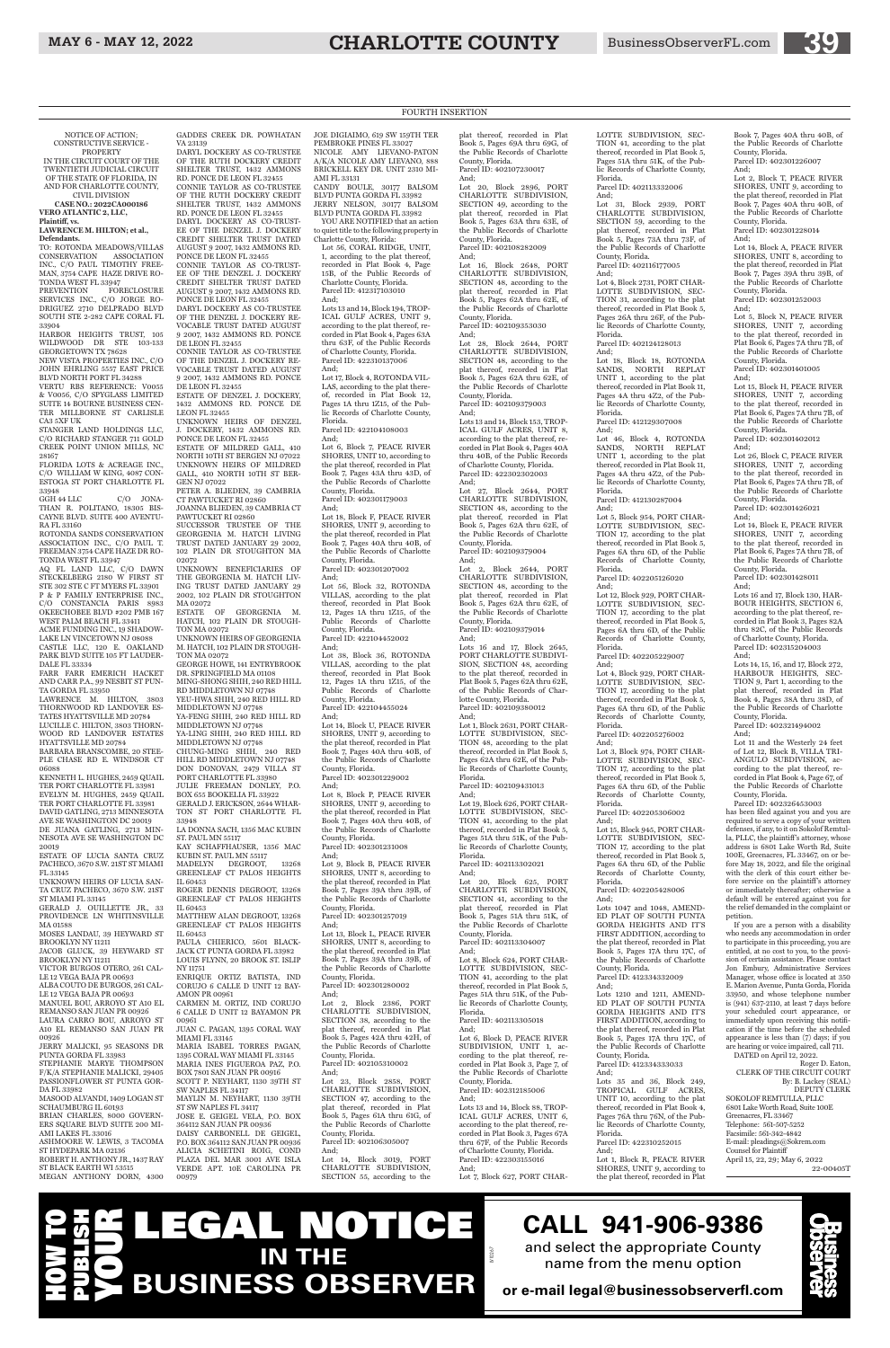FOURTH INSERTION

NOTICE OF ACTION; CONSTRUCTIVE SERVICE - PROPERTY
IN THE CIRCUIT COURT OF THE TWENTIETH JUDICIAL CIRCUIT OF THE STATE OF FLORIDA, IN AND FOR CHARLOTTE COUNTY, CIVIL DIVISION

**CASE NO.: 2022CA000186**

**VERO ATLANTIC 2, LLC, Plaintiff, vs. LAWRENCE M. HILTON; et al., Defendants.**

TO: ROTONDA MEADOWS/VILLAS CONSERVATION ASSOCIATION INC., C/O PAUL TIMOTHY FREEMAN, 3754 CAPE HAZE DRIVE ROTONDA WEST FL 33947
PREVENTION FORECLOSURE SERVICES INC., C/O JORGE RODRIGUEZ 2710 DELPRADO BLVD SOUTH STE 2-282 CAPE CORAL FL 33904
HARBOR HEIGHTS TRUST, 105 WILDWOOD DR STE 103-133 GEORGETOWN TX 78628
NEW VISTA PROPERTIES INC., C/O JOHN EHRLING 5557 EAST PRICE BLVD NORTH PORT FL 34288
VERTU RBS REFERENCE: V0055 & V0056, C/O SPYGLASS LIMITED SUITE 14 BOURNE BUSINESS CENTER MILLBORNE ST CARLISLE CA3 5XF UK
STANGER LAND HOLDINGS LLC, C/O RICHARD STANGER 711 GOLD CREEK POINT UNION MILLS, NC 28167
FLORIDA LOTS & ACREAGE INC., C/O WILLIAM W KING, 4087 CONESTOGA ST PORT CHARLOTTE FL 33948
GGH 44 LLC C/O JONATHAN R. POLITANO, 18305 BISCAYNE BLVD. SUITE 400 AVENTURA FL 33160
ROTONDA SANDS CONSERVATION ASSOCIATION INC., C/O PAUL T. FREEMAN 3754 CAPE HAZE DR ROTONDA WEST FL 33947
AQ FL LAND LLC, C/O DAWN STECKELBERG 2180 W FIRST ST STE 302 STE C FT MYERS FL 33901
P & P FAMILY ENTERPRISE INC., C/O CONSTANCIA PARIS 8983 OKEECHOBEE BLVD #202 PMB 167 WEST PALM BEACH FL 33411
ACME FUNDING INC., 19 SHADOWLAKE LN VINCETOWN NJ 08088
CASTLE LLC, 120 E. OAKLAND PARK BLVD SUITE 105 FT LAUDERDALE FL 33334
FARR FARR EMERICH HACKET AND CARR P.A., 99 NESBIT ST PUNTA GORDA FL 33950
LAWRENCE M. HILTON, 3803 THORNWOOD RD LANDOVER ESTATES HYATTSVILLE MD 20784
LUCILLE C. HILTON, 3803 THORNWOOD RD LANDOVER ESTATES HYATTSVILLE MD 20784
BARBARA BRANSCOMBE, 20 STEEPLE CHASE RD E. WINDSOR CT 06088
KENNETH L. HUGHES, 2459 QUAIL TER PORT CHARLOTTE FL 33981
EVELYN M. HUGHES, 2459 QUAIL TER PORT CHARLOTTE FL 33981
DAVID GATLING, 2713 MINNESOTA AVE SE WASHINGTON DC 20019
DE JUANA GATLING, 2713 MINNESOTA AVE SE WASHINGTON DC 20019
ESTATE OF LUCIA SANTA CRUZ PACHECO, 3670 S.W. 21ST ST MIAMI FL 33145
UNKNOWN HEIRS OF LUCIA SANTA CRUZ PACHECO, 3670 S.W. 21ST ST MIAMI FL 33145
GERALD J. OUILLETTE JR., 33 PROVIDENCE LN WHITINSVILLE MA 01588
MOSES LANDAU, 39 HEYWARD ST BROOKLYN NY 11211
JACOB GLUCK, 39 HEYWARD ST BROOKLYN NY 11211
VICTOR BURGOS OTERO, 261 CALLE 12 VEGA BAJA PR 00693
ALBA COUTO DE BURGOS, 261 CALLE 12 VEGA BAJA PR 00693
MANUEL BOU, ARROYO ST A10 EL REMANSO SAN JUAN PR 00926
LAURA CARRO BOU, ARROYO ST A10 EL REMANSO SAN JUAN PR 00926
JERRY MALICKI, 95 SEASONS DR PUNTA GORDA FL 33983
STEPHANIE MARYE THOMPSON F/K/A STEPHANIE MALICKI, 29405 PASSIONFLOWER ST PUNTA GORDA FL 33982
MASOOD ALVANDI, 1409 LOGAN ST SCHAUMBURG IL 60193
BRIAN CHARLES, 8000 GOVERNERS SQUARE BLVD SUITE 200 MIAMI LAKES FL 33016
ASHMOORE W. LEWIS, 3 TACOMA ST HYDEPARK MA 02136
ROBERT H. ANTHONY JR., 1437 RAY ST BLACK EARTH WI 53515
MEGAN ANTHONY DORN, 4300 GADDES CREEK DR. POWHATAN VA 23139
DARYL DOCKERY AS CO-TRUSTEE OF THE RUTH DOCKERY CREDIT SHELTER TRUST, 1432 AMMONS RD. PONCE DE LEON FL 32455
CONNIE TAYLOR AS CO-TRUSTEE OF THE RUTH DOCKERY CREDIT SHELTER TRUST, 1432 AMMONS RD. PONCE DE LEON FL 32455
DARYL DOCKERY AS CO-TRUSTEE OF THE DENZEL J. DOCKERY CREDIT SHELTER TRUST DATED AUGUST 9 2007, 1432 AMMONS RD. PONCE DE LEON FL 32455
CONNIE TAYLOR AS CO-TRUSTEE OF THE DENZEL J. DOCKERY CREDIT SHELTER TRUST DATED AUGUST 9 2007, 1432 AMMONS RD. PONCE DE LEON FL 32455
DARYL DOCKERY AS CO-TRUSTEE OF THE DENZEL J. DOCKERY REVOCABLE TRUST DATED AUGUST 9 2007, 1432 AMMONS RD. PONCE DE LEON FL 32455
CONNIE TAYLOR AS CO-TRUSTEE OF THE DENZEL J. DOCKERY REVOCABLE TRUST DATED AUGUST 9 2007, 1432 AMMONS RD. PONCE DE LEON FL 32455
ESTATE OF DENZEL J. DOCKERY, 1432 AMMONS RD. PONCE DE LEON FL 32455
UNKNOWN HEIRS OF DENZEL J. DOCKERY, 1432 AMMONS RD. PONCE DE LEON FL 32455
ESTATE OF MILDRED GALL, 410 NORTH 10TH ST BERGEN NJ 07022
UNKNOWN HEIRS OF MILDRED GALL, 410 NORTH 10TH ST BERGEN NJ 07022
PETER A. BLIEDEN, 39 CAMBRIA CT PAWTUCKET RI 02860
JOANNA BLIEDEN, 39 CAMBRIA CT PAWTUCKET RI 02860
SUCCESSOR TRUSTEE OF THE GEORGENIA M. HATCH LIVING TRUST DATED JANUARY 29 2002, 102 PLAIN DR STOUGHTON MA 02072
UNKNOWN BENEFICIARIES OF THE GEORGENIA M. HATCH LIVING TRUST DATED JANUARY 29 2002, 102 PLAIN DR STOUGHTON MA 02072
ESTATE OF GEORGENIA M. HATCH, 102 PLAIN DR STOUGHTON MA 02072
UNKNOWN HEIRS OF GEORGENIA M. HATCH, 102 PLAIN DR STOUGHTON MA 02072
GEORGE HOWE, 141 ENTRYBROOK DR. SPRINGFIELD MA 01108
MING-SHONG SHIH, 240 RED HILL RD MIDDLETOWN NJ 07748
YEU-HWA SHIH, 240 RED HILL RD MIDDLETOWN NJ 07748
YA-FENG SHIH, 240 RED HILL RD MIDDLETOWN NJ 07748
YA-LING SHIH, 240 RED HILL RD MIDDLETOWN NJ 07748
CHUNG-MING SHIH, 240 RED HILL RD MIDDLETOWN NJ 07748
DON DONOVAN, 2479 VILLA ST PORT CHARLOTTE FL 33980
JULIE FREEMAN DONLEY, P.O. BOX 655 BOKELIA FL 33922
GERALD J. ERICKSON, 2644 WHARTON ST PORT CHARLOTTE FL 33948
LA DONNA SACH, 1356 MAC KUBIN ST. PAUL MN 55117
KAY SCHAFFHAUSER, 1356 MAC KUBIN ST. PAUL MN 55117
MADELYN DEGROOT, 13268 GREENLEAF CT PALOS HEIGHTS IL 60453
ROGER DENNIS DEGROOT, 13268 GREENLEAF CT PALOS HEIGHTS IL 60453
MATTHEW ALAN DEGROOT, 13268 GREENLEAF CT PALOS HEIGHTS IL 60453
PAULA CHIERICO, 5601 BLACKJACK CT PUNTA GORDA FL 33982
LOUIS FLYNN, 20 BROOK ST. ISLIP NY 11751
ENRIQUE ORTIZ BATISTA, IND CORUJO 6 CALLE D UNIT 12 BAYAMON PR 00961
CARMEN M. ORTIZ, IND CORUJO 6 CALLE D UNIT 12 BAYAMON PR 00961
JUAN C. PAGAN, 1395 CORAL WAY MIAMI FL 33145
MARIA ISABEL TORRES PAGAN, 1395 CORAL WAY MIAMI FL 33145
MARIA INES FIGUEROA PAZ, P.O. BOX 7801 SAN JUAN PR 00916
SCOTT P. NEYHART, 1130 39TH ST SW NAPLES FL 34117
MAYLIN M. NEYHART, 1130 39TH ST SW NAPLES FL 34117
JOSE E. GEIGEL VILA, P.O. BOX 364112 SAN JUAN PR 00936
DAISY CARBONELL DE GEIGEL, P.O. BOX 364112 SAN JUAN PR 00936
ALICIA SCHETINI ROIG, COND PLAZA DEL MAR 3001 AVE ISLA VERDE APT. 10E CAROLINA PR 00979
JOE DIGIAIMO, 619 SW 159TH TER PEMBROKE PINES FL 33027
NICOLE AMY LIEVANO-PATON A/K/A NICOLE AMY LIEVANO, 888 BRICKELL KEY DR. UNIT 2310 MIAMI FL 33131
CANDY BOULE, 30177 BALSOM BLVD PUNTA GORDA FL 33982
JERRY NELSON, 30177 BALSOM BLVD PUNTA GORDA FL 33982

YOU ARE NOTIFIED that an action to quiet title to the following property in Charlotte County, Florida:

Lot 56, CORAL RIDGE, UNIT, 1, according to the plat thereof, recorded in Plat Book 4, Page 15B, of the Public Records of Charlotte County, Florida.
Parcel ID: 412317103010
And;
Lots 13 and 14, Block 194, TROPICAL GULF ACRES, UNIT 9, according to the plat thereof, recorded in Plat Book 4, Pages 63A thru 63F, of the Public Records of Charlotte County, Florida.
Parcel ID: 422310137006
And;
Lot 17, Block 4, ROTONDA VILLAS, according to the plat thereof, recorded in Plat Book 12, Pages 1A thru 1Z15, of the Public Records of Charlotte County, Florida.
Parcel ID: 422104108003
And;
Lot 6, Block 7, PEACE RIVER SHORES, UNIT 10, according to the plat thereof, recorded in Plat Book 7, Pages 43A thru 43D, of the Public Records of Charlotte County, Florida.
Parcel ID: 402301179003
And;
Lot 18, Block F, PEACE RIVER SHORES, UNIT 9, according to the plat thereof, recorded in Plat Book 7, Pages 40A thru 40B, of the Public Records of Charlotte County, Florida.
Parcel ID: 402301207002
And;
Lot 56, Block 32, ROTONDA VILLAS, according to the plat thereof, recorded in Plat Book 12, Pages 1A thru 1Z15, of the Public Records of Charlotte County, Florida.
Parcel ID: 422104452002
And;
Lot 38, Block 36, ROTONDA VILLAS, according to the plat thereof, recorded in Plat Book 12, Pages 1A thru 1Z15, of the Public Records of Charlotte County, Florida.
Parcel ID: 422104455024
And;
Lot 14, Block U, PEACE RIVER SHORES, UNIT 9, according to the plat thereof, recorded in Plat Book 7, Pages 40A thru 40B, of the Public Records of Charlotte County, Florida.
Parcel ID: 402301229002
And;
Lot 8, Block P, PEACE RIVER SHORES, UNIT 9, according to the plat thereof, recorded in Plat Book 7, Pages 40A thru 40B, of the Public Records of Charlotte County, Florida.
Parcel ID: 402301231008
And;
Lot 9, Block B, PEACE RIVER SHORES, UNIT 8, according to the plat thereof, recorded in Plat Book 7, Pages 39A thru 39B, of the Public Records of Charlotte County, Florida.
Parcel ID: 402301257019
And;
Lot 13, Block L, PEACE RIVER SHORES, UNIT 8, according to the plat thereof, recorded in Plat Book 7, Pages 39A thru 39B, of the Public Records of Charlotte County, Florida.
Parcel ID: 402301280002
And;
Lot 2, Block 2386, PORT CHARLOTTE SUBDIVISION, SECTION 38, according to the plat thereof, recorded in Plat Book 5, Pages 42A thru 42H, of the Public Records of Charlotte County, Florida.
Parcel ID: 402105310002
And;
Lot 23, Block 2858, PORT CHARLOTTE SUBDIVISION, SECTION 47, according to the plat thereof, recorded in Plat Book 5, Pages 61A thru 61G, of the Public Records of Charlotte County, Florida.
Parcel ID: 402106305007
And;
Lot 14, Block 3019, PORT CHARLOTTE SUBDIVISION, SECTION 55, according to the plat thereof, recorded in Plat Book 5, Pages 69A thru 69G, of the Public Records of Charlotte County, Florida.
Parcel ID: 402107230017
And;
Lot 20, Block 2896, PORT CHARLOTTE SUBDIVISION, SECTION 49, according to the plat thereof, recorded in Plat Book 5, Pages 63A thru 63E, of the Public Records of Charlotte County, Florida.
Parcel ID: 402108282009
And;
Lot 16, Block 2648, PORT CHARLOTTE SUBDIVISION, SECTION 48, according to the plat thereof, recorded in Plat Book 5, Pages 62A thru 62E, of the Public Records of Charlotte County, Florida.
Parcel ID: 402109353030
And;
Lot 28, Block 2644, PORT CHARLOTTE SUBDIVISION, SECTION 48, according to the plat thereof, recorded in Plat Book 5, Pages 62A thru 62E, of the Public Records of Charlotte County, Florida.
Parcel ID: 402109379003
And;
Lots 13 and 14, Block 153, TROPICAL GULF ACRES, UNIT 8, according to the plat thereof, recorded in Plat Book 4, Pages 40A thru 40B, of the Public Records of Charlotte County, Florida.
Parcel ID: 422302302003
And;
Lot 27, Block 2644, PORT CHARLOTTE SUBDIVISION, SECTION 48, according to the plat thereof, recorded in Plat Book 5, Pages 62A thru 62E, of the Public Records of Charlotte County, Florida.
Parcel ID: 402109379004
And;
Lot 2, Block 2644, PORT CHARLOTTE SUBDIVISION, SECTION 48, according to the plat thereof, recorded in Plat Book 5, Pages 62A thru 62E, of the Public Records of Charlotte County, Florida.
Parcel ID: 402109379014
And;
Lots 16 and 17, Block 2645, PORT CHARLOTTE SUBDIVISION, SECTION 48, according to the plat thereof, recorded in Plat Book 5, Pages 62A thru 62E, of the Public Records of Charlotte County, Florida.
Parcel ID: 402109380012
And;
Lot 1, Block 2631, PORT CHARLOTTE SUBDIVISION, SECTION 48, according to the plat thereof, recorded in Plat Book 5, Pages 62A thru 62E, of the Public Records of Charlotte County, Florida.
Parcel ID: 402109431013
And;
Lot 19, Block 626, PORT CHARLOTTE SUBDIVISION, SECTION 41, according to the plat thereof, recorded in Plat Book 5, Pages 51A thru 51K, of the Public Records of Charlotte County, Florida.
Parcel ID: 402113302021
And;
Lot 20, Block 625, PORT CHARLOTTE SUBDIVISION, SECTION 41, according to the plat thereof, recorded in Plat Book 5, Pages 51A thru 51K, of the Public Records of Charlotte County, Florida.
Parcel ID: 402113304007
And;
Lot 8, Block 624, PORT CHARLOTTE SUBDIVISION, SECTION 41, according to the plat thereof, recorded in Plat Book 5, Pages 51A thru 51K, of the Public Records of Charlotte County, Florida.
Parcel ID: 402113305018
And;
Lot 6, Block D, PEACE RIVER SUBDIVISION, UNIT 1, according to the plat thereof, recorded in Plat Book 3, Page 7, of the Public Records of Charlotte County, Florida.
Parcel ID: 402312185006
And;
Lots 13 and 14, Block 88, TROPICAL GULF ACRES, UNIT 6, according to the plat thereof, recorded in Plat Book 3, Pages 67A thru 67F, of the Public Records of Charlotte County, Florida.
Parcel ID: 422303155016
And;
Lot 7, Block 627, PORT CHARLOTTE SUBDIVISION, SECTION 41, according to the plat thereof, recorded in Plat Book 5, Pages 51A thru 51K, of the Public Records of Charlotte County, Florida.
Parcel ID: 402113332006
And;
Lot 31, Block 2939, PORT CHARLOTTE SUBDIVISION, SECTION 59, according to the plat thereof, recorded in Plat Book 5, Pages 73A thru 73F, of the Public Records of Charlotte County, Florida.
Parcel ID: 402116177005
And;
Lot 4, Block 2731, PORT CHARLOTTE SUBDIVISION, SECTION 31, according to the plat thereof, recorded in Plat Book 5, Pages 26A thru 26F, of the Public Records of Charlotte County, Florida.
Parcel ID: 402124128013
And;
Lot 18, Block 18, ROTONDA SANDS, NORTH REPLAT UNIT 1, according to the plat thereof, recorded in Plat Book 11, Pages 4A thru 4Z2, of the Public Records of Charlotte County, Florida.
Parcel ID: 412129307008
And;
Lot 46, Block 4, ROTONDA SANDS, NORTH REPLAT UNIT 1, according to the plat thereof, recorded in Plat Book 11, Pages 4A thru 4Z2, of the Public Records of Charlotte County, Florida.
Parcel ID: 412130287004
And;
Lot 5, Block 954, PORT CHARLOTTE SUBDIVISION, SECTION 17, according to the plat thereof, recorded in Plat Book 5, Pages 6A thru 6D, of the Public Records of Charlotte County, Florida.
Parcel ID: 402205126020
And;
Lot 12, Block 929, PORT CHARLOTTE SUBDIVISION, SECTION 17, according to the plat thereof, recorded in Plat Book 5, Pages 6A thru 6D, of the Public Records of Charlotte County, Florida.
Parcel ID: 402205229007
And;
Lot 4, Block 929, PORT CHARLOTTE SUBDIVISION, SECTION 17, according to the plat thereof, recorded in Plat Book 5, Pages 6A thru 6D, of the Public Records of Charlotte County, Florida.
Parcel ID: 402205276002
And;
Lot 3, Block 974, PORT CHARLOTTE SUBDIVISION, SECTION 17, according to the plat thereof, recorded in Plat Book 5, Pages 6A thru 6D, of the Public Records of Charlotte County, Florida.
Parcel ID: 402205306002
And;
Lot 15, Block 945, PORT CHARLOTTE SUBDIVISION, SECTION 17, according to the plat thereof, recorded in Plat Book 5, Pages 6A thru 6D, of the Public Records of Charlotte County, Florida.
Parcel ID: 402205428006
And;
Lots 1047 and 1048, AMENDED PLAT OF SOUTH PUNTA GORDA HEIGHTS AND IT'S FIRST ADDITION, according to the plat thereof, recorded in Plat Book 5, Pages 17A thru 17C, of the Public Records of Charlotte County, Florida.
Parcel ID: 412334332009
And;
Lots 1210 and 1211, AMENDED PLAT OF SOUTH PUNTA GORDA HEIGHTS AND IT'S FIRST ADDITION, according to the plat thereof, recorded in Plat Book 5, Pages 17A thru 17C, of the Public Records of Charlotte County, Florida.
Parcel ID: 412334333033
And;
Lots 35 and 36, Block 249, TROPICAL GULF ACRES, UNIT 10, according to the plat thereof, recorded in Plat Book 4, Pages 76A thru 76N, of the Public Records of Charlotte County, Florida.
Parcel ID: 422310252015
And;
Lot 1, Block R, PEACE RIVER SHORES, UNIT 9, according to the plat thereof, recorded in Plat Book 7, Pages 40A thru 40B, of the Public Records of Charlotte County, Florida.
Parcel ID: 402301226007
And;
Lot 2, Block T, PEACE RIVER SHORES, UNIT 9, according to the plat thereof, recorded in Plat Book 7, Pages 40A thru 40B, of the Public Records of Charlotte County, Florida.
Parcel ID: 402301228014
And;
Lot 14, Block A, PEACE RIVER SHORES, UNIT 8, according to the plat thereof, recorded in Plat Book 7, Pages 39A thru 39B, of the Public Records of Charlotte County, Florida.
Parcel ID: 402301252003
And;
Lot 5, Block N, PEACE RIVER SHORES, UNIT 7, according to the plat thereof, recorded in Plat Book 6, Pages 7A thru 7B, of the Public Records of Charlotte County, Florida.
Parcel ID: 402301401005
And;
Lot 15, Block H, PEACE RIVER SHORES, UNIT 7, according to the plat thereof, recorded in Plat Book 6, Pages 7A thru 7B, of the Public Records of Charlotte County, Florida.
Parcel ID: 402301402012
And;
Lot 26, Block C, PEACE RIVER SHORES, UNIT 7, according to the plat thereof, recorded in Plat Book 6, Pages 7A thru 7B, of the Public Records of Charlotte County, Florida.
Parcel ID: 402301426021
And;
Lot 14, Block E, PEACE RIVER SHORES, UNIT 7, according to the plat thereof, recorded in Plat Book 6, Pages 7A thru 7B, of the Public Records of Charlotte County, Florida.
Parcel ID: 402301428011
And;
Lots 16 and 17, Block 130, HARBOUR HEIGHTS, SECTION 6, according to the plat thereof, recorded in Plat Book 3, Pages 82A thru 82C, of the Public Records of Charlotte County, Florida.
Parcel ID: 402315204003
And;
Lots 14, 15, 16, and 17, Block 272, HARBOUR HEIGHTS, SECTION 9, Part 1, according to the plat thereof, recorded in Plat Book 4, Pages 38A thru 38D, of the Public Records of Charlotte County, Florida.
Parcel ID: 402321494002
And;
Lot 11 and the Westerly 24 feet of Lot 12, Block B, VILLA TRIANGULO SUBDIVISION, according to the plat thereof, recorded in Plat Book 4, Page 67, of the Public Records of Charlotte County, Florida.
Parcel ID: 402326453003

has been filed against you and you are required to serve a copy of your written defenses, if any, to it on Sokolof Remtulla, PLLC, the plaintiff's attorney, whose address is 6801 Lake Worth Rd, Suite 100E, Greenacres, FL 33467, on or before May 18, 2022, and file the original with the clerk of this court either before service on the plaintiff's attorney or immediately thereafter; otherwise a default will be entered against you for the relief demanded in the complaint or petition.

If you are a person with a disability who needs any accommodation in order to participate in this proceeding, you are entitled, at no cost to you, to the provision of certain assistance. Please contact Jon Embury, Administrative Services Manager, whose office is located at 350 E. Marion Avenue, Punta Gorda, Florida 33950, and whose telephone number is (941) 637-2110, at least 7 days before your scheduled court appearance, or immediately upon receiving this notification if the time before the scheduled appearance is less than (7) days; if you are hearing or voice impaired, call 711.

DATED on April 12, 2022.

Roger D. Eaton,
CLERK OF THE CIRCUIT COURT
By: B. Lackey (SEAL)
DEPUTY CLERK

SOKOLOF REMTULLA, PLLC
6801 Lake Worth Road, Suite 100E
Greenacres, FL 33467
Telephone: 561-507-5252
Facsimile: 561-342-4842
E-mail: pleadings@Sokrem.com
Counsel for Plaintiff
April 15, 22, 29; May 6, 2022
22-00405T

HOW TO PUBLISH YOUR LEGAL NOTICE IN THE BUSINESS OBSERVER

CALL 941-906-9386 and select the appropriate County name from the menu option
or e-mail legal@businessobserverfl.com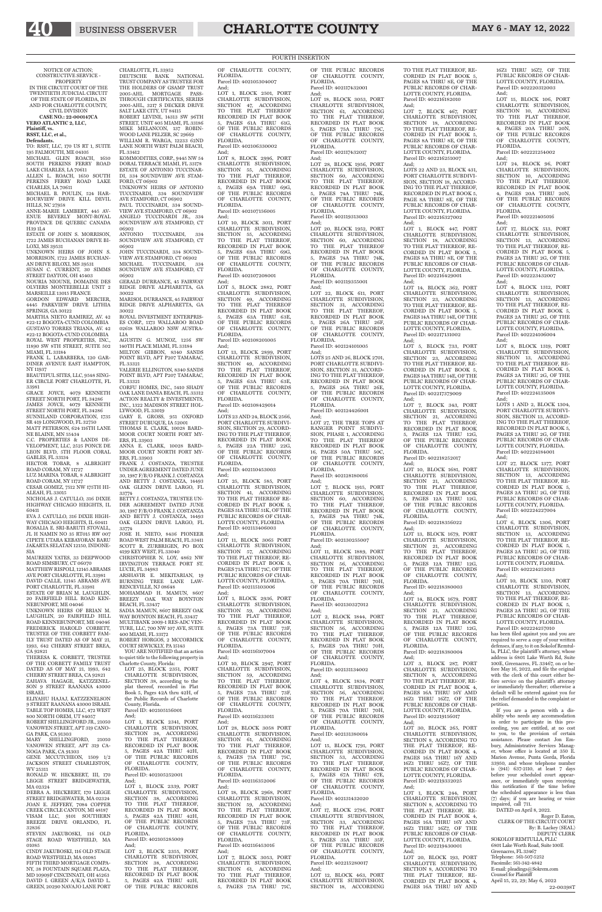FOURTH INSERTION

NOTICE OF ACTION; CONSTRUCTIVE SERVICE - PROPERTY
IN THE CIRCUIT COURT OF THE TWENTIETH JUDICIAL CIRCUIT OF THE STATE OF FLORIDA, IN AND FOR CHARLOTTE COUNTY, CIVIL DIVISION
CASE NO.: 22-000147CA
VERO ATLANTIC 2, LLC,
Plaintiff, vs.
RSST, LLC, et al.,
Defendants.

TO: RSST, LLC, 170 US RT 1, SUITE 195 FALMOUTH, ME 04105
MICHAEL GLEN ROACH, 1650 SOUTH PERKINS FERRY ROAD LAKE CHARLES, LA 70611
ALLEN L. ROACH, 1650 SOUTH PERKINS FERRY ROAD LAKE CHARLES, LA 70611
MICHAEL B. POULIN, 524 HARBOURVIEW DRIVE KILL DEVIL HILLS, NC 27958
ANNE-MARIE LAMBERT, 445 AVENUE BEVERLY MONT-ROYAL PROVINCE DE QUEBEC CANADA H3P 1L4
ESTATE OF JOHN S. MORRISON, 1722 JAMES BUCHANAN DRIVE BILOXI, MS 39531
UNKNOWN HEIRS OF JOHN S. MORRISON, 1722 JAMES BUCHANAN DRIVE BILOXI, MS 39531
SUSAN C. CURRENT, 30 SIMMS STREET DAYTON, OH 45403
NOURIA NIOUNE, DOMAINE DES OLIVIERS MONTEBELLE UNIT 2 MARSEILLE 13015 FRANCE
GORDON EDWARD MERCIER, 4445 PARKVIEW DRIVE LITHIA SPRINGS, GA 30122
MARTHA NIETO RAMIREZ, AV. 42 #22-12 BOGOTA-CUND COLUMBIA
GUSTAVO TORRES TRIANA, AV. 42 #22-12 BOGOTA-CUND COLUMBIA
ROYAL INVEST PROPERTIES, INC., 11890 SW 8TH STREET, SUITE 502 MIAMI, FL 33184
FRANK L. LABARBERA, 120 GARDINER AVENUE EAST HAMPTON, NY 11937
BEAUTIFUL SITES, LLC, 9548 SINGER CIRCLE PORT CHARLOTTE, FL 33981
GRACE JOYCE, 4079 KENNETH STREET NORTH PORT, FL 34286
JAMES JOYCE, 4079 KENNETH STREET NORTH PORT, FL 34286
SUNNILAND CORPORATION, 1735 SR 419 LONGWOOD, FL 32750
MATT PETERSON, 624 16TH LANE NE BLAINE, MN 55434
C.C. PROPERTIES & LANDS DEVELOPMENT, LLC, 2525 PONCE DE LEON BLVD, 5TH FLOOR CORAL GABLES, FL 33134
HECTOR TOBAR, 8 ALBRIGHT ROAD CORAM, NY 11727
LUZ MARINA TOBAR, 8 ALBRIGHT ROAD CORAM, NY 11727
CESAR GOMEZ, 7512 NW 175TH HIALEAH, FL 33015
NICHOLAS J. CATULLO, 316 DIXIE HIGHWAY CHICAGO HEIGHTS, IL 60411
EVA J. CATULLO, 316 DIXIE HIGHWAY CHICAGO HEIGHTS, IL 60411
ROSALIA E. SRI-BARUTI STOVALL, JL H NAMIN NO 35 RT001 RW 007 CIPETE UTARA KEBAYORAN BARU JAKARTA SELATAN 12150, INDONESIA
MAUREEN YATES, 33 DEEPWOOD ROAD SIMSBURY, CT 06070
MATTHEW RISPOLI, 12145 ABRAMS AVE PORT CHARLOTTE, FL 33981
DAVID CALLE, 12145 ABRAMS AVE PORT CHARLOTTE, FL 33981
ESTATE OF BRIAN M. LAUGHLIN, 20 FAIRFIELD HILL ROAD KENNEBUNPORT, ME 04046
UNKNOWN HEIRS OF BRIAN M. LAUGHLIN, 20 FAIRFIELD HILL ROAD KENNEBUNPORT, ME 04046
FREDERICK HAROLD CORBETT, TRUSTEE OF THE CORBETT FAMILY TRUST DATED AS OF MAY 21, 1993, 642 CHERRY STREET BREA, CA 92821
THERESA K. CORBETT, TRUSTEE OF THE CORBETT FAMILY TRUST DATED AS OF MAY 21, 1993, 642 CHERRY STREET BREA, CA 92821
ZAHAVA HAGAGE, KATZZENELSON 9 STREET RAANANA 43000 ISRAEL
ELIYAHU HAJAJ, KATZZENELSON 9 STREET RAANANA 43000 ISRAEL
TABLE TOP HOMES, LLC, 472 WEST 800 NORTH OREM, UT 84057
ROBERT SHILLINGFORD JR, 21050 VANOWEN STREET, APT 319 CANOGA PARK, CA 91303
MARY SHILLINGFORD, 21050 VANOWEN STREET, APT 319 CANOGA PARK, CA 91303
GENE MCCUTCHEON, 1509 1/2 JACKSON STREET CHARLESTON, WV 25311
RONALD W. HECKBERT, III, 170 LEGGE STREET BRIDGEWATER, MA 02324
DEBRA A. HECKBERT, 170 LEGGE STREET BRIDGEWATER, MA 02324
JOAN E. JEFFERY, 7084 COPPER CREEK CIRCLE CANTON, MI 48187
VISAM LLC, 9101 SOUTHERN BREEZE DRIVE ORLANDO, FL 32836
STEVEN JAKUBOSKI, 116 OLD STAGE ROAD WESTFIELD, MA 01085
CINDY JAKUBOSKI, 116 OLD STAGE ROAD WESTFIELD, MA 01085
FIFTH THIRD MORTGAGE COMPANY, 38 FOUNTAIN SQUARE PLAZA, MD 10909F CINCINNATI, OH 45263
DAVID I. GREEN A/K/A DAVID L. GREEN, 20290 NAVAJO LANE PORT CHARLOTTE, FL 33952
DEUTSCHE BANK NATIONAL TRUST COMPANY AS TRUSTEE FOR THE HOLDERS OF GSAMP TRUST 2005-AHL MORTGAGE PASS-THROUGH CERTIFICATES, SERIES 2005-AHL, 3217 S DECKER DRIVE SALT LAKE CITY, UT 84115
ROBERT LEVINE, 14313 SW 96TH STREET, UNIT 405 MIAMI, FL 33186
MIKE MELANCON, 137 ROBINWOOD LANE PELZER, SC 29669
WILLIAM R. WARGA, 12233 62ND LANE NORTH WEST PALM BEACH, FL 33412
KOMMODITIES, CORP., 9445 NW 54 DORAL TERRACE MIAMI, FL 33178
ESTATE OF ANTONIO TUCCINARDI, 334 SOUNDVIEW AVE STAMFORD, CT 06902
UNKNOWN HEIRS OF ANTONIO TUCCINARDI, 334 SOUNDVIEW AVE STAMFORD, CT 06902
PAUL TUCCINARDI, 334 SOUNDVIEW AVE STAMFORD, CT 06902
ANGELO TUCCINARDI JR., 334 SOUNDVIEW AVE STAMFORD, CT 06902
ANTONIO TUCCINARDI, 334 SOUNDVIEW AVE STAMFORD, CT 06902
JOHN TUCCINARDI, 334 SOUNDVIEW AVE STAMFORD, CT 06902
MICHAEL TUCCINARDI, 334 SOUNDVIEW AVE STAMFORD, CT 06902
GERALD DURRANCE, 45 FAIRWAY RIDGE DRIVE ALPHARETTA, GA 30022
MARISOL DURRANCE, 45 FAIRWAY RIDGE DRIVE ALPHARETTA, GA 30022
ROYAL INVESTMENT ENTERPRISES CORP., 1175 WALLAROO ROAD 02618 WALLAROO NSW AUSTRALIA
AGUSTIN G. MUNOZ, 1256 SW 140TH PLACE MIAMI, FL 33184
MILTON GIBBON, 8340 SANDS POINT BLVD, APT P207 TAMARAC, FL 33321
VALERIE ELLINGTON, 8340 SANDS POINT BLVD, APT P207 TAMARAC, FL 33321
CORFU HOMES, INC., 5410 SHADY OAK LANE DANIA BEACH, FL 33312
ACTION REALTY & INVESTMENTS, INC., 1322 MADISON STREET HOLLYWOOD, FL 33019
GARY E. CROSS, 951 OXFORD STREET DUBUQUE, IA 52001
THOMAS E. CLARK, 10028 BARDMOOR COURT NORTH FORT MYERS, FL 33903
ANNA E. CLARK, 10028 BARDMOOR COURT NORTH FORT MYERS, FL 33903
FRANK J. COSTANZA, TRUSTEE UNDER AGREEMENT DATED JUNE 30, 1987 F/B/O FRANK J. COSTANZA AND BETTY J. COSTANZA, 14493 OAK GLENN DRIVE LARGO, FL 33774
BETTY J. COSTANZA, TRUSTEE UNDER AGREEMENT DATED JUNE 30, 1987 F/B/O FRANK J. COSTANZA AND BETTY J. COSTANZA, 14493 OAK GLENN DRIVE LARGO, FL 33774
JOSE H. NIETO, 8436 PIONEER ROAD WEST PALM BEACH, FL 33411
SCOTT R. ZURBRIGEN, PO BOX 4199 KEY WEST, FL 33040
CHRISTOPHER N. LOY, 4862 NW IRVINGTON TERRACE PORT ST. LUCIE, FL 34983
ARSHAVIR E. MEKITARIAN, 19 BURNING TREE LANE LAWRENCEVILLE, NJ 08648
MOHAMMAD H. MAMUN, 8607 BREEZY OAK WAY BOYNTON BEACH, FL 33437
SADIA MAMUN, 8607 BREEZY OAK WAY BOYNTON BEACH, FL 33437
MULTIBANK 2009-1 RES-ADC VENTURE, LLC, 700 NW 107 AVE, SUITE 400 MIAMI, FL 33172
ROBERT HORGOS, 2 MCCORMICK COURT SEWICKLY, PA 15143

YOU ARE NOTIFIED that an action to quiet title to the following property in Charlotte County, Florida:

LOT 25, BLOCK 2351, PORT CHARLOTTE SUBDIVISION, SECTION 38, according to the plat thereof, recorded in Plat Book 5, Pages 42A thru 42H, of the Public Records of Charlotte County, Florida.
Parcel ID: 402105156001
And;
LOT 1, BLOCK 2341, PORT CHARLOTTE SUBDIVISION, SECTION 38, ACCORDING TO THE PLAT THEREOF, RECORDED IN PLAT BOOK 5, PAGES 42A THRU 42H, OF THE PUBLIC RECORDS OF CHARLOTTE COUNTY, FLORIDA.
Parcel ID: 402105252001
And;
LOT 1, BLOCK 2339, PORT CHARLOTTE SUBDIVISION, SECTION 38, ACCORDING TO THE PLAT THEREOF, RECORDED IN PLAT BOOK 5, PAGES 42A THRU 42H, OF THE PUBLIC RECORDS OF CHARLOTTE COUNTY, FLORIDA.
Parcel ID: 402105285009
And;
LOT 2, BLOCK 2355, PORT CHARLOTTE SUBDIVISION, SECTION 38, ACCORDING TO THE PLAT THEREOF, RECORDED IN PLAT BOOK 5, PAGES 42A THRU 42H, OF THE PUBLIC RECORDS OF CHARLOTTE COUNTY, FLORIDA.
Parcel ID: 402105304007
And;
LOT 1, BLOCK 2501, PORT CHARLOTTE SUBDIVISION, SECTION 47, ACCORDING TO THE PLAT THEREOF RECORDED IN PLAT BOOK 5, PAGES 61A THRU 61G, OF THE PUBLIC RECORDS OF CHARLOTTE COUNTY, FLORIDA.
Parcel ID: 402106330002
And;
LOT 8, BLOCK 2996, PORT CHARLOTTE SUBDIVISION, SECTION 55, ACCORDING TO THE PLAT THEREOF, RECORDED IN PLAT BOOK 5, PAGES 69A THRU 69G, OF THE PUBLIC RECORDS OF CHARLOTTE COUNTY, FLORIDA.
Parcel ID: 402107156005
And;
LOT 10, BLOCK 3011, PORT CHARLOTTE SUBDIVISION, SECTION 55, ACCORDING TO THE PLAT THEREOF, RECORDED IN PLAT BOOK 5, PAGES 69A THRU 69G, OF THE PUBLIC RECORDS OF CHARLOTTE COUNTY, FLORIDA.
Parcel ID: 402107208001
And;
LOT 5, BLOCK 2882, PORT CHARLOTTE SUBDIVISION, SECTION 49, ACCORDING TO THE PLAT THEREOF, RECORDED IN PLAT BOOK 5, PAGES 63A THRU 63E, OF THE PUBLIC RECORDS OF CHARLOTTE COUNTY, FLORIDA.
Parcel ID: 402108201005
And;
LOT 13, BLOCK 2899, PORT CHARLOTTE SUBDIVISION, SECTION 49, ACCORDING TO THE PLAT THEREOF, RECORDED IN PLAT BOOK 5, PAGES 63A THRU 63E, OF THE PUBLIC RECORDS OF CHARLOTTE COUNTY, FLORIDA.
Parcel ID: 402108429014
And;
LOTS 23 AND 24, BLOCK 2566, PORT CHARLOTTE SUBDIVISION, SECTION 29, ACCORDING TO THE PLAT THEREOF, RECORDED IN PLAT BOOK 5, PAGES 22A THRU 22G, OF THE PUBLIC RECORDS OF CHARLOTTE COUNTY, FLORIDA.
Parcel ID: 402110453003
And;
LOT 25, BLOCK 585, PORT CHARLOTTE SUBDIVISION, SECTION 41, ACCORDING TO THE PLAT THEREOF RECORDED IN PLAT BOOK 5, PAGES 51A THRU 51K, OF THE PUBLIC RECORDS OF CHARLOTTE COUNTY, FLORIDA
Parcel ID: 402113406003
And;
LOT 11, BLOCK 3065 PORT CHARLOTTE SUBDIVISION, SECTION 57, ACCORDING TO THE PLAT THEREOF, RECORDED IN PLAT BOOK 5, PAGES 71A THRU 71C, OF THE PUBLIC RECORDS OF CHARLOTTE COUNTY, FLORIDA.
Parcel ID: 402115103006
And;
LOT 1, BLOCK 2936, PORT CHARLOTTE SUBDIVISION, SECTION 59, ACCORDING TO THE PLAT THEREOF, RECORDED IN PLAT BOOK 5, PAGES 73A THRU 73F, OF THE PUBLIC RECORDS OF CHARLOTTE COUNTY, FLORIDA.
Parcel ID: 402116107004
And;
LOT 10, BLOCK 2947, PORT CHARLOTTE SUBDIVISION, SECTION 59, ACCORDING TO THE PLAT THEREOF, RECORDED IN PLAT BOOK 5, PAGES 73A THRU 73F, OF THE PUBLIC RECORDS OF CHARLOTTE COUNTY, FLORIDA.
Parcel ID: 402116233011
And;
LOT 28, BLOCK 3058 PORT CHARLOTTE SUBDIVISION, SECTION 61, ACCORDING TO THE PLAT THEREOF, RECORDED IN PLAT BOOK 5, PAGES 75A THRU 75C, OF THE PUBLIC RECORDS OF CHARLOTTE COUNTY, FLORIDA.
Parcel ID: 402116352006
And;
LOT 18, BLOCK 2968, PORT CHARLOTTE SUBDIVISION, SECTION 59, ACCORDING TO THE PLAT THEREOF, RECORDED IN PLAT BOOK 5, PAGES 73A THRU 73F, OF THE PUBLIC RECORDS OF CHARLOTTE COUNTY, FLORIDA.
Parcel ID: 402116453016
And;
LOT 7, BLOCK 3053, PORT CHARLOTTE SUBDIVISION, SECTION 61, ACCORDING TO THE PLAT THEREOF, RECORDED IN PLAT BOOK 5, PAGES 75A THRU 75C, OF THE PUBLIC RECORDS OF CHARLOTTE COUNTY, FLORIDA.
Parcel ID: 402117432001
And;
LOT 18, BLOCK 3053, PORT CHARLOTTE SUBDIVISION, SECTION 61, ACCORDING TO THE PLAT THEREOF, RECORDED IN PLAT BOOK 5, PAGES 75A THRU 75C, OF THE PUBLIC RECORDS OF CHARLOTTE COUNTY, FLORIDA.
Parcel ID: 402117432017
And;
LOT 28, BLOCK 1956, PORT CHARLOTTE SUBDIVISION, SECTION 60, ACCORDING TO THE PLAT THEREOF, RECORDED IN PLAT BOOK 5, PAGES 74A THRU 74K, OF THE PUBLIC RECORDS OF CHARLOTTE COUNTY, FLORIDA.
Parcel ID: 402119313003
And;
LOT 20, BLOCK 1952, PORT CHARLOTTE SUBDIVISION, SECTION 60, ACCORDING TO THE PLAT THEREOF RECORDED IN PLAT BOOK 5, PAGES 74A THRU 74K, OF THE PUBLIC RECORDS OF CHARLOTTE COUNTY, FLORIDA.
Parcel ID: 402119355001
And;
LOT 22, BLOCK 611, PORT CHARLOTTE SUBDIVISION, SECTION 31, ACCORDING TO THE PLAT THEREOF, RECORDED IN PLAT BOOK 5, PAGES 26A THRU 26F, OF THE PUBLIC RECORDS OF CHARLOTTE COUNTY, FLORIDA.
Parcel ID: 402124101005
And;
LOTS 25 AND 26, BLOCK 2701, PORT CHARLOTTE SUBDIVISION, SECTION 31, ACCORDING TO THE PLAT THEREOF, RECORDED IN PLAT BOOK 5, PAGES 26A THRU 26E, OF THE PUBLIC RECORDS OF CHARLOTTE COUNTY, FLORIDA.
Parcel ID: 402124426001
And;
LOT 27, THE TREE TOPS AT RANGER POINT SUBDIVISION, PHASE 1, ACCORDING TO THE PLAT THEREOF RECORDED IN PLAT BOOK 16, PAGES 50A THRU 50C, OF THE PUBLIC RECORDS OF CHARLOTTE COUNTY, FLORIDA.
Parcel ID: 402128180016
And;
LOT 7, BLOCK 1915, PORT CHARLOTTE SUBDIVISION, SECTION 60, ACCORDING TO THE PLAT THEREOF, RECORDED IN PLAT BOOK 5, PAGES 74A THRU 74K, OF THE PUBLIC RECORDS OF CHARLOTTE COUNTY, FLORIDA.
Parcel ID: 402130255007
And;
LOT 11, BLOCK 1889, PORT CHARLOTTE SUBDIVISION, SECTION 56, ACCORDING TO THE PLAT THEREOF, RECORDED IN PLAT BOOK 5, PAGES 70A THRU 70H, OF THE PUBLIC RECORDS OF CHARLOTTE COUNTY, FLORIDA.
Parcel ID: 402130327012
And;
LOT 2, BLOCK 1844, PORT CHARLOTTE SUBDIVISION, SECTION 56, ACCORDING TO THE PLAT THEREOF, RECORDED IN PLAT BOOK 5, PAGES 70A THRU 70H, OF THE PUBLIC RECORDS OF CHARLOTTE COUNTY, FLORIDA.
Parcel ID: 402131134002
And;
LOT 4, BLOCK 1834, PORT CHARLOTTE SUBDIVISION, SECTION 56, ACCORDING TO THE PLAT THEREOF, RECORDED IN PLAT BOOK 5, PAGES 70A THRU 70H, OF THE PUBLIC RECORDS OF CHARLOTTE COUNTY, FLORIDA.
Parcel ID: 402131380014
And;
LOT 15, BLOCK 1791, PORT CHARLOTTE SUBDIVISION, SECTION 53, ACCORDING TO THE PLAT THEREOF, RECORDED IN PLAT BOOK 5, PAGES 67A THRU 67E, OF THE PUBLIC RECORDS OF CHARLOTTE COUNTY, FLORIDA.
Parcel ID: 402131432020
And;
LOT 17, BLOCK 2796, PORT CHARLOTTE SUBDIVISION, SECTION 33, ACCORDING TO THE PLAT THEREOF, RECORDED IN PLAT BOOK 5, PAGES 35A THRU 35F, OF THE PUBLIC RECORDS OF CHARLOTTE COUNTY, FLORIDA.
Parcel ID: 402215280017
And;
LOT 12, BLOCK 463, PORT CHARLOTTE SUBDIVISION, SECTION 18, ACCORDING TO THE PLAT THEREOF, RECORDED IN PLAT BOOK 5, PAGES 8A THRU 8E, OF THE PUBLIC RECORDS OF CHARLOTTE COUNTY, FLORIDA.
Parcel ID: 402216182010
And;
LOT 7, BLOCK 467, PORT CHARLOTTE SUBDIVISION, SECTION 18, ACCORDING TO THE PLAT THEREOF, RECORDED IN PLAT BOOK 5, PAGES 8A THRU 8E, OF THE PUBLIC RECORDS OF CHARLOTTE COUNTY, FLORIDA.
Parcel ID: 402216251007
And;
LOTS 22 AND 23, BLOCK 431, PORT CHARLOTTE SUBDIVISION, SECTION 18, ACCORDING TO THE PLAT THEREOF, RECORDED IN PLAT BOOK 5, PAGE 8A THRU 8E, OF THE PUBLIC RECORDS OF CHARLOTTE COUNTY, FLORIDA.
Parcel ID: 402216327002
And;
LOT 1, BLOCK 447, PORT CHARLOTTE SUBDIVISION, SECTION 18, ACCORDING TO THE PLAT THEREOF, RECORDED IN PLAT BOOK 5, PAGES 8A THRU 8E, OF THE PUBLIC RECORDS OF CHARLOTTE COUNTY, FLORIDA.
Parcel ID: 402216429001
And;
LOT 14, BLOCK 362, PORT CHARLOTTE SUBDIVISION, SECTION 23, ACCORDING TO THE PLAT THEREOF, RECORDED IN PLAT BOOK 5, PAGES 14A THRU 14E, OF THE PUBLIC RECORDS OF CHARLOTTE COUNTY, FLORIDA.
Parcel ID: 402217131002
And;
LOT 5, BLOCK 733, PORT CHARLOTTE SUBDIVISION, SECTION 23, ACCORDING TO THE PLAT THEREOF, RECORDED IN PLAT BOOK 5, PAGES 14A THRU 14E, OF THE PUBLIC RECORDS OF CHARLOTTE COUNTY, FLORIDA.
Parcel ID: 402217379009
And;
LOT 7, BLOCK 343, PORT CHARLOTTE SUBDIVISION, SECTION 21, ACCORDING TO THE PLAT THEREOF, RECORDED IN PLAT BOOK 5, PAGES 12A THRU 12G, OF THE PUBLIC RECORDS OF CHARLOTTE COUNTY, FLORIDA.
Parcel ID: 402218252017
And;
LOT 10, BLOCK 1681, PORT CHARLOTTE SUBDIVISION, SECTION 21, ACCORDING TO THE PLAT THEREOF, RECORDED IN PLAT BOOK 5, PAGES 12A THRU 12G, OF THE PUBLIC RECORDS OF CHARLOTTE COUNTY, FLORIDA.
Parcel ID: 402218356022
And;
LOT 13, BLOCK 1679, PORT CHARLOTTE SUBDIVISION, SECTION 21, ACCORDING TO THE PLAT THEREOF, RECORDED IN PLAT BOOK 5, PAGES 12A THRU 12G, OF THE PUBLIC RECORDS OF CHARLOTTE COUNTY, FLORIDA.
Parcel ID: 402218380003
And;
LOT 14, BLOCK 1679, PORT CHARLOTTE SUBDIVISION, SECTION 21, ACCORDING TO THE PLAT THEREOF, RECORDED IN PLAT BOOK 5, PAGES 12A THRU 12G, OF THE PUBLIC RECORDS OF CHARLOTTE COUNTY, FLORIDA.
Parcel ID: 402218380004
And;
LOT 3, BLOCK 287, PORT CHARLOTTE SUBDIVISION, SECTION 8, ACCORDING TO THE PLAT THEREOF, RECORDED IN PLAT BOOK 4, PAGES 16A THRU 16Y AND 16Z1 THRU 16Z7, OF THE PUBLIC RECORDS OF CHARLOTTE COUNTY, FLORIDA.
Parcel ID: 402219156017
And;
LOT 30, BLOCK 265, PORT CHARLOTTE SUBDIVISION, SECTION 8, ACCORDING TO THE PLAT THEREOF, RECORDED IN PLAT BOOK 4, PAGES 16A THRU 16Y AND 16Z1 THRU 16Z7, OF THE PUBLIC RECORDS OF CHARLOTTE COUNTY, FLORIDA.
Parcel ID: 402219332025
And;
LOT 1, BLOCK 244, PORT CHARLOTTE SUBDIVISION, SECTION 8, ACCORDING TO THE PLAT THEREOF, RECORDED IN PLAT BOOK 4, PAGES 16A THRU 16Y AND 16Z1 THRU 16Z7, OF THE PUBLIC RECORDS OF CHARLOTTE COUNTY, FLORIDA.
Parcel ID: 402219430001
And;
LOT 20, BLOCK 193, PORT CHARLOTTE SUBDIVISION, SECTION 8, ACCORDING TO THE PLAT THEREOF, RECORDED IN PLAT BOOK 4, PAGES 16A THRU 16Y AND 16Z1 THRU 16Z7, OF THE PUBLIC RECORDS OF CHARLOTTE COUNTY, FLORIDA.
Parcel ID: 402220312003
And;
LOT 15, BLOCK 106, PORT CHARLOTTE SUBDIVISION, SECTION 10, ACCORDING TO THE PLAT THEREOF, RECORDED IN PLAT BOOK 4, PAGES 20A THRU 20N, OF THE PUBLIC RECORDS OF CHARLOTTE COUNTY, FLORIDA.
Parcel ID: 402221254002
And;
LOT 24, BLOCK 96, PORT CHARLOTTE SUBDIVISION, SECTION 10, ACCORDING TO THE PLAT THEREOF, RECORDED IN PLAT BOOK 4, PAGES 20A THRU 20N, OF THE PUBLIC RECORDS OF CHARLOTTE COUNTY, FLORIDA.
Parcel ID: 402221405016
And;
LOT 17, BLOCK 513, PORT CHARLOTTE SUBDIVISION, SECTION 13, ACCORDING TO THE PLAT THEREOF, RECORDED IN PLAT BOOK 5, PAGES 2A THRU 2G, OF THE PUBLIC RECORDS OF CHARLOTTE COUNTY, FLORIDA.
Parcel ID: 402223432007
And;
LOT 4, BLOCK 1312, PORT CHARLOTTE SUBDIVISION, SECTION 13, ACCORDING TO THE PLAT THEREOF, RECORDED IN PLAT BOOK 5, PAGES 2A THRU 2G, OF THE PUBLIC RECORDS OF CHARLOTTE COUNTY, FLORIDA.
Parcel ID: 402224106004
And;
LOT 8, BLOCK 1319, PORT CHARLOTTE SUBDIVISION, SECTION 13, ACCORDING TO THE PLAT THEREOF, RECORDED IN PLAT BOOK 5, PAGES 2A THRU 2G, OF THE PUBLIC RECORDS OF CHARLOTTE COUNTY, FLORIDA.
Parcel ID: 402224135008
And;
LOTS 1 AND 2, BLOCK 1304, PORT CHARLOTTE SUBDIVISION, SECTION 13, ACCORDING TO THE PLAT THEREOF, RECORDED IN PLAT BOOK 5, PAGES 2A THRU 2G, OF THE PUBLIC RECORDS OF CHARLOTTE COUNTY, FLORIDA.
Parcel ID: 402224184001
And;
LOT 27, BLOCK 1377, PORT CHARLOTTE SUBDIVISION, SECTION 13, ACCORDING TO THE PLAT THEREOF, RECORDED IN PLAT BOOK 5, PAGES 2A THRU 2G, OF THE PUBLIC RECORDS OF CHARLOTTE COUNTY, FLORIDA.
Parcel ID: 402224227004
And;
LOT 6, BLOCK 1306, PORT CHARLOTTE SUBDIVISION, SECTION 13, ACCORDING TO THE PLAT THEREOF, RECORDED IN PLAT BOOK 5, PAGES 2A THRU 2G, OF THE PUBLIC RECORDS OF CHARLOTTE COUNTY, FLORIDA.
Parcel ID: 402224252013
And;
LOT 10, BLOCK 1310, PORT CHARLOTTE SUBDIVISION, SECTION 13, ACCORDING TO THE PLAT THEREOF, RECORDED IN PLAT BOOK 5, PAGES 2A THRU 2G, OF THE PUBLIC RECORDS OF CHARLOTTE COUNTY, FLORIDA.
Parcel ID: 402224257010

has been filed against you and you are required to serve a copy of your written defenses, if any, to it on Sokolof Remtulla, PLLC, the plaintiff's attorney, whose address is 6801 Lake Worth Rd, Suite 100E, Greenacres, FL 33467, on or before May 16, 2022, and file the original with the clerk of this court either before service on the plaintiff's attorney or immediately thereafter; otherwise a default will be entered against you for the relief demanded in the complaint or petition.

If you are a person with a disability who needs any accommodation in order to participate in this proceeding, you are entitled, at no cost to you, to the provision of certain assistance. Please contact Jon Embury, Administrative Services Manager, whose office is located at 350 E. Marion Avenue, Punta Gorda, Florida 33950, and whose telephone number is (941) 637-2110, at least 7 days before your scheduled court appearance, or immediately upon receiving this notification if the time before the scheduled appearance is less than (7) days; if you are hearing or voice impaired, call 711.

DATED on April 8, 2022.

Roger D. Eaton,
CLERK OF THE CIRCUIT COURT
By: B. Lackey (SEAL)
DEPUTY CLERK

SOKOLOF REMTULLA, PLLC
6801 Lake Worth Road, Suite 100E
Greenacres, FL 33467
Telephone: 561-507-5252
Facsimile: 561-342-4842
E-mail: pleadings@Sokrem.com
Counsel for Plaintiff
April 15, 22, 29; May 6, 2022
22-00398T